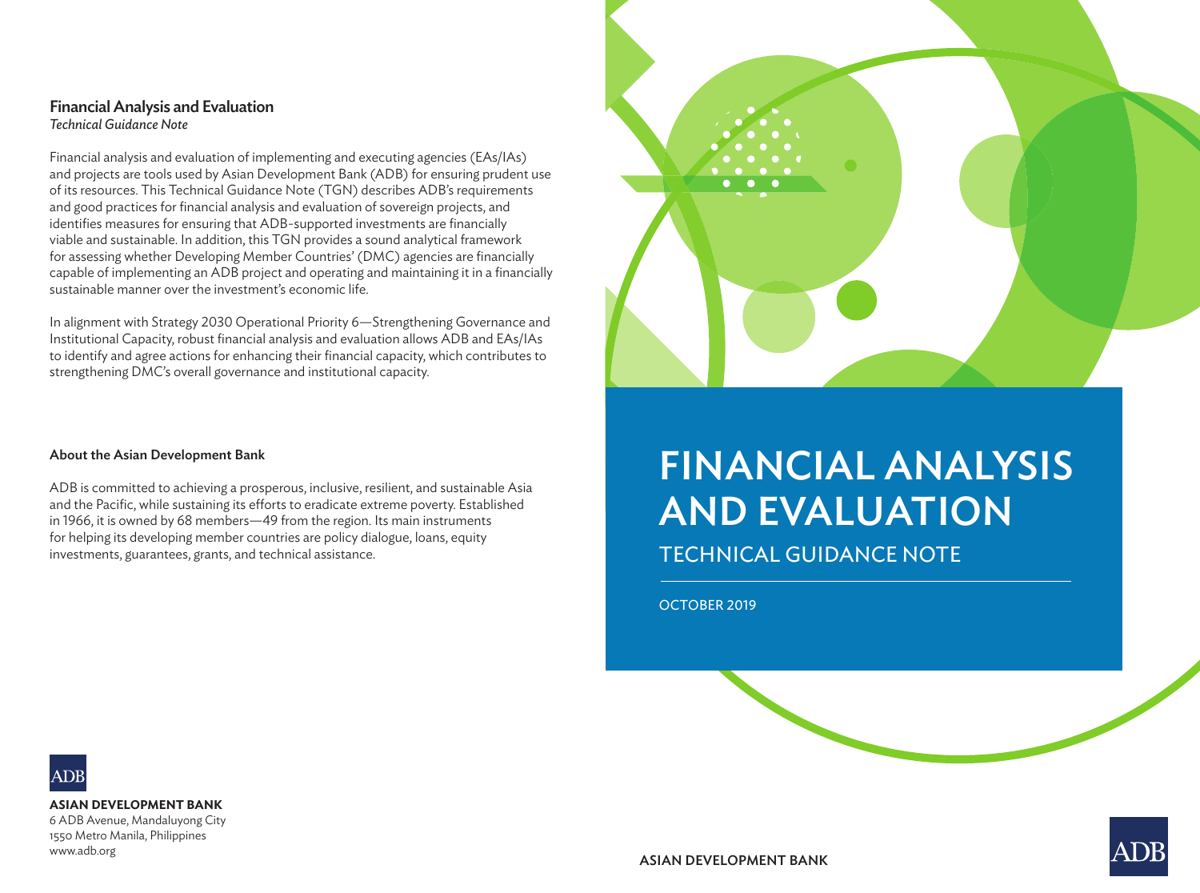# FINANCIAL ANALYSIS AND EVALUATION

## TECHNICAL GUIDANCE NOTE

OCTOBER 2019

ASIAN DEVELOPMENT BANK

---

**Financial Analysis and Evaluation**
*Technical Guidance Note*

Financial analysis and evaluation of implementing and executing agencies (EAs/IAs) and projects are tools used by Asian Development Bank (ADB) for ensuring prudent use of its resources. This Technical Guidance Note (TGN) describes ADB's requirements and good practices for financial analysis and evaluation of sovereign projects, and identifies measures for ensuring that ADB-supported investments are financially viable and sustainable. In addition, this TGN provides a sound analytical framework for assessing whether Developing Member Countries' (DMC) agencies are financially capable of implementing an ADB project and operating and maintaining it in a financially sustainable manner over the investment's economic life.

In alignment with Strategy 2030 Operational Priority 6—Strengthening Governance and Institutional Capacity, robust financial analysis and evaluation allows ADB and EAs/IAs to identify and agree actions for enhancing their financial capacity, which contributes to strengthening DMC's overall governance and institutional capacity.

**About the Asian Development Bank**

ADB is committed to achieving a prosperous, inclusive, resilient, and sustainable Asia and the Pacific, while sustaining its efforts to eradicate extreme poverty. Established in 1966, it is owned by 68 members—49 from the region. Its main instruments for helping its developing member countries are policy dialogue, loans, equity investments, guarantees, grants, and technical assistance.

ADB

**ASIAN DEVELOPMENT BANK**
6 ADB Avenue, Mandaluyong City
1550 Metro Manila, Philippines
www.adb.org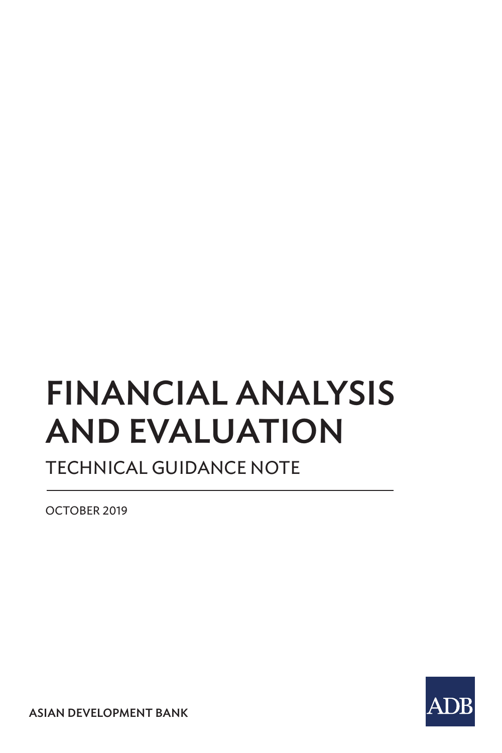# FINANCIAL ANALYSIS AND EVALUATION

TECHNICAL GUIDANCE NOTE

OCTOBER 2019

ASIAN DEVELOPMENT BANK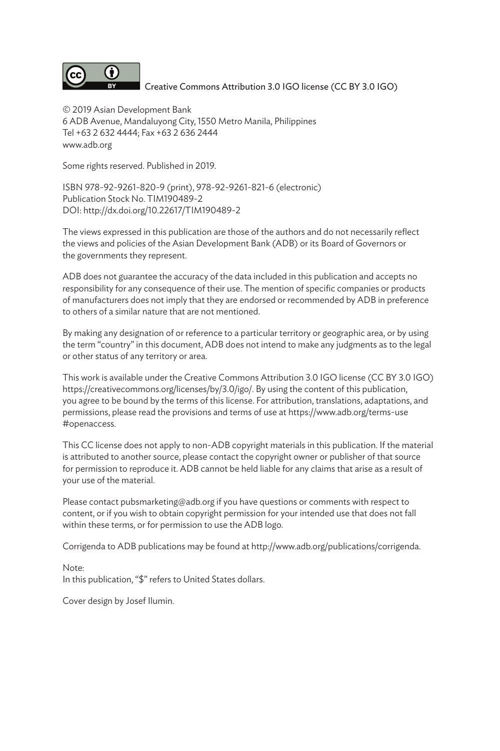Creative Commons Attribution 3.0 IGO license (CC BY 3.0 IGO)

© 2019 Asian Development Bank
6 ADB Avenue, Mandaluyong City, 1550 Metro Manila, Philippines
Tel +63 2 632 4444; Fax +63 2 636 2444
www.adb.org

Some rights reserved. Published in 2019.

ISBN 978-92-9261-820-9 (print), 978-92-9261-821-6 (electronic)
Publication Stock No. TIM190489-2
DOI: http://dx.doi.org/10.22617/TIM190489-2

The views expressed in this publication are those of the authors and do not necessarily reflect the views and policies of the Asian Development Bank (ADB) or its Board of Governors or the governments they represent.

ADB does not guarantee the accuracy of the data included in this publication and accepts no responsibility for any consequence of their use. The mention of specific companies or products of manufacturers does not imply that they are endorsed or recommended by ADB in preference to others of a similar nature that are not mentioned.

By making any designation of or reference to a particular territory or geographic area, or by using the term "country" in this document, ADB does not intend to make any judgments as to the legal or other status of any territory or area.

This work is available under the Creative Commons Attribution 3.0 IGO license (CC BY 3.0 IGO) https://creativecommons.org/licenses/by/3.0/igo/. By using the content of this publication, you agree to be bound by the terms of this license. For attribution, translations, adaptations, and permissions, please read the provisions and terms of use at https://www.adb.org/terms-use#openaccess.

This CC license does not apply to non-ADB copyright materials in this publication. If the material is attributed to another source, please contact the copyright owner or publisher of that source for permission to reproduce it. ADB cannot be held liable for any claims that arise as a result of your use of the material.

Please contact pubsmarketing@adb.org if you have questions or comments with respect to content, or if you wish to obtain copyright permission for your intended use that does not fall within these terms, or for permission to use the ADB logo.

Corrigenda to ADB publications may be found at http://www.adb.org/publications/corrigenda.

Note:
In this publication, "$" refers to United States dollars.

Cover design by Josef Ilumin.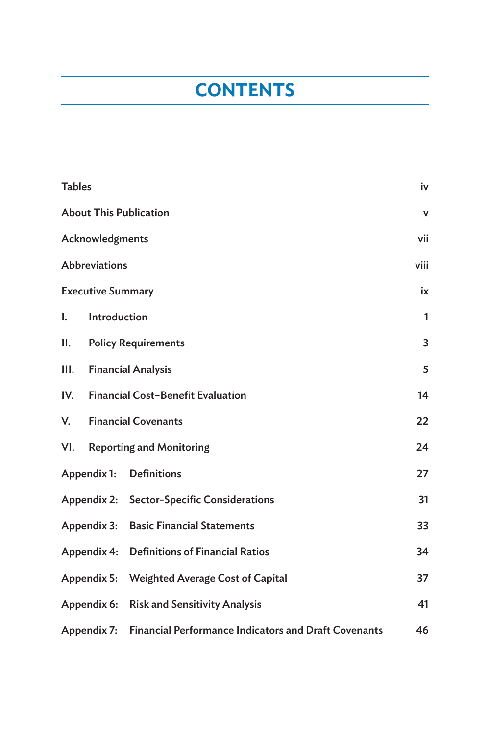# CONTENTS

| | |
|---|---|
| Tables | iv |
| About This Publication | v |
| Acknowledgments | vii |
| Abbreviations | viii |
| Executive Summary | ix |
| I. Introduction | 1 |
| II. Policy Requirements | 3 |
| III. Financial Analysis | 5 |
| IV. Financial Cost–Benefit Evaluation | 14 |
| V. Financial Covenants | 22 |
| VI. Reporting and Monitoring | 24 |
| Appendix 1: Definitions | 27 |
| Appendix 2: Sector-Specific Considerations | 31 |
| Appendix 3: Basic Financial Statements | 33 |
| Appendix 4: Definitions of Financial Ratios | 34 |
| Appendix 5: Weighted Average Cost of Capital | 37 |
| Appendix 6: Risk and Sensitivity Analysis | 41 |
| Appendix 7: Financial Performance Indicators and Draft Covenants | 46 |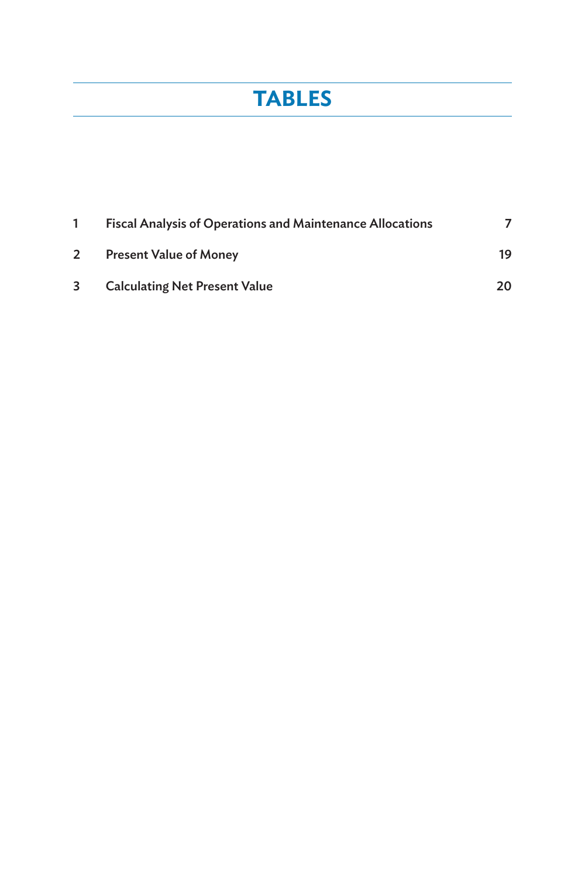# TABLES

| | | |
|---|---|---|
| 1 | **Fiscal Analysis of Operations and Maintenance Allocations** | 7 |
| 2 | **Present Value of Money** | 19 |
| 3 | **Calculating Net Present Value** | 20 |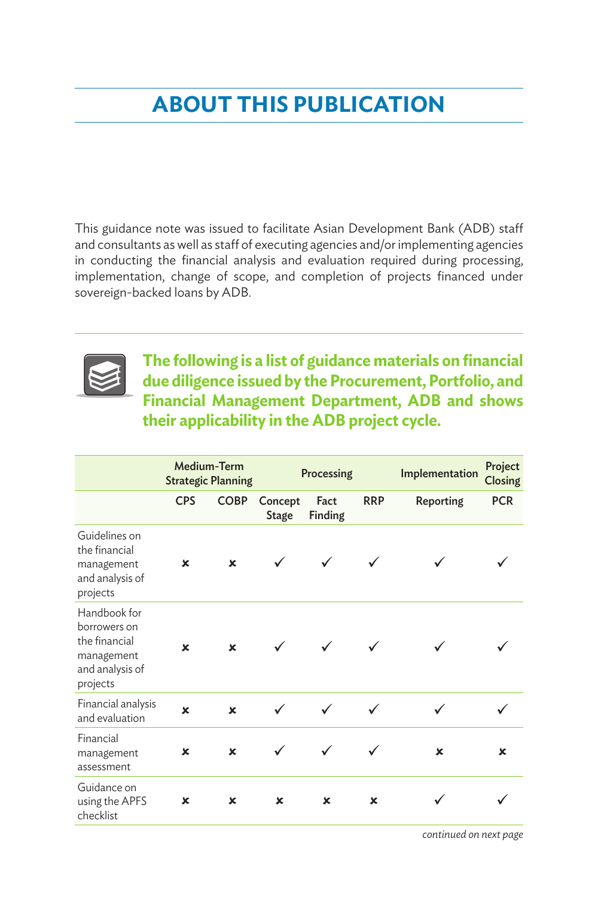# ABOUT THIS PUBLICATION

This guidance note was issued to facilitate Asian Development Bank (ADB) staff and consultants as well as staff of executing agencies and/or implementing agencies in conducting the financial analysis and evaluation required during processing, implementation, change of scope, and completion of projects financed under sovereign-backed loans by ADB.

**The following is a list of guidance materials on financial due diligence issued by the Procurement, Portfolio, and Financial Management Department, ADB and shows their applicability in the ADB project cycle.**

| | Medium-Term Strategic Planning | | Processing | | | Implementation | Project Closing |
|---|---|---|---|---|---|---|---|
| | CPS | COBP | Concept Stage | Fact Finding | RRP | Reporting | PCR |
| Guidelines on the financial management and analysis of projects | ✗ | ✗ | ✓ | ✓ | ✓ | ✓ | ✓ |
| Handbook for borrowers on the financial management and analysis of projects | ✗ | ✗ | ✓ | ✓ | ✓ | ✓ | ✓ |
| Financial analysis and evaluation | ✗ | ✗ | ✓ | ✓ | ✓ | ✓ | ✓ |
| Financial management assessment | ✗ | ✗ | ✓ | ✓ | ✓ | ✗ | ✗ |
| Guidance on using the APFS checklist | ✗ | ✗ | ✗ | ✗ | ✗ | ✓ | ✓ |

*continued on next page*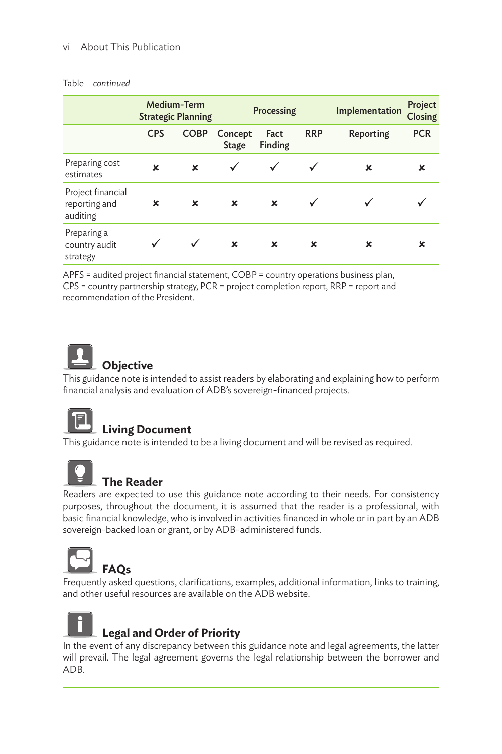Table *continued*

| | Medium-Term Strategic Planning | | Processing | | | Implementation | Project Closing |
|---|---|---|---|---|---|---|---|
| | CPS | COBP | Concept Stage | Fact Finding | RRP | Reporting | PCR |
| Preparing cost estimates | ✗ | ✗ | ✓ | ✓ | ✓ | ✗ | ✗ |
| Project financial reporting and auditing | ✗ | ✗ | ✗ | ✗ | ✓ | ✓ | ✓ |
| Preparing a country audit strategy | ✓ | ✓ | ✗ | ✗ | ✗ | ✗ | ✗ |

APFS = audited project financial statement, COBP = country operations business plan, CPS = country partnership strategy, PCR = project completion report, RRP = report and recommendation of the President.

## Objective

This guidance note is intended to assist readers by elaborating and explaining how to perform financial analysis and evaluation of ADB's sovereign-financed projects.

## Living Document

This guidance note is intended to be a living document and will be revised as required.

## The Reader

Readers are expected to use this guidance note according to their needs. For consistency purposes, throughout the document, it is assumed that the reader is a professional, with basic financial knowledge, who is involved in activities financed in whole or in part by an ADB sovereign-backed loan or grant, or by ADB-administered funds.

## FAQs

Frequently asked questions, clarifications, examples, additional information, links to training, and other useful resources are available on the ADB website.

## Legal and Order of Priority

In the event of any discrepancy between this guidance note and legal agreements, the latter will prevail. The legal agreement governs the legal relationship between the borrower and ADB.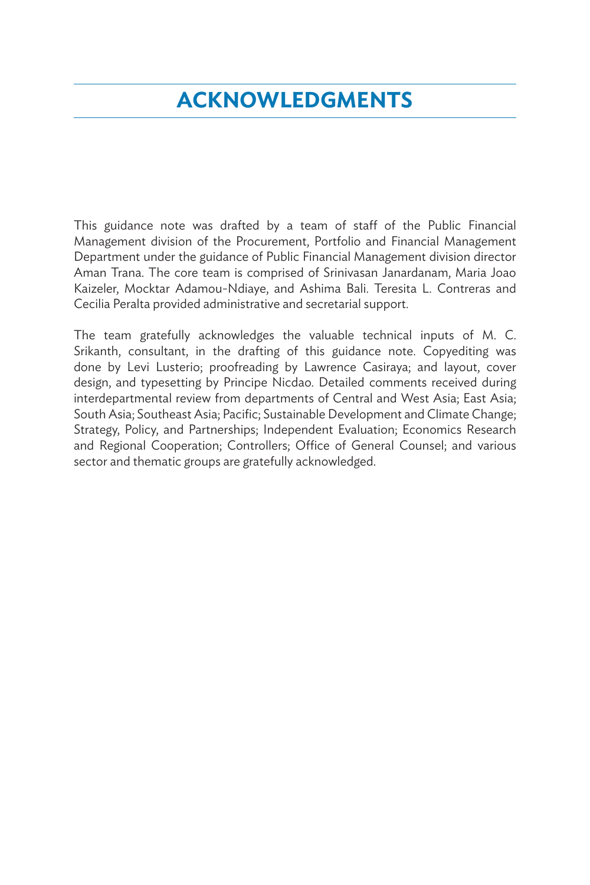# ACKNOWLEDGMENTS

This guidance note was drafted by a team of staff of the Public Financial Management division of the Procurement, Portfolio and Financial Management Department under the guidance of Public Financial Management division director Aman Trana. The core team is comprised of Srinivasan Janardanam, Maria Joao Kaizeler, Mocktar Adamou-Ndiaye, and Ashima Bali. Teresita L. Contreras and Cecilia Peralta provided administrative and secretarial support.

The team gratefully acknowledges the valuable technical inputs of M. C. Srikanth, consultant, in the drafting of this guidance note. Copyediting was done by Levi Lusterio; proofreading by Lawrence Casiraya; and layout, cover design, and typesetting by Principe Nicdao. Detailed comments received during interdepartmental review from departments of Central and West Asia; East Asia; South Asia; Southeast Asia; Pacific; Sustainable Development and Climate Change; Strategy, Policy, and Partnerships; Independent Evaluation; Economics Research and Regional Cooperation; Controllers; Office of General Counsel; and various sector and thematic groups are gratefully acknowledged.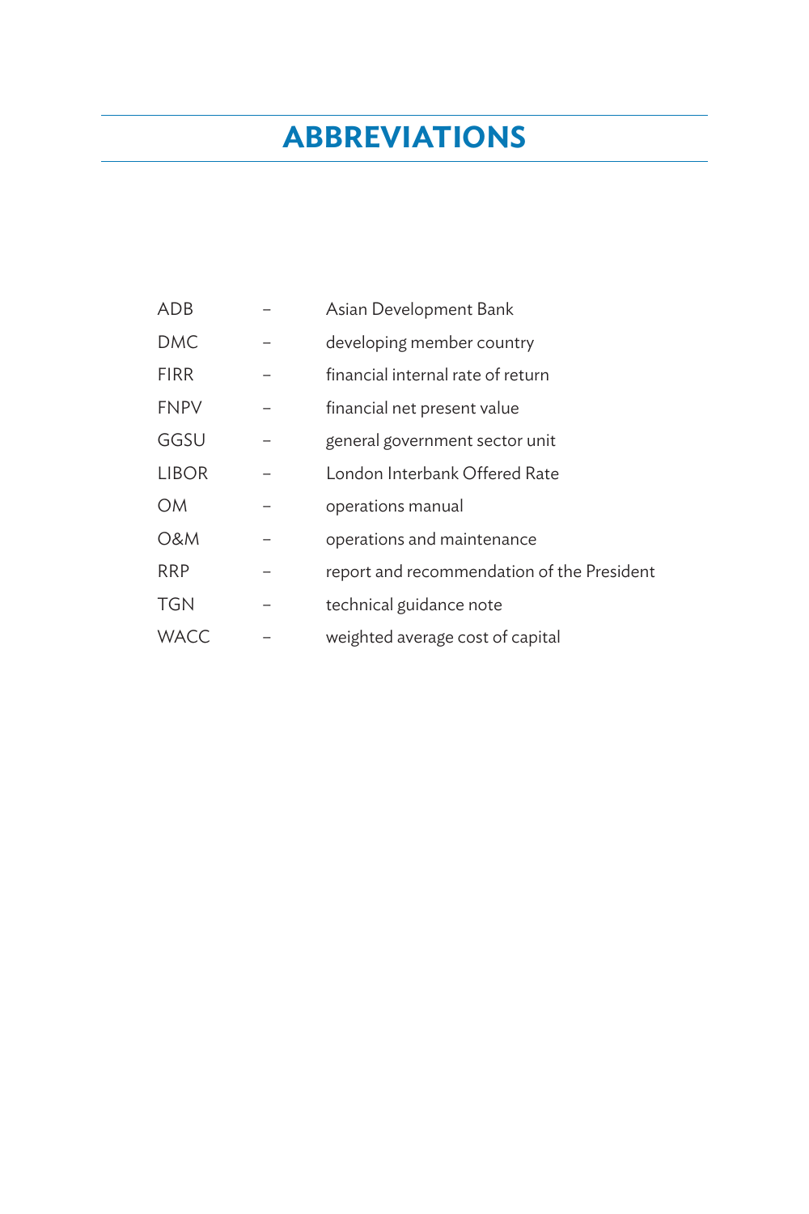# ABBREVIATIONS

| | | |
|---|---|---|
| ADB | – | Asian Development Bank |
| DMC | – | developing member country |
| FIRR | – | financial internal rate of return |
| FNPV | – | financial net present value |
| GGSU | – | general government sector unit |
| LIBOR | – | London Interbank Offered Rate |
| OM | – | operations manual |
| O&M | – | operations and maintenance |
| RRP | – | report and recommendation of the President |
| TGN | – | technical guidance note |
| WACC | – | weighted average cost of capital |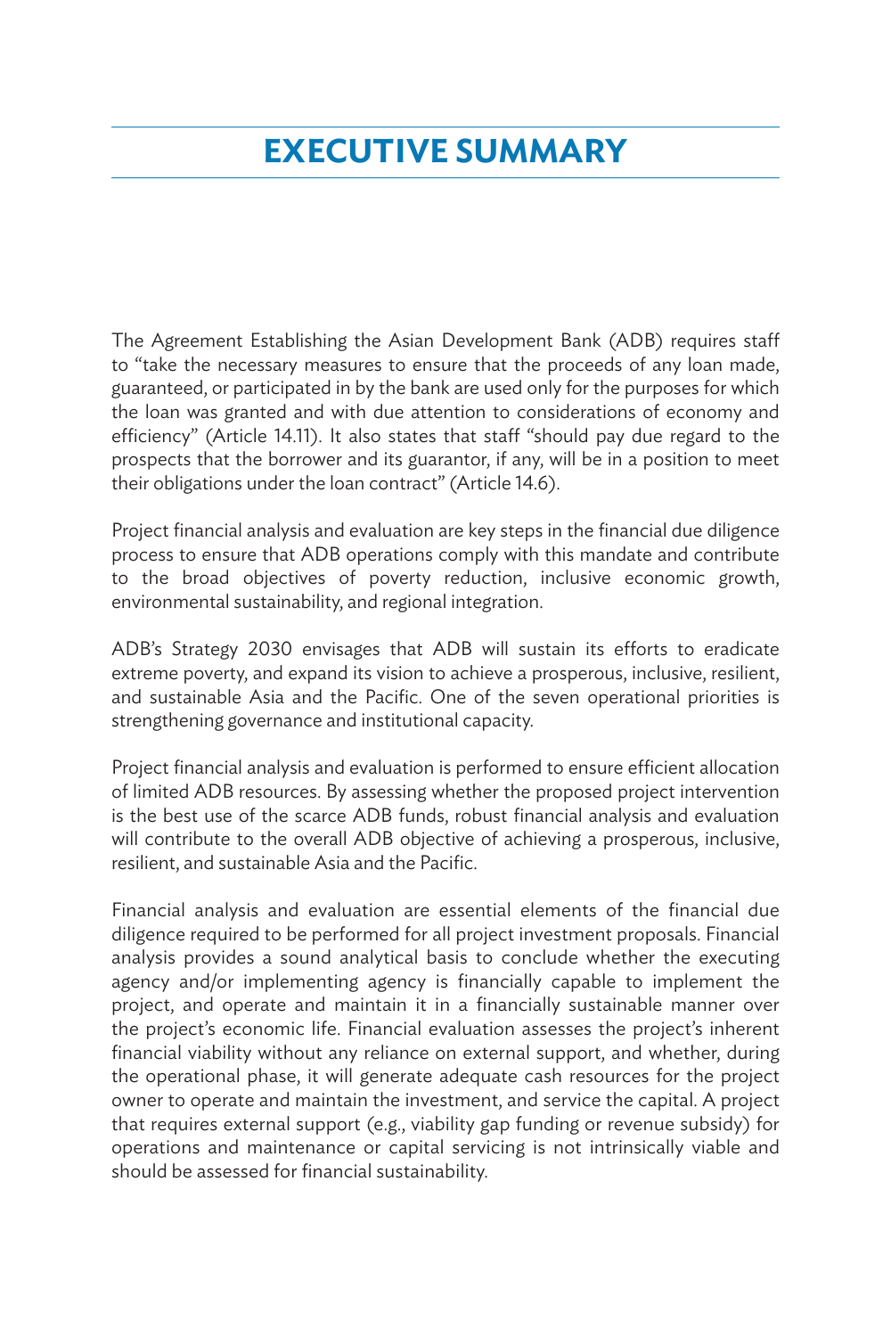# EXECUTIVE SUMMARY

The Agreement Establishing the Asian Development Bank (ADB) requires staff to "take the necessary measures to ensure that the proceeds of any loan made, guaranteed, or participated in by the bank are used only for the purposes for which the loan was granted and with due attention to considerations of economy and efficiency" (Article 14.11). It also states that staff "should pay due regard to the prospects that the borrower and its guarantor, if any, will be in a position to meet their obligations under the loan contract" (Article 14.6).

Project financial analysis and evaluation are key steps in the financial due diligence process to ensure that ADB operations comply with this mandate and contribute to the broad objectives of poverty reduction, inclusive economic growth, environmental sustainability, and regional integration.

ADB's Strategy 2030 envisages that ADB will sustain its efforts to eradicate extreme poverty, and expand its vision to achieve a prosperous, inclusive, resilient, and sustainable Asia and the Pacific. One of the seven operational priorities is strengthening governance and institutional capacity.

Project financial analysis and evaluation is performed to ensure efficient allocation of limited ADB resources. By assessing whether the proposed project intervention is the best use of the scarce ADB funds, robust financial analysis and evaluation will contribute to the overall ADB objective of achieving a prosperous, inclusive, resilient, and sustainable Asia and the Pacific.

Financial analysis and evaluation are essential elements of the financial due diligence required to be performed for all project investment proposals. Financial analysis provides a sound analytical basis to conclude whether the executing agency and/or implementing agency is financially capable to implement the project, and operate and maintain it in a financially sustainable manner over the project's economic life. Financial evaluation assesses the project's inherent financial viability without any reliance on external support, and whether, during the operational phase, it will generate adequate cash resources for the project owner to operate and maintain the investment, and service the capital. A project that requires external support (e.g., viability gap funding or revenue subsidy) for operations and maintenance or capital servicing is not intrinsically viable and should be assessed for financial sustainability.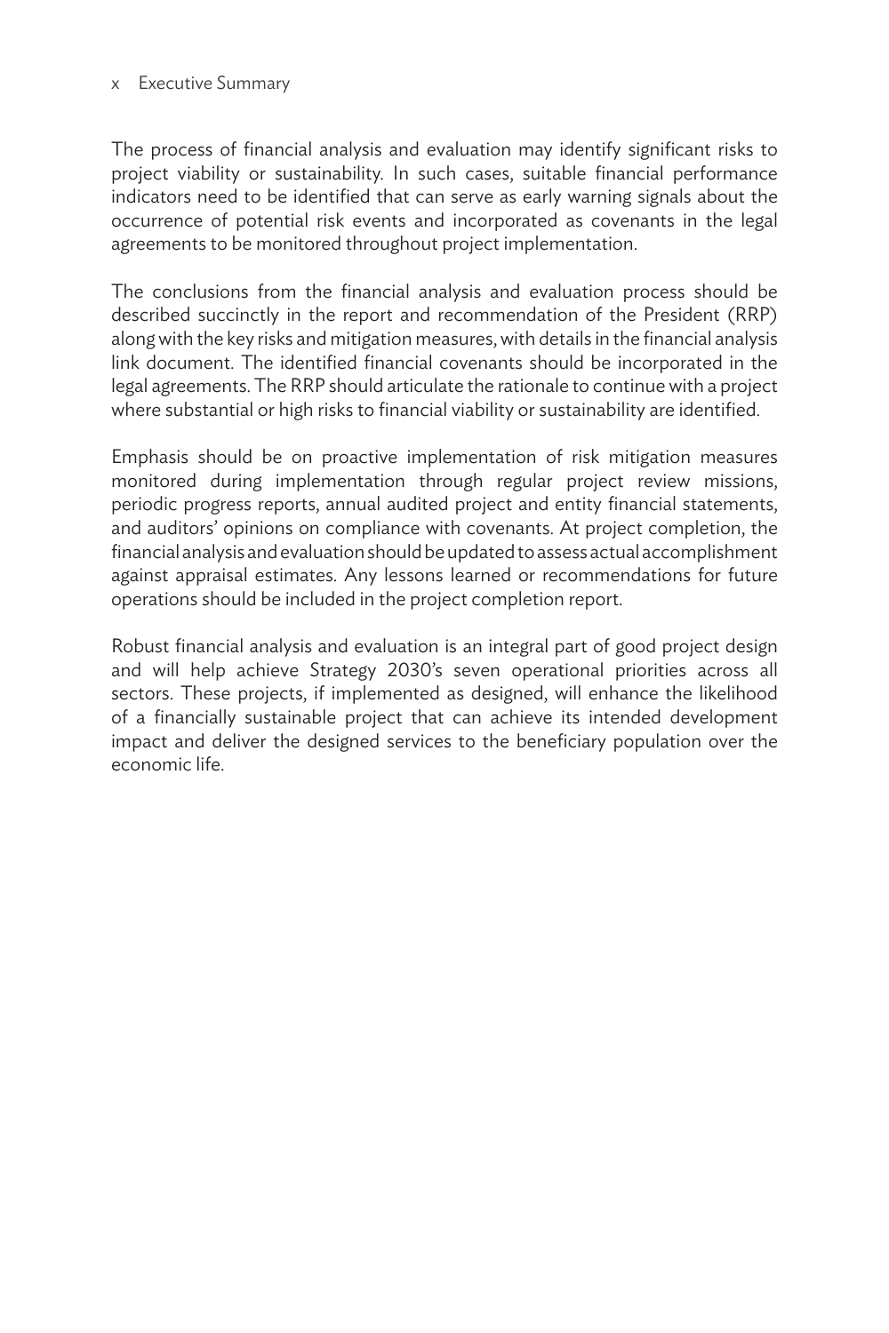The process of financial analysis and evaluation may identify significant risks to project viability or sustainability. In such cases, suitable financial performance indicators need to be identified that can serve as early warning signals about the occurrence of potential risk events and incorporated as covenants in the legal agreements to be monitored throughout project implementation.

The conclusions from the financial analysis and evaluation process should be described succinctly in the report and recommendation of the President (RRP) along with the key risks and mitigation measures, with details in the financial analysis link document. The identified financial covenants should be incorporated in the legal agreements. The RRP should articulate the rationale to continue with a project where substantial or high risks to financial viability or sustainability are identified.

Emphasis should be on proactive implementation of risk mitigation measures monitored during implementation through regular project review missions, periodic progress reports, annual audited project and entity financial statements, and auditors' opinions on compliance with covenants. At project completion, the financial analysis and evaluation should be updated to assess actual accomplishment against appraisal estimates. Any lessons learned or recommendations for future operations should be included in the project completion report.

Robust financial analysis and evaluation is an integral part of good project design and will help achieve Strategy 2030's seven operational priorities across all sectors. These projects, if implemented as designed, will enhance the likelihood of a financially sustainable project that can achieve its intended development impact and deliver the designed services to the beneficiary population over the economic life.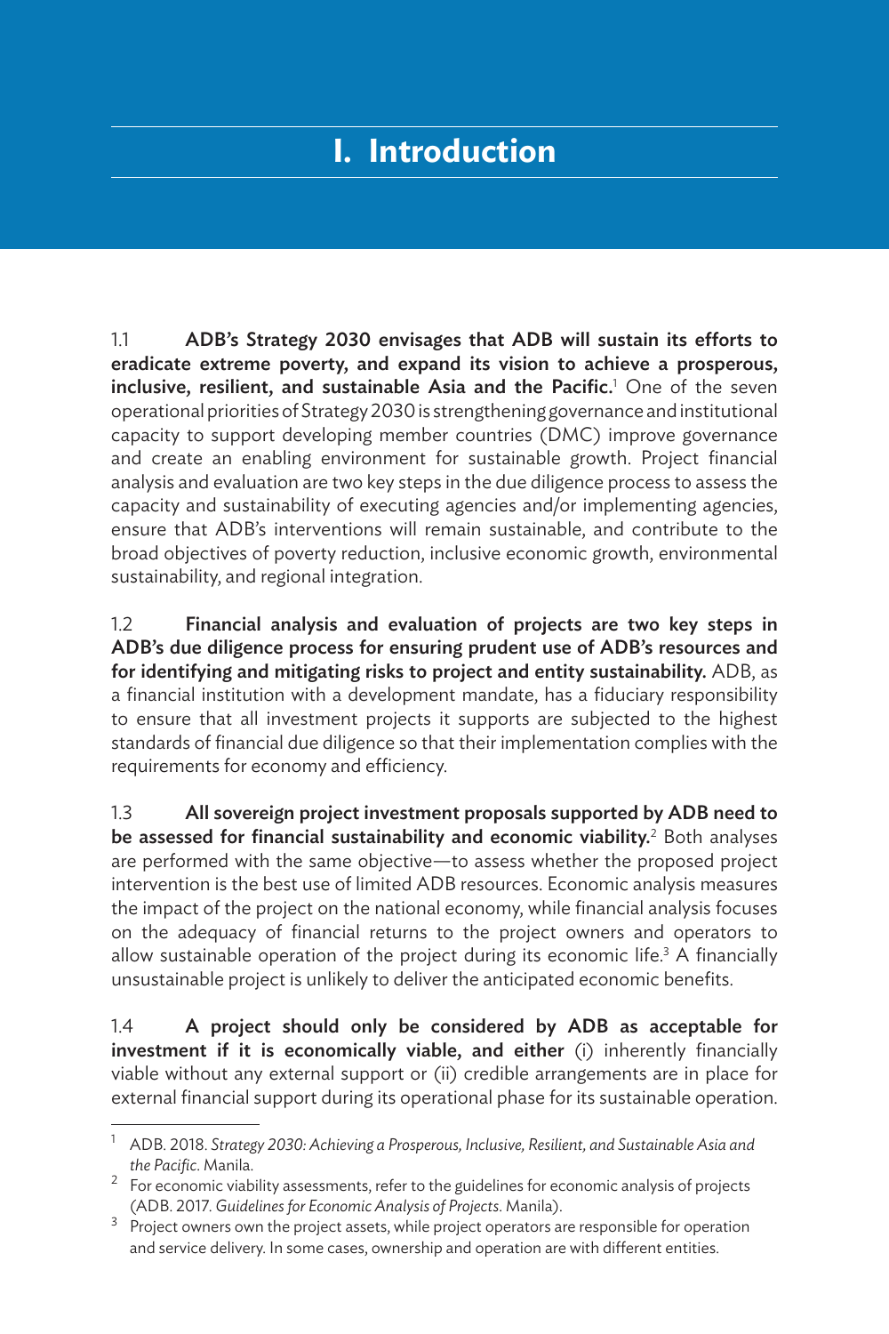# I. Introduction

1.1 **ADB's Strategy 2030 envisages that ADB will sustain its efforts to eradicate extreme poverty, and expand its vision to achieve a prosperous, inclusive, resilient, and sustainable Asia and the Pacific.**[1] One of the seven operational priorities of Strategy 2030 is strengthening governance and institutional capacity to support developing member countries (DMC) improve governance and create an enabling environment for sustainable growth. Project financial analysis and evaluation are two key steps in the due diligence process to assess the capacity and sustainability of executing agencies and/or implementing agencies, ensure that ADB's interventions will remain sustainable, and contribute to the broad objectives of poverty reduction, inclusive economic growth, environmental sustainability, and regional integration.

1.2 **Financial analysis and evaluation of projects are two key steps in ADB's due diligence process for ensuring prudent use of ADB's resources and for identifying and mitigating risks to project and entity sustainability.** ADB, as a financial institution with a development mandate, has a fiduciary responsibility to ensure that all investment projects it supports are subjected to the highest standards of financial due diligence so that their implementation complies with the requirements for economy and efficiency.

1.3 **All sovereign project investment proposals supported by ADB need to be assessed for financial sustainability and economic viability.**[2] Both analyses are performed with the same objective—to assess whether the proposed project intervention is the best use of limited ADB resources. Economic analysis measures the impact of the project on the national economy, while financial analysis focuses on the adequacy of financial returns to the project owners and operators to allow sustainable operation of the project during its economic life.[3] A financially unsustainable project is unlikely to deliver the anticipated economic benefits.

1.4 **A project should only be considered by ADB as acceptable for investment if it is economically viable, and either** (i) inherently financially viable without any external support or (ii) credible arrangements are in place for external financial support during its operational phase for its sustainable operation.

---

[1] ADB. 2018. *Strategy 2030: Achieving a Prosperous, Inclusive, Resilient, and Sustainable Asia and the Pacific*. Manila.

[2] For economic viability assessments, refer to the guidelines for economic analysis of projects (ADB. 2017. *Guidelines for Economic Analysis of Projects*. Manila).

[3] Project owners own the project assets, while project operators are responsible for operation and service delivery. In some cases, ownership and operation are with different entities.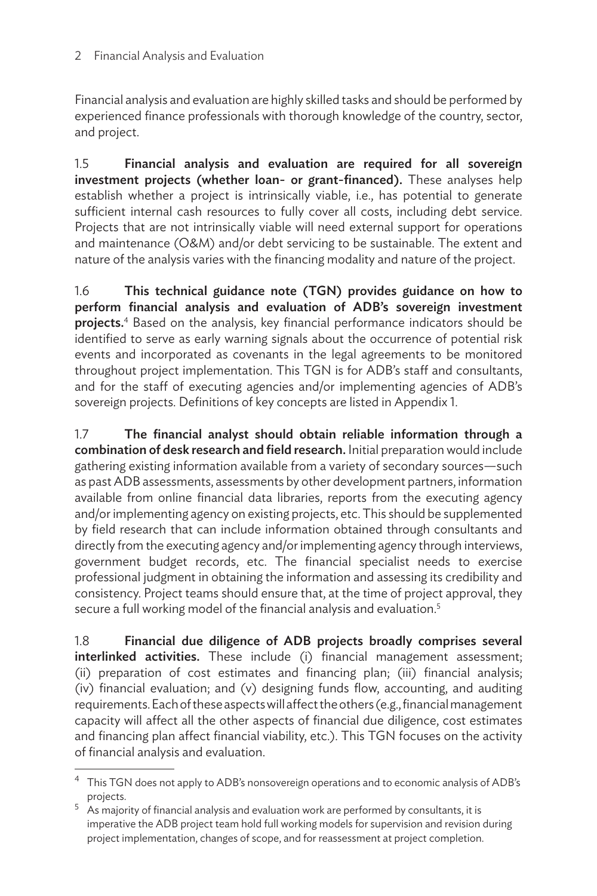Financial analysis and evaluation are highly skilled tasks and should be performed by experienced finance professionals with thorough knowledge of the country, sector, and project.

1.5 **Financial analysis and evaluation are required for all sovereign investment projects (whether loan- or grant-financed).** These analyses help establish whether a project is intrinsically viable, i.e., has potential to generate sufficient internal cash resources to fully cover all costs, including debt service. Projects that are not intrinsically viable will need external support for operations and maintenance (O&M) and/or debt servicing to be sustainable. The extent and nature of the analysis varies with the financing modality and nature of the project.

1.6 **This technical guidance note (TGN) provides guidance on how to perform financial analysis and evaluation of ADB's sovereign investment projects.**[4] Based on the analysis, key financial performance indicators should be identified to serve as early warning signals about the occurrence of potential risk events and incorporated as covenants in the legal agreements to be monitored throughout project implementation. This TGN is for ADB's staff and consultants, and for the staff of executing agencies and/or implementing agencies of ADB's sovereign projects. Definitions of key concepts are listed in Appendix 1.

1.7 **The financial analyst should obtain reliable information through a combination of desk research and field research.** Initial preparation would include gathering existing information available from a variety of secondary sources—such as past ADB assessments, assessments by other development partners, information available from online financial data libraries, reports from the executing agency and/or implementing agency on existing projects, etc. This should be supplemented by field research that can include information obtained through consultants and directly from the executing agency and/or implementing agency through interviews, government budget records, etc. The financial specialist needs to exercise professional judgment in obtaining the information and assessing its credibility and consistency. Project teams should ensure that, at the time of project approval, they secure a full working model of the financial analysis and evaluation.[5]

1.8 **Financial due diligence of ADB projects broadly comprises several interlinked activities.** These include (i) financial management assessment; (ii) preparation of cost estimates and financing plan; (iii) financial analysis; (iv) financial evaluation; and (v) designing funds flow, accounting, and auditing requirements. Each of these aspects will affect the others (e.g., financial management capacity will affect all the other aspects of financial due diligence, cost estimates and financing plan affect financial viability, etc.). This TGN focuses on the activity of financial analysis and evaluation.

---

[4] This TGN does not apply to ADB's nonsovereign operations and to economic analysis of ADB's projects.

[5] As majority of financial analysis and evaluation work are performed by consultants, it is imperative the ADB project team hold full working models for supervision and revision during project implementation, changes of scope, and for reassessment at project completion.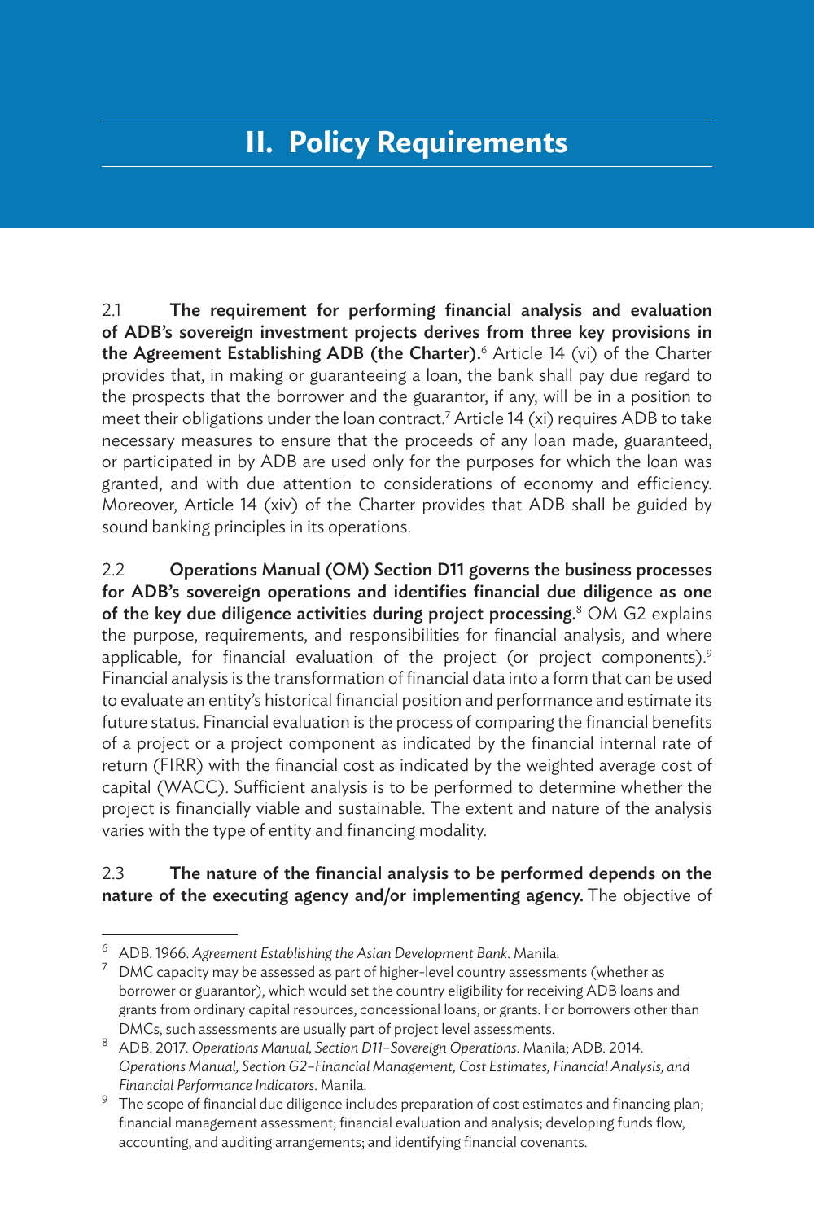# II. Policy Requirements

2.1 **The requirement for performing financial analysis and evaluation of ADB's sovereign investment projects derives from three key provisions in the Agreement Establishing ADB (the Charter).**[6] Article 14 (vi) of the Charter provides that, in making or guaranteeing a loan, the bank shall pay due regard to the prospects that the borrower and the guarantor, if any, will be in a position to meet their obligations under the loan contract.[7] Article 14 (xi) requires ADB to take necessary measures to ensure that the proceeds of any loan made, guaranteed, or participated in by ADB are used only for the purposes for which the loan was granted, and with due attention to considerations of economy and efficiency. Moreover, Article 14 (xiv) of the Charter provides that ADB shall be guided by sound banking principles in its operations.

2.2 **Operations Manual (OM) Section D11 governs the business processes for ADB's sovereign operations and identifies financial due diligence as one of the key due diligence activities during project processing.**[8] OM G2 explains the purpose, requirements, and responsibilities for financial analysis, and where applicable, for financial evaluation of the project (or project components).[9] Financial analysis is the transformation of financial data into a form that can be used to evaluate an entity's historical financial position and performance and estimate its future status. Financial evaluation is the process of comparing the financial benefits of a project or a project component as indicated by the financial internal rate of return (FIRR) with the financial cost as indicated by the weighted average cost of capital (WACC). Sufficient analysis is to be performed to determine whether the project is financially viable and sustainable. The extent and nature of the analysis varies with the type of entity and financing modality.

2.3 **The nature of the financial analysis to be performed depends on the nature of the executing agency and/or implementing agency.** The objective of

---

[6] ADB. 1966. *Agreement Establishing the Asian Development Bank*. Manila.

[7] DMC capacity may be assessed as part of higher-level country assessments (whether as borrower or guarantor), which would set the country eligibility for receiving ADB loans and grants from ordinary capital resources, concessional loans, or grants. For borrowers other than DMCs, such assessments are usually part of project level assessments.

[8] ADB. 2017. *Operations Manual, Section D11–Sovereign Operations*. Manila; ADB. 2014. *Operations Manual, Section G2–Financial Management, Cost Estimates, Financial Analysis, and Financial Performance Indicators*. Manila.

[9] The scope of financial due diligence includes preparation of cost estimates and financing plan; financial management assessment; financial evaluation and analysis; developing funds flow, accounting, and auditing arrangements; and identifying financial covenants.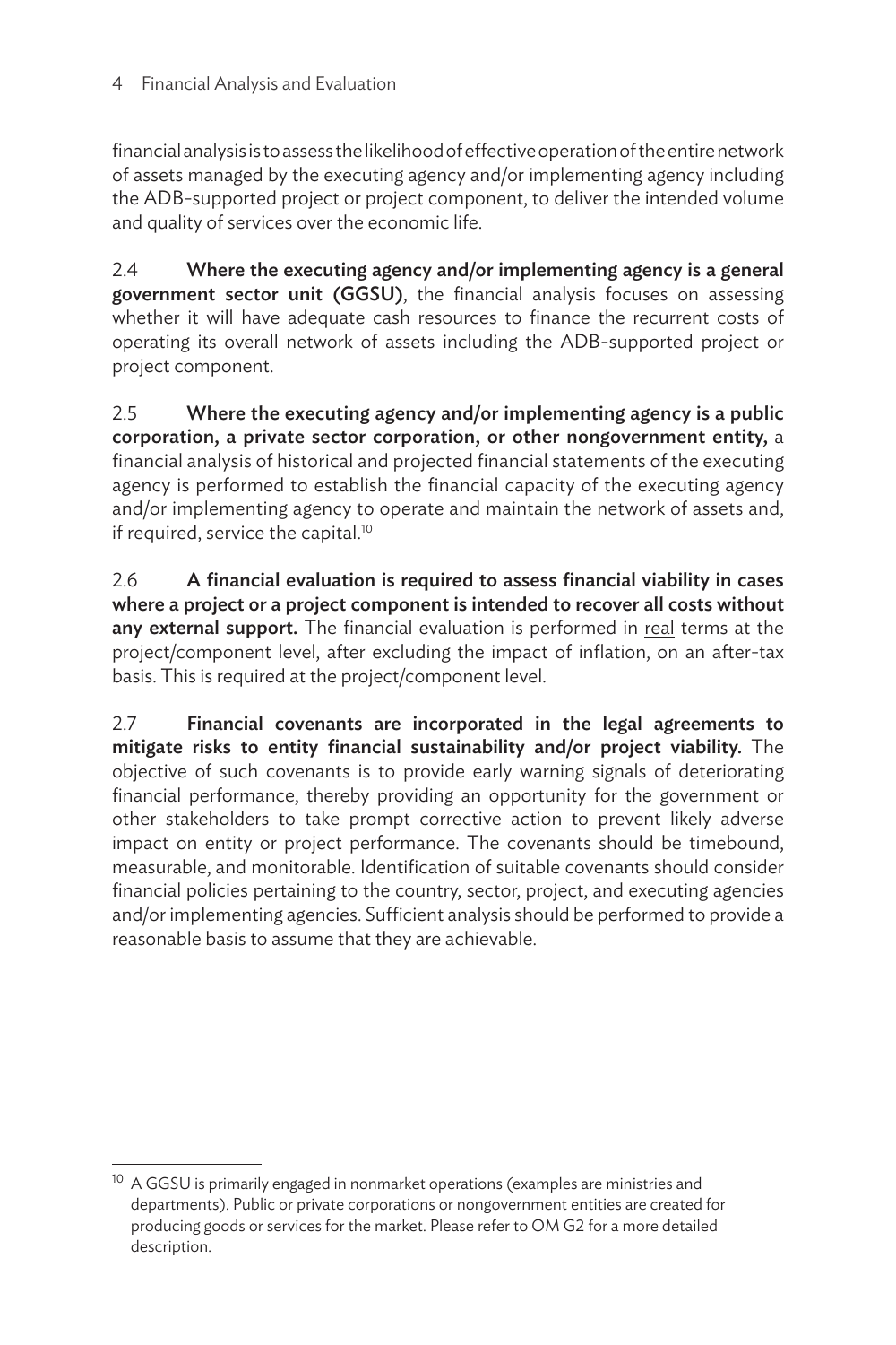financial analysis is to assess the likelihood of effective operation of the entire network of assets managed by the executing agency and/or implementing agency including the ADB-supported project or project component, to deliver the intended volume and quality of services over the economic life.

2.4 **Where the executing agency and/or implementing agency is a general government sector unit (GGSU)**, the financial analysis focuses on assessing whether it will have adequate cash resources to finance the recurrent costs of operating its overall network of assets including the ADB-supported project or project component.

2.5 **Where the executing agency and/or implementing agency is a public corporation, a private sector corporation, or other nongovernment entity,** a financial analysis of historical and projected financial statements of the executing agency is performed to establish the financial capacity of the executing agency and/or implementing agency to operate and maintain the network of assets and, if required, service the capital.[10]

2.6 **A financial evaluation is required to assess financial viability in cases where a project or a project component is intended to recover all costs without any external support.** The financial evaluation is performed in real terms at the project/component level, after excluding the impact of inflation, on an after-tax basis. This is required at the project/component level.

2.7 **Financial covenants are incorporated in the legal agreements to mitigate risks to entity financial sustainability and/or project viability.** The objective of such covenants is to provide early warning signals of deteriorating financial performance, thereby providing an opportunity for the government or other stakeholders to take prompt corrective action to prevent likely adverse impact on entity or project performance. The covenants should be timebound, measurable, and monitorable. Identification of suitable covenants should consider financial policies pertaining to the country, sector, project, and executing agencies and/or implementing agencies. Sufficient analysis should be performed to provide a reasonable basis to assume that they are achievable.

---

[10] A GGSU is primarily engaged in nonmarket operations (examples are ministries and departments). Public or private corporations or nongovernment entities are created for producing goods or services for the market. Please refer to OM G2 for a more detailed description.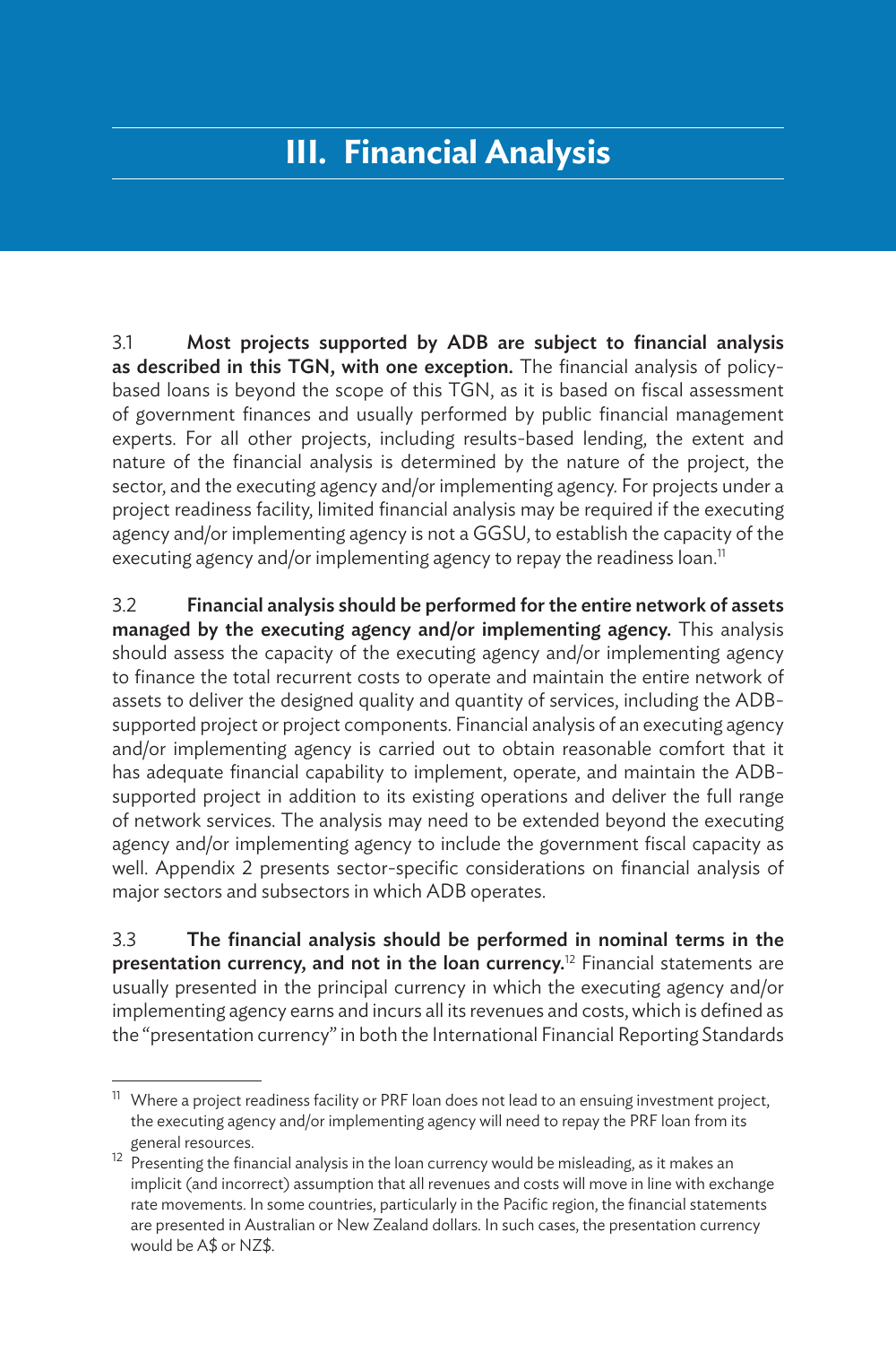# III. Financial Analysis

3.1 **Most projects supported by ADB are subject to financial analysis as described in this TGN, with one exception.** The financial analysis of policy-based loans is beyond the scope of this TGN, as it is based on fiscal assessment of government finances and usually performed by public financial management experts. For all other projects, including results-based lending, the extent and nature of the financial analysis is determined by the nature of the project, the sector, and the executing agency and/or implementing agency. For projects under a project readiness facility, limited financial analysis may be required if the executing agency and/or implementing agency is not a GGSU, to establish the capacity of the executing agency and/or implementing agency to repay the readiness loan.[11]

3.2 **Financial analysis should be performed for the entire network of assets managed by the executing agency and/or implementing agency.** This analysis should assess the capacity of the executing agency and/or implementing agency to finance the total recurrent costs to operate and maintain the entire network of assets to deliver the designed quality and quantity of services, including the ADB-supported project or project components. Financial analysis of an executing agency and/or implementing agency is carried out to obtain reasonable comfort that it has adequate financial capability to implement, operate, and maintain the ADB-supported project in addition to its existing operations and deliver the full range of network services. The analysis may need to be extended beyond the executing agency and/or implementing agency to include the government fiscal capacity as well. Appendix 2 presents sector-specific considerations on financial analysis of major sectors and subsectors in which ADB operates.

3.3 **The financial analysis should be performed in nominal terms in the presentation currency, and not in the loan currency.**[12] Financial statements are usually presented in the principal currency in which the executing agency and/or implementing agency earns and incurs all its revenues and costs, which is defined as the "presentation currency" in both the International Financial Reporting Standards

---

[11] Where a project readiness facility or PRF loan does not lead to an ensuing investment project, the executing agency and/or implementing agency will need to repay the PRF loan from its general resources.

[12] Presenting the financial analysis in the loan currency would be misleading, as it makes an implicit (and incorrect) assumption that all revenues and costs will move in line with exchange rate movements. In some countries, particularly in the Pacific region, the financial statements are presented in Australian or New Zealand dollars. In such cases, the presentation currency would be A$ or NZ$.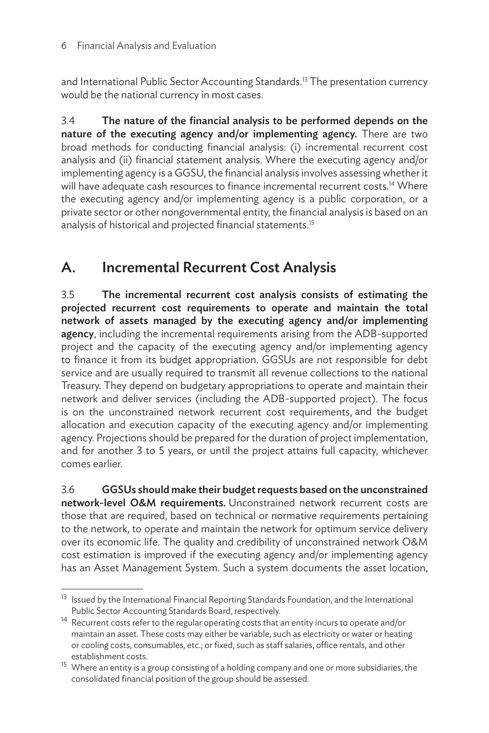and International Public Sector Accounting Standards.[13] The presentation currency would be the national currency in most cases.

3.4 **The nature of the financial analysis to be performed depends on the nature of the executing agency and/or implementing agency.** There are two broad methods for conducting financial analysis: (i) incremental recurrent cost analysis and (ii) financial statement analysis. Where the executing agency and/or implementing agency is a GGSU, the financial analysis involves assessing whether it will have adequate cash resources to finance incremental recurrent costs.[14] Where the executing agency and/or implementing agency is a public corporation, or a private sector or other nongovernmental entity, the financial analysis is based on an analysis of historical and projected financial statements.[15]

## A. Incremental Recurrent Cost Analysis

3.5 **The incremental recurrent cost analysis consists of estimating the projected recurrent cost requirements to operate and maintain the total network of assets managed by the executing agency and/or implementing agency**, including the incremental requirements arising from the ADB-supported project and the capacity of the executing agency and/or implementing agency to finance it from its budget appropriation. GGSUs are not responsible for debt service and are usually required to transmit all revenue collections to the national Treasury. They depend on budgetary appropriations to operate and maintain their network and deliver services (including the ADB-supported project). The focus is on the unconstrained network recurrent cost requirements, and the budget allocation and execution capacity of the executing agency and/or implementing agency. Projections should be prepared for the duration of project implementation, and for another 3 to 5 years, or until the project attains full capacity, whichever comes earlier.

3.6 **GGSUs should make their budget requests based on the unconstrained network-level O&M requirements.** Unconstrained network recurrent costs are those that are required, based on technical or normative requirements pertaining to the network, to operate and maintain the network for optimum service delivery over its economic life. The quality and credibility of unconstrained network O&M cost estimation is improved if the executing agency and/or implementing agency has an Asset Management System. Such a system documents the asset location,

---

[13] Issued by the International Financial Reporting Standards Foundation, and the International Public Sector Accounting Standards Board, respectively.

[14] Recurrent costs refer to the regular operating costs that an entity incurs to operate and/or maintain an asset. These costs may either be variable, such as electricity or water or heating or cooling costs, consumables, etc.; or fixed, such as staff salaries, office rentals, and other establishment costs.

[15] Where an entity is a group consisting of a holding company and one or more subsidiaries, the consolidated financial position of the group should be assessed.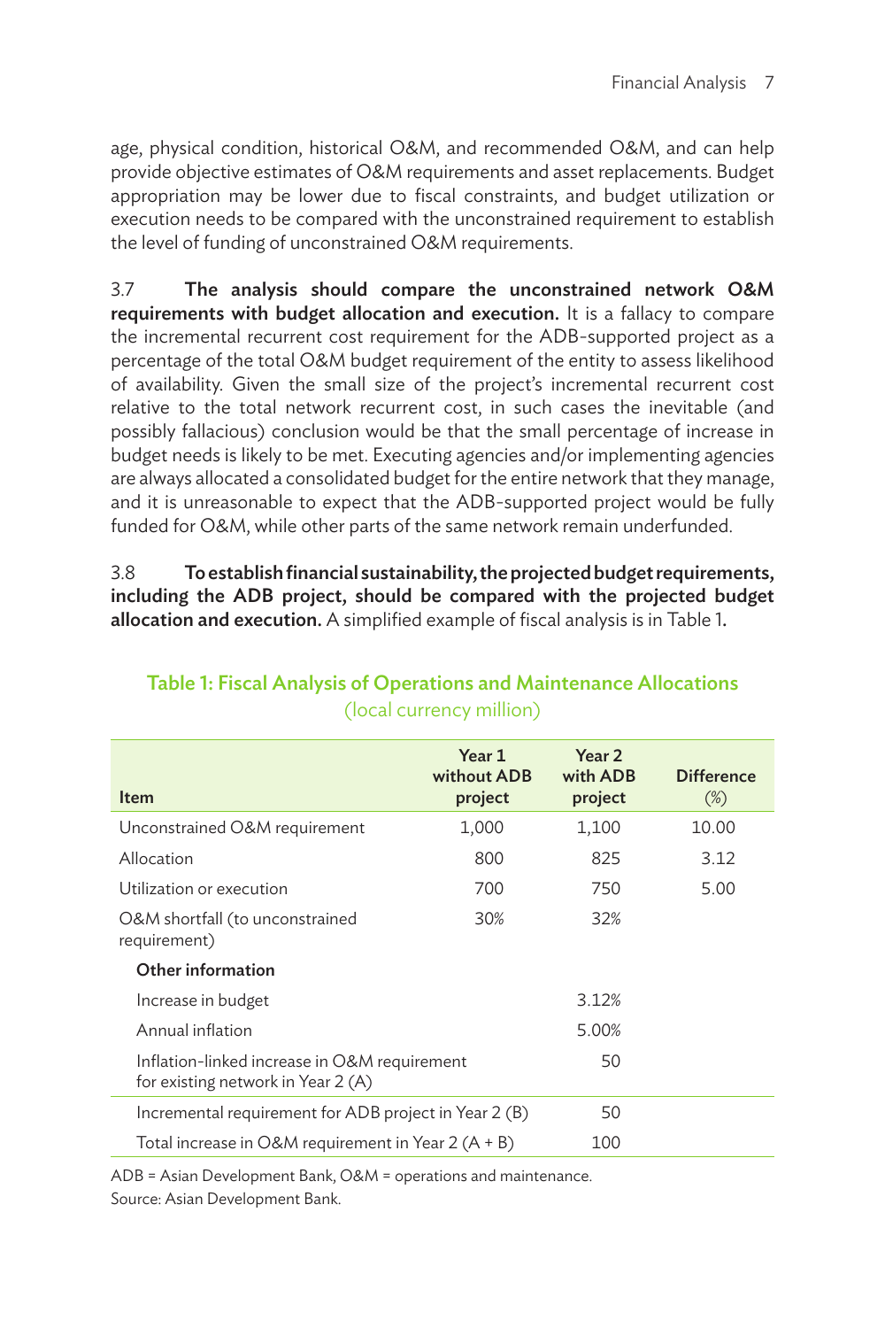age, physical condition, historical O&M, and recommended O&M, and can help provide objective estimates of O&M requirements and asset replacements. Budget appropriation may be lower due to fiscal constraints, and budget utilization or execution needs to be compared with the unconstrained requirement to establish the level of funding of unconstrained O&M requirements.

3.7 **The analysis should compare the unconstrained network O&M requirements with budget allocation and execution.** It is a fallacy to compare the incremental recurrent cost requirement for the ADB-supported project as a percentage of the total O&M budget requirement of the entity to assess likelihood of availability. Given the small size of the project's incremental recurrent cost relative to the total network recurrent cost, in such cases the inevitable (and possibly fallacious) conclusion would be that the small percentage of increase in budget needs is likely to be met. Executing agencies and/or implementing agencies are always allocated a consolidated budget for the entire network that they manage, and it is unreasonable to expect that the ADB-supported project would be fully funded for O&M, while other parts of the same network remain underfunded.

3.8 **To establish financial sustainability, the projected budget requirements, including the ADB project, should be compared with the projected budget allocation and execution.** A simplified example of fiscal analysis is in Table 1.

**Table 1: Fiscal Analysis of Operations and Maintenance Allocations**
(local currency million)

| Item | Year 1 without ADB project | Year 2 with ADB project | Difference (%) |
|---|---|---|---|
| Unconstrained O&M requirement | 1,000 | 1,100 | 10.00 |
| Allocation | 800 | 825 | 3.12 |
| Utilization or execution | 700 | 750 | 5.00 |
| O&M shortfall (to unconstrained requirement) | 30% | 32% | |
| **Other information** | | | |
| Increase in budget | | 3.12% | |
| Annual inflation | | 5.00% | |
| Inflation-linked increase in O&M requirement for existing network in Year 2 (A) | | 50 | |
| Incremental requirement for ADB project in Year 2 (B) | | 50 | |
| Total increase in O&M requirement in Year 2 (A + B) | | 100 | |

ADB = Asian Development Bank, O&M = operations and maintenance.
Source: Asian Development Bank.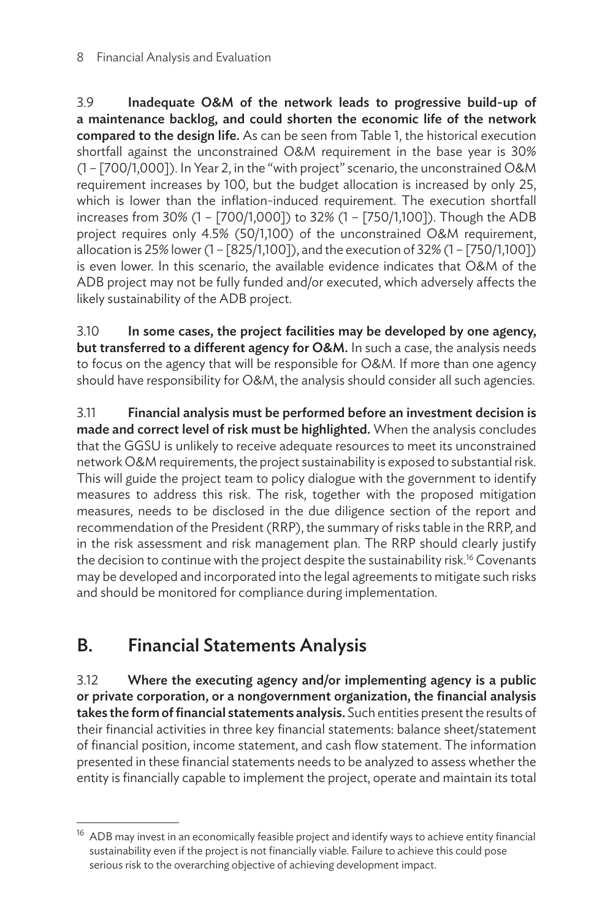3.9 **Inadequate O&M of the network leads to progressive build-up of a maintenance backlog, and could shorten the economic life of the network compared to the design life.** As can be seen from Table 1, the historical execution shortfall against the unconstrained O&M requirement in the base year is 30% (1 – [700/1,000]). In Year 2, in the "with project" scenario, the unconstrained O&M requirement increases by 100, but the budget allocation is increased by only 25, which is lower than the inflation-induced requirement. The execution shortfall increases from 30% (1 – [700/1,000]) to 32% (1 – [750/1,100]). Though the ADB project requires only 4.5% (50/1,100) of the unconstrained O&M requirement, allocation is 25% lower (1 – [825/1,100]), and the execution of 32% (1 – [750/1,100]) is even lower. In this scenario, the available evidence indicates that O&M of the ADB project may not be fully funded and/or executed, which adversely affects the likely sustainability of the ADB project.

3.10 **In some cases, the project facilities may be developed by one agency, but transferred to a different agency for O&M.** In such a case, the analysis needs to focus on the agency that will be responsible for O&M. If more than one agency should have responsibility for O&M, the analysis should consider all such agencies.

3.11 **Financial analysis must be performed before an investment decision is made and correct level of risk must be highlighted.** When the analysis concludes that the GGSU is unlikely to receive adequate resources to meet its unconstrained network O&M requirements, the project sustainability is exposed to substantial risk. This will guide the project team to policy dialogue with the government to identify measures to address this risk. The risk, together with the proposed mitigation measures, needs to be disclosed in the due diligence section of the report and recommendation of the President (RRP), the summary of risks table in the RRP, and in the risk assessment and risk management plan. The RRP should clearly justify the decision to continue with the project despite the sustainability risk.[16] Covenants may be developed and incorporated into the legal agreements to mitigate such risks and should be monitored for compliance during implementation.

## B. Financial Statements Analysis

3.12 **Where the executing agency and/or implementing agency is a public or private corporation, or a nongovernment organization, the financial analysis takes the form of financial statements analysis.** Such entities present the results of their financial activities in three key financial statements: balance sheet/statement of financial position, income statement, and cash flow statement. The information presented in these financial statements needs to be analyzed to assess whether the entity is financially capable to implement the project, operate and maintain its total

[16] ADB may invest in an economically feasible project and identify ways to achieve entity financial sustainability even if the project is not financially viable. Failure to achieve this could pose serious risk to the overarching objective of achieving development impact.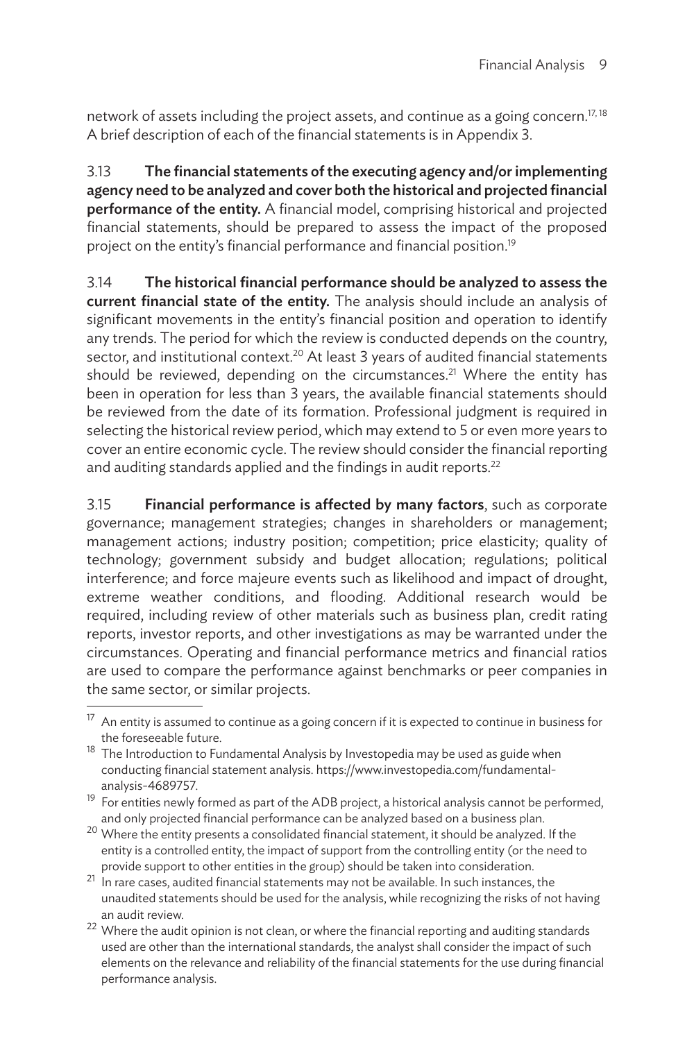network of assets including the project assets, and continue as a going concern.[17, 18] A brief description of each of the financial statements is in Appendix 3.

3.13 **The financial statements of the executing agency and/or implementing agency need to be analyzed and cover both the historical and projected financial performance of the entity.** A financial model, comprising historical and projected financial statements, should be prepared to assess the impact of the proposed project on the entity's financial performance and financial position.[19]

3.14 **The historical financial performance should be analyzed to assess the current financial state of the entity.** The analysis should include an analysis of significant movements in the entity's financial position and operation to identify any trends. The period for which the review is conducted depends on the country, sector, and institutional context.[20] At least 3 years of audited financial statements should be reviewed, depending on the circumstances.[21] Where the entity has been in operation for less than 3 years, the available financial statements should be reviewed from the date of its formation. Professional judgment is required in selecting the historical review period, which may extend to 5 or even more years to cover an entire economic cycle. The review should consider the financial reporting and auditing standards applied and the findings in audit reports.[22]

3.15 **Financial performance is affected by many factors**, such as corporate governance; management strategies; changes in shareholders or management; management actions; industry position; competition; price elasticity; quality of technology; government subsidy and budget allocation; regulations; political interference; and force majeure events such as likelihood and impact of drought, extreme weather conditions, and flooding. Additional research would be required, including review of other materials such as business plan, credit rating reports, investor reports, and other investigations as may be warranted under the circumstances. Operating and financial performance metrics and financial ratios are used to compare the performance against benchmarks or peer companies in the same sector, or similar projects.

---

[17] An entity is assumed to continue as a going concern if it is expected to continue in business for the foreseeable future.

[18] The Introduction to Fundamental Analysis by Investopedia may be used as guide when conducting financial statement analysis. https://www.investopedia.com/fundamental-analysis-4689757.

[19] For entities newly formed as part of the ADB project, a historical analysis cannot be performed, and only projected financial performance can be analyzed based on a business plan.

[20] Where the entity presents a consolidated financial statement, it should be analyzed. If the entity is a controlled entity, the impact of support from the controlling entity (or the need to provide support to other entities in the group) should be taken into consideration.

[21] In rare cases, audited financial statements may not be available. In such instances, the unaudited statements should be used for the analysis, while recognizing the risks of not having an audit review.

[22] Where the audit opinion is not clean, or where the financial reporting and auditing standards used are other than the international standards, the analyst shall consider the impact of such elements on the relevance and reliability of the financial statements for the use during financial performance analysis.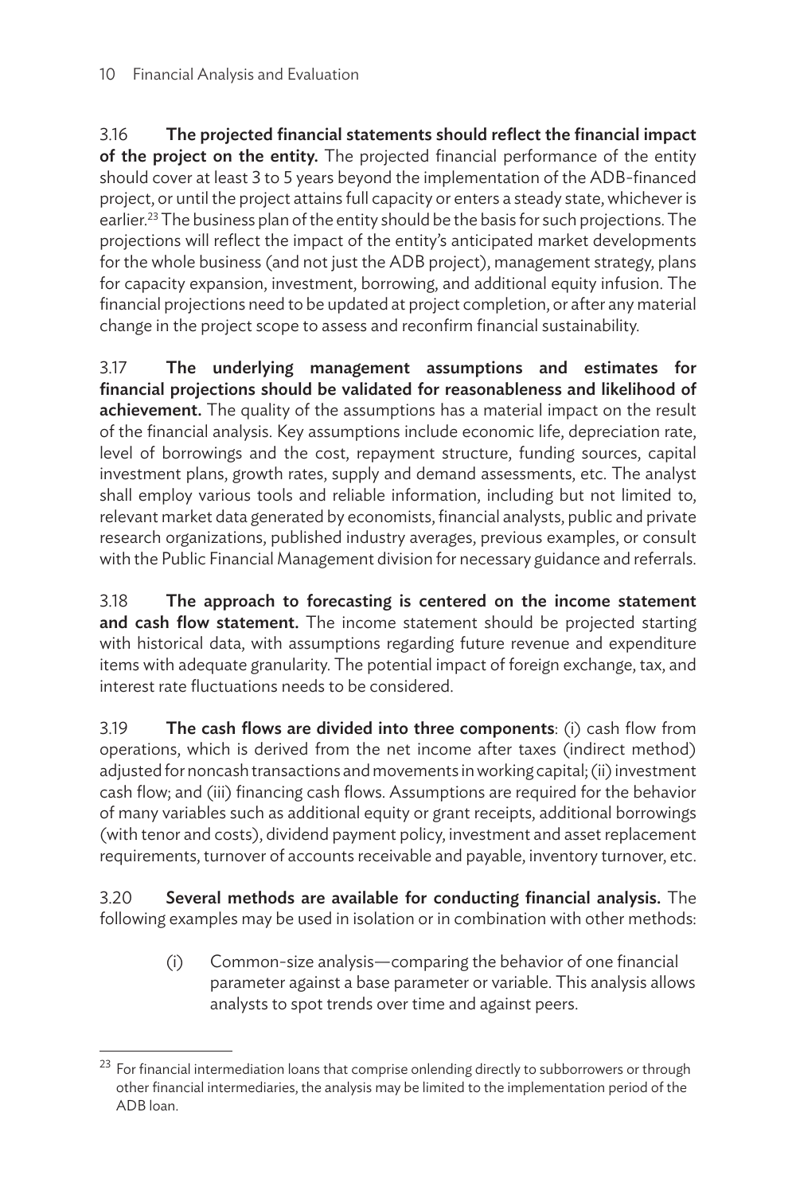3.16 **The projected financial statements should reflect the financial impact of the project on the entity.** The projected financial performance of the entity should cover at least 3 to 5 years beyond the implementation of the ADB-financed project, or until the project attains full capacity or enters a steady state, whichever is earlier.[23] The business plan of the entity should be the basis for such projections. The projections will reflect the impact of the entity's anticipated market developments for the whole business (and not just the ADB project), management strategy, plans for capacity expansion, investment, borrowing, and additional equity infusion. The financial projections need to be updated at project completion, or after any material change in the project scope to assess and reconfirm financial sustainability.

3.17 **The underlying management assumptions and estimates for financial projections should be validated for reasonableness and likelihood of achievement.** The quality of the assumptions has a material impact on the result of the financial analysis. Key assumptions include economic life, depreciation rate, level of borrowings and the cost, repayment structure, funding sources, capital investment plans, growth rates, supply and demand assessments, etc. The analyst shall employ various tools and reliable information, including but not limited to, relevant market data generated by economists, financial analysts, public and private research organizations, published industry averages, previous examples, or consult with the Public Financial Management division for necessary guidance and referrals.

3.18 **The approach to forecasting is centered on the income statement and cash flow statement.** The income statement should be projected starting with historical data, with assumptions regarding future revenue and expenditure items with adequate granularity. The potential impact of foreign exchange, tax, and interest rate fluctuations needs to be considered.

3.19 **The cash flows are divided into three components**: (i) cash flow from operations, which is derived from the net income after taxes (indirect method) adjusted for noncash transactions and movements in working capital; (ii) investment cash flow; and (iii) financing cash flows. Assumptions are required for the behavior of many variables such as additional equity or grant receipts, additional borrowings (with tenor and costs), dividend payment policy, investment and asset replacement requirements, turnover of accounts receivable and payable, inventory turnover, etc.

3.20 **Several methods are available for conducting financial analysis.** The following examples may be used in isolation or in combination with other methods:

(i) Common-size analysis—comparing the behavior of one financial parameter against a base parameter or variable. This analysis allows analysts to spot trends over time and against peers.

---

[23] For financial intermediation loans that comprise onlending directly to subborrowers or through other financial intermediaries, the analysis may be limited to the implementation period of the ADB loan.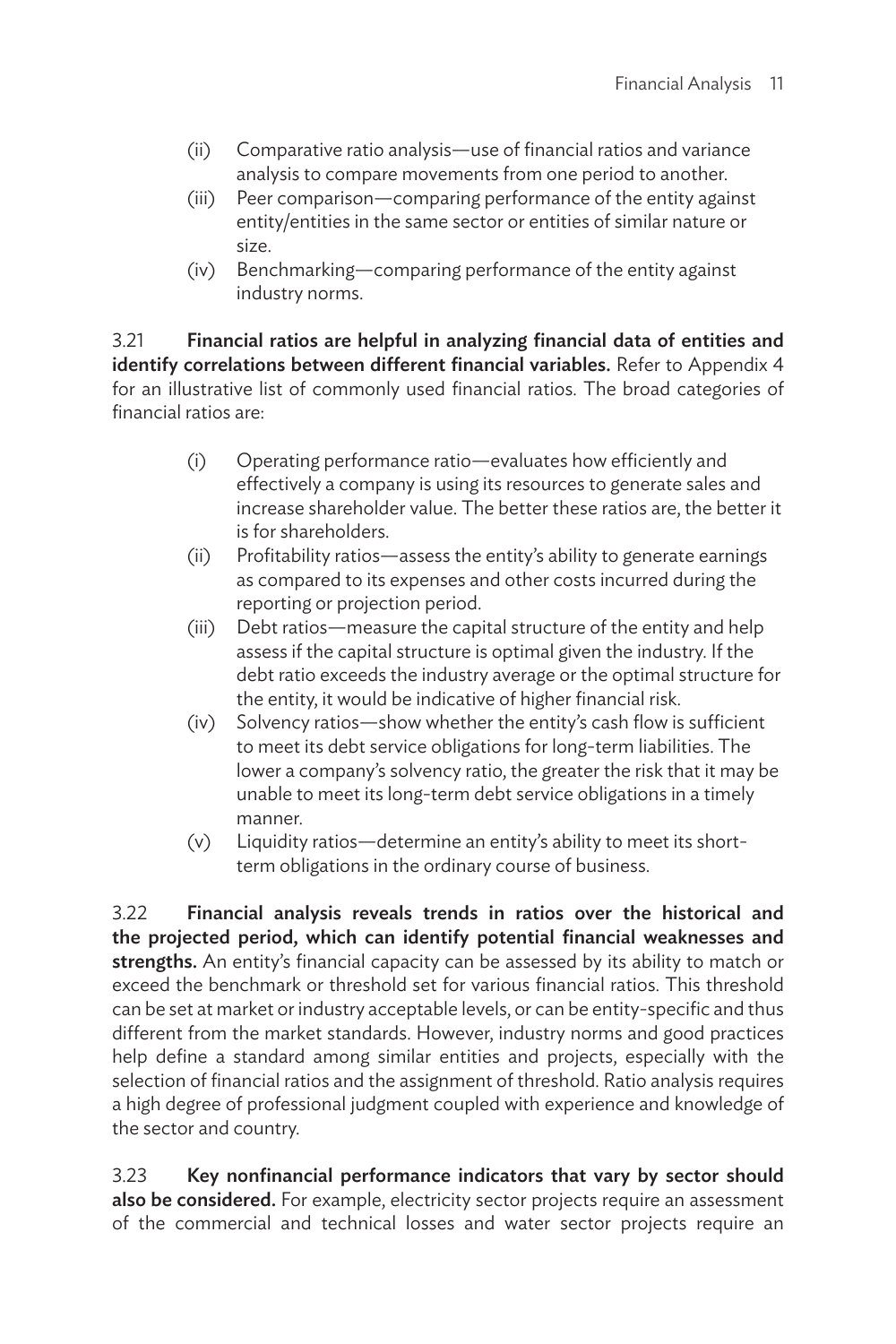(ii) Comparative ratio analysis—use of financial ratios and variance analysis to compare movements from one period to another.

(iii) Peer comparison—comparing performance of the entity against entity/entities in the same sector or entities of similar nature or size.

(iv) Benchmarking—comparing performance of the entity against industry norms.

3.21 **Financial ratios are helpful in analyzing financial data of entities and identify correlations between different financial variables.** Refer to Appendix 4 for an illustrative list of commonly used financial ratios. The broad categories of financial ratios are:

(i) Operating performance ratio—evaluates how efficiently and effectively a company is using its resources to generate sales and increase shareholder value. The better these ratios are, the better it is for shareholders.

(ii) Profitability ratios—assess the entity's ability to generate earnings as compared to its expenses and other costs incurred during the reporting or projection period.

(iii) Debt ratios—measure the capital structure of the entity and help assess if the capital structure is optimal given the industry. If the debt ratio exceeds the industry average or the optimal structure for the entity, it would be indicative of higher financial risk.

(iv) Solvency ratios—show whether the entity's cash flow is sufficient to meet its debt service obligations for long-term liabilities. The lower a company's solvency ratio, the greater the risk that it may be unable to meet its long-term debt service obligations in a timely manner.

(v) Liquidity ratios—determine an entity's ability to meet its short-term obligations in the ordinary course of business.

3.22 **Financial analysis reveals trends in ratios over the historical and the projected period, which can identify potential financial weaknesses and strengths.** An entity's financial capacity can be assessed by its ability to match or exceed the benchmark or threshold set for various financial ratios. This threshold can be set at market or industry acceptable levels, or can be entity-specific and thus different from the market standards. However, industry norms and good practices help define a standard among similar entities and projects, especially with the selection of financial ratios and the assignment of threshold. Ratio analysis requires a high degree of professional judgment coupled with experience and knowledge of the sector and country.

3.23 **Key nonfinancial performance indicators that vary by sector should also be considered.** For example, electricity sector projects require an assessment of the commercial and technical losses and water sector projects require an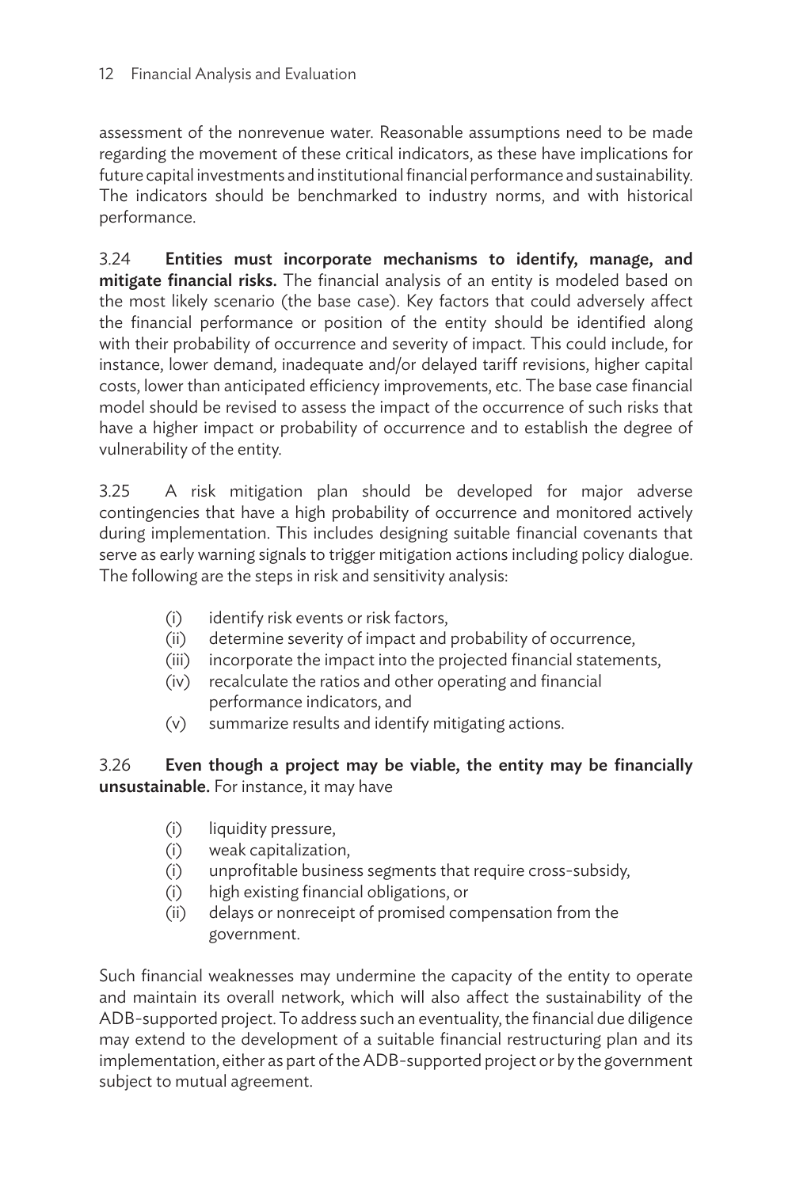assessment of the nonrevenue water. Reasonable assumptions need to be made regarding the movement of these critical indicators, as these have implications for future capital investments and institutional financial performance and sustainability. The indicators should be benchmarked to industry norms, and with historical performance.

3.24 **Entities must incorporate mechanisms to identify, manage, and mitigate financial risks.** The financial analysis of an entity is modeled based on the most likely scenario (the base case). Key factors that could adversely affect the financial performance or position of the entity should be identified along with their probability of occurrence and severity of impact. This could include, for instance, lower demand, inadequate and/or delayed tariff revisions, higher capital costs, lower than anticipated efficiency improvements, etc. The base case financial model should be revised to assess the impact of the occurrence of such risks that have a higher impact or probability of occurrence and to establish the degree of vulnerability of the entity.

3.25 A risk mitigation plan should be developed for major adverse contingencies that have a high probability of occurrence and monitored actively during implementation. This includes designing suitable financial covenants that serve as early warning signals to trigger mitigation actions including policy dialogue. The following are the steps in risk and sensitivity analysis:

(i) identify risk events or risk factors,
(ii) determine severity of impact and probability of occurrence,
(iii) incorporate the impact into the projected financial statements,
(iv) recalculate the ratios and other operating and financial performance indicators, and
(v) summarize results and identify mitigating actions.

3.26 **Even though a project may be viable, the entity may be financially unsustainable.** For instance, it may have

(i) liquidity pressure,
(i) weak capitalization,
(i) unprofitable business segments that require cross-subsidy,
(i) high existing financial obligations, or
(ii) delays or nonreceipt of promised compensation from the government.

Such financial weaknesses may undermine the capacity of the entity to operate and maintain its overall network, which will also affect the sustainability of the ADB-supported project. To address such an eventuality, the financial due diligence may extend to the development of a suitable financial restructuring plan and its implementation, either as part of the ADB-supported project or by the government subject to mutual agreement.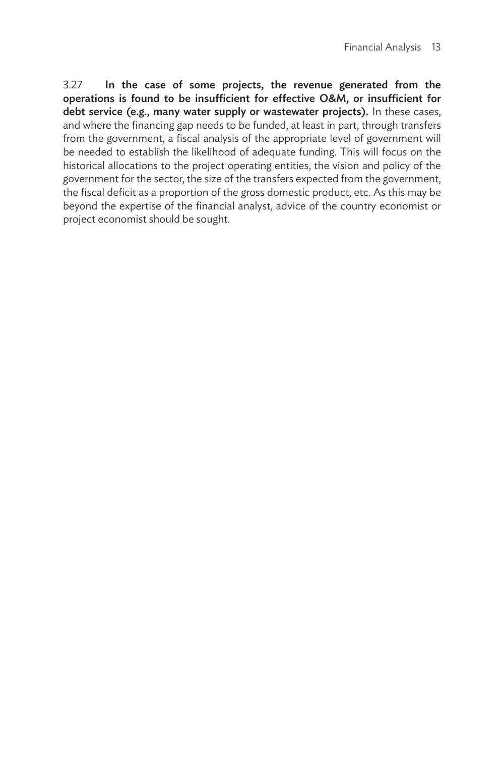3.27 **In the case of some projects, the revenue generated from the operations is found to be insufficient for effective O&M, or insufficient for debt service (e.g., many water supply or wastewater projects).** In these cases, and where the financing gap needs to be funded, at least in part, through transfers from the government, a fiscal analysis of the appropriate level of government will be needed to establish the likelihood of adequate funding. This will focus on the historical allocations to the project operating entities, the vision and policy of the government for the sector, the size of the transfers expected from the government, the fiscal deficit as a proportion of the gross domestic product, etc. As this may be beyond the expertise of the financial analyst, advice of the country economist or project economist should be sought.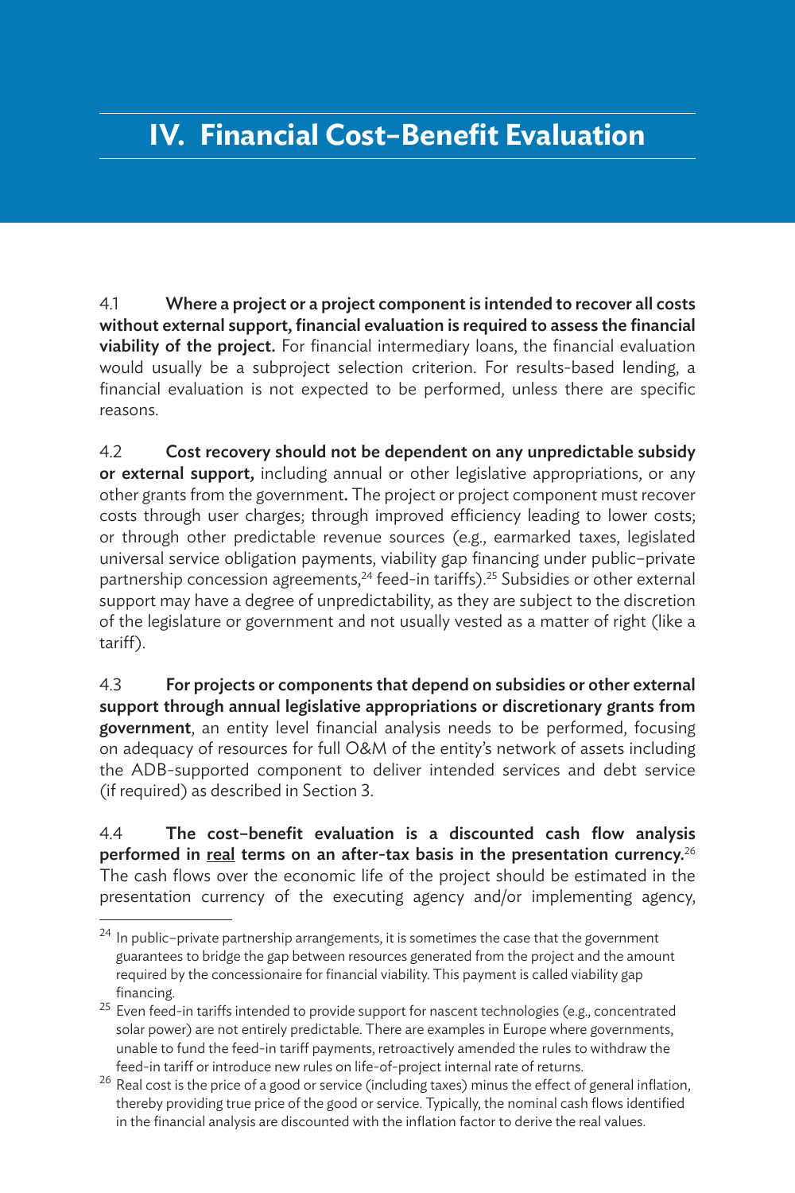# IV. Financial Cost–Benefit Evaluation

4.1 **Where a project or a project component is intended to recover all costs without external support, financial evaluation is required to assess the financial viability of the project.** For financial intermediary loans, the financial evaluation would usually be a subproject selection criterion. For results-based lending, a financial evaluation is not expected to be performed, unless there are specific reasons.

4.2 **Cost recovery should not be dependent on any unpredictable subsidy or external support,** including annual or other legislative appropriations, or any other grants from the government**.** The project or project component must recover costs through user charges; through improved efficiency leading to lower costs; or through other predictable revenue sources (e.g., earmarked taxes, legislated universal service obligation payments, viability gap financing under public–private partnership concession agreements,[24] feed-in tariffs).[25] Subsidies or other external support may have a degree of unpredictability, as they are subject to the discretion of the legislature or government and not usually vested as a matter of right (like a tariff).

4.3 **For projects or components that depend on subsidies or other external support through annual legislative appropriations or discretionary grants from government**, an entity level financial analysis needs to be performed, focusing on adequacy of resources for full O&M of the entity's network of assets including the ADB-supported component to deliver intended services and debt service (if required) as described in Section 3.

4.4 **The cost–benefit evaluation is a discounted cash flow analysis performed in <u>real</u> terms on an after-tax basis in the presentation currency.**[26] The cash flows over the economic life of the project should be estimated in the presentation currency of the executing agency and/or implementing agency,

---

[24] In public–private partnership arrangements, it is sometimes the case that the government guarantees to bridge the gap between resources generated from the project and the amount required by the concessionaire for financial viability. This payment is called viability gap financing.

[25] Even feed-in tariffs intended to provide support for nascent technologies (e.g., concentrated solar power) are not entirely predictable. There are examples in Europe where governments, unable to fund the feed-in tariff payments, retroactively amended the rules to withdraw the feed-in tariff or introduce new rules on life-of-project internal rate of returns.

[26] Real cost is the price of a good or service (including taxes) minus the effect of general inflation, thereby providing true price of the good or service. Typically, the nominal cash flows identified in the financial analysis are discounted with the inflation factor to derive the real values.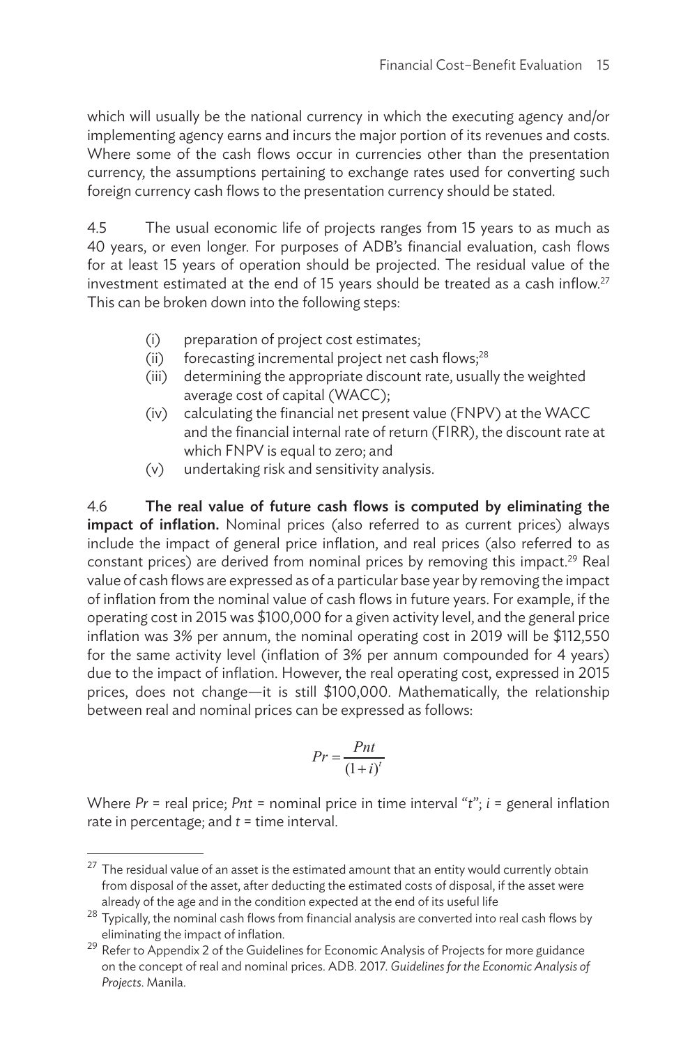which will usually be the national currency in which the executing agency and/or implementing agency earns and incurs the major portion of its revenues and costs. Where some of the cash flows occur in currencies other than the presentation currency, the assumptions pertaining to exchange rates used for converting such foreign currency cash flows to the presentation currency should be stated.

4.5 The usual economic life of projects ranges from 15 years to as much as 40 years, or even longer. For purposes of ADB's financial evaluation, cash flows for at least 15 years of operation should be projected. The residual value of the investment estimated at the end of 15 years should be treated as a cash inflow.[27] This can be broken down into the following steps:

- (i) preparation of project cost estimates;
- (ii) forecasting incremental project net cash flows;[28]
- (iii) determining the appropriate discount rate, usually the weighted average cost of capital (WACC);
- (iv) calculating the financial net present value (FNPV) at the WACC and the financial internal rate of return (FIRR), the discount rate at which FNPV is equal to zero; and
- (v) undertaking risk and sensitivity analysis.

4.6 **The real value of future cash flows is computed by eliminating the impact of inflation.** Nominal prices (also referred to as current prices) always include the impact of general price inflation, and real prices (also referred to as constant prices) are derived from nominal prices by removing this impact.[29] Real value of cash flows are expressed as of a particular base year by removing the impact of inflation from the nominal value of cash flows in future years. For example, if the operating cost in 2015 was $100,000 for a given activity level, and the general price inflation was 3% per annum, the nominal operating cost in 2019 will be $112,550 for the same activity level (inflation of 3% per annum compounded for 4 years) due to the impact of inflation. However, the real operating cost, expressed in 2015 prices, does not change—it is still $100,000. Mathematically, the relationship between real and nominal prices can be expressed as follows:

$$Pr = \frac{Pnt}{(1+i)^t}$$

Where $Pr$ = real price; $Pnt$ = nominal price in time interval "$t$"; $i$ = general inflation rate in percentage; and $t$ = time interval.

---

[27] The residual value of an asset is the estimated amount that an entity would currently obtain from disposal of the asset, after deducting the estimated costs of disposal, if the asset were already of the age and in the condition expected at the end of its useful life

[28] Typically, the nominal cash flows from financial analysis are converted into real cash flows by eliminating the impact of inflation.

[29] Refer to Appendix 2 of the Guidelines for Economic Analysis of Projects for more guidance on the concept of real and nominal prices. ADB. 2017. *Guidelines for the Economic Analysis of Projects*. Manila.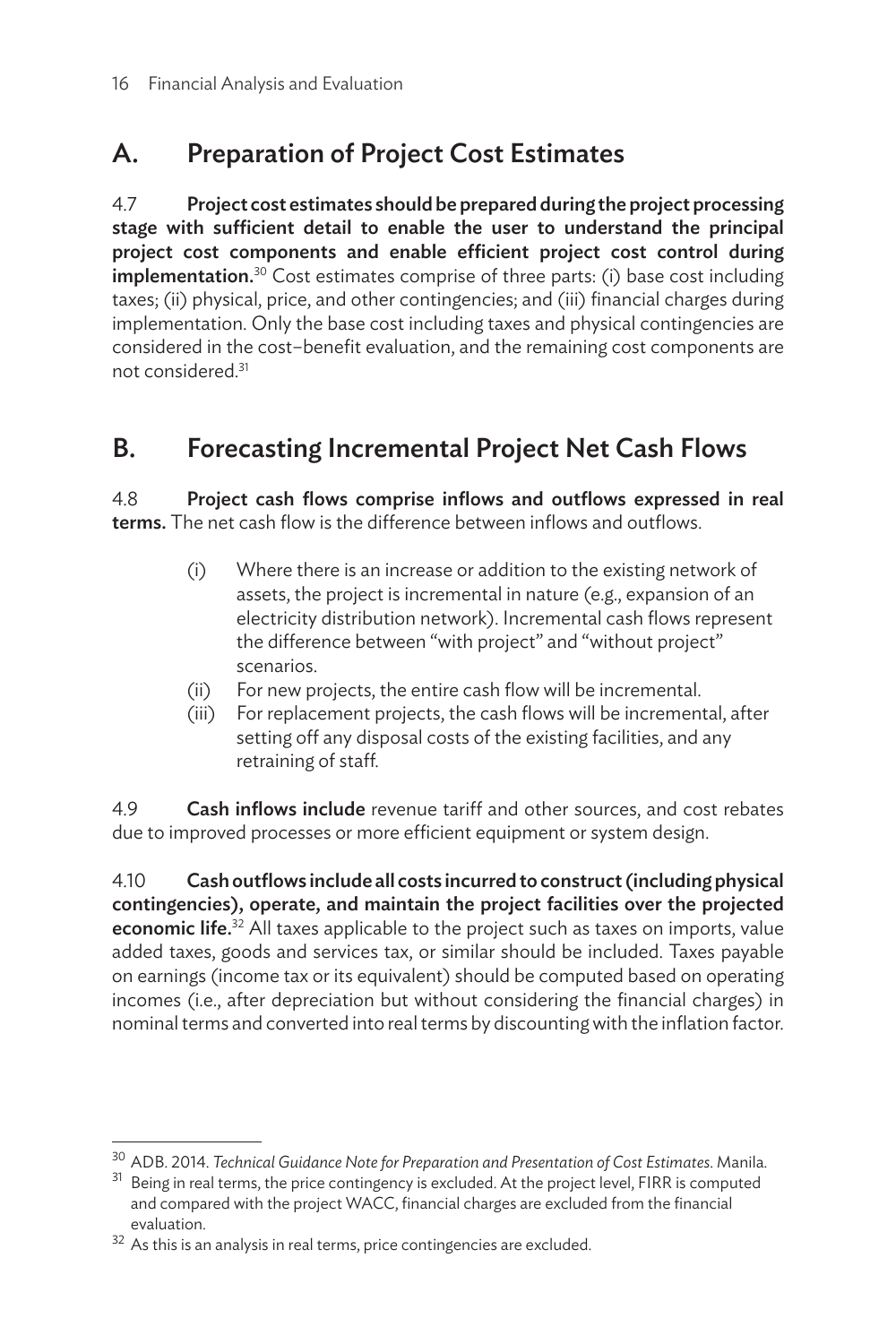## A. Preparation of Project Cost Estimates

4.7 **Project cost estimates should be prepared during the project processing stage with sufficient detail to enable the user to understand the principal project cost components and enable efficient project cost control during implementation.**[30] Cost estimates comprise of three parts: (i) base cost including taxes; (ii) physical, price, and other contingencies; and (iii) financial charges during implementation. Only the base cost including taxes and physical contingencies are considered in the cost–benefit evaluation, and the remaining cost components are not considered.[31]

## B. Forecasting Incremental Project Net Cash Flows

4.8 **Project cash flows comprise inflows and outflows expressed in real terms.** The net cash flow is the difference between inflows and outflows.

(i) Where there is an increase or addition to the existing network of assets, the project is incremental in nature (e.g., expansion of an electricity distribution network). Incremental cash flows represent the difference between "with project" and "without project" scenarios.

(ii) For new projects, the entire cash flow will be incremental.

(iii) For replacement projects, the cash flows will be incremental, after setting off any disposal costs of the existing facilities, and any retraining of staff.

4.9 **Cash inflows include** revenue tariff and other sources, and cost rebates due to improved processes or more efficient equipment or system design.

4.10 **Cash outflows include all costs incurred to construct (including physical contingencies), operate, and maintain the project facilities over the projected economic life.**[32] All taxes applicable to the project such as taxes on imports, value added taxes, goods and services tax, or similar should be included. Taxes payable on earnings (income tax or its equivalent) should be computed based on operating incomes (i.e., after depreciation but without considering the financial charges) in nominal terms and converted into real terms by discounting with the inflation factor.

---

[30] ADB. 2014. *Technical Guidance Note for Preparation and Presentation of Cost Estimates*. Manila.

[31] Being in real terms, the price contingency is excluded. At the project level, FIRR is computed and compared with the project WACC, financial charges are excluded from the financial evaluation.

[32] As this is an analysis in real terms, price contingencies are excluded.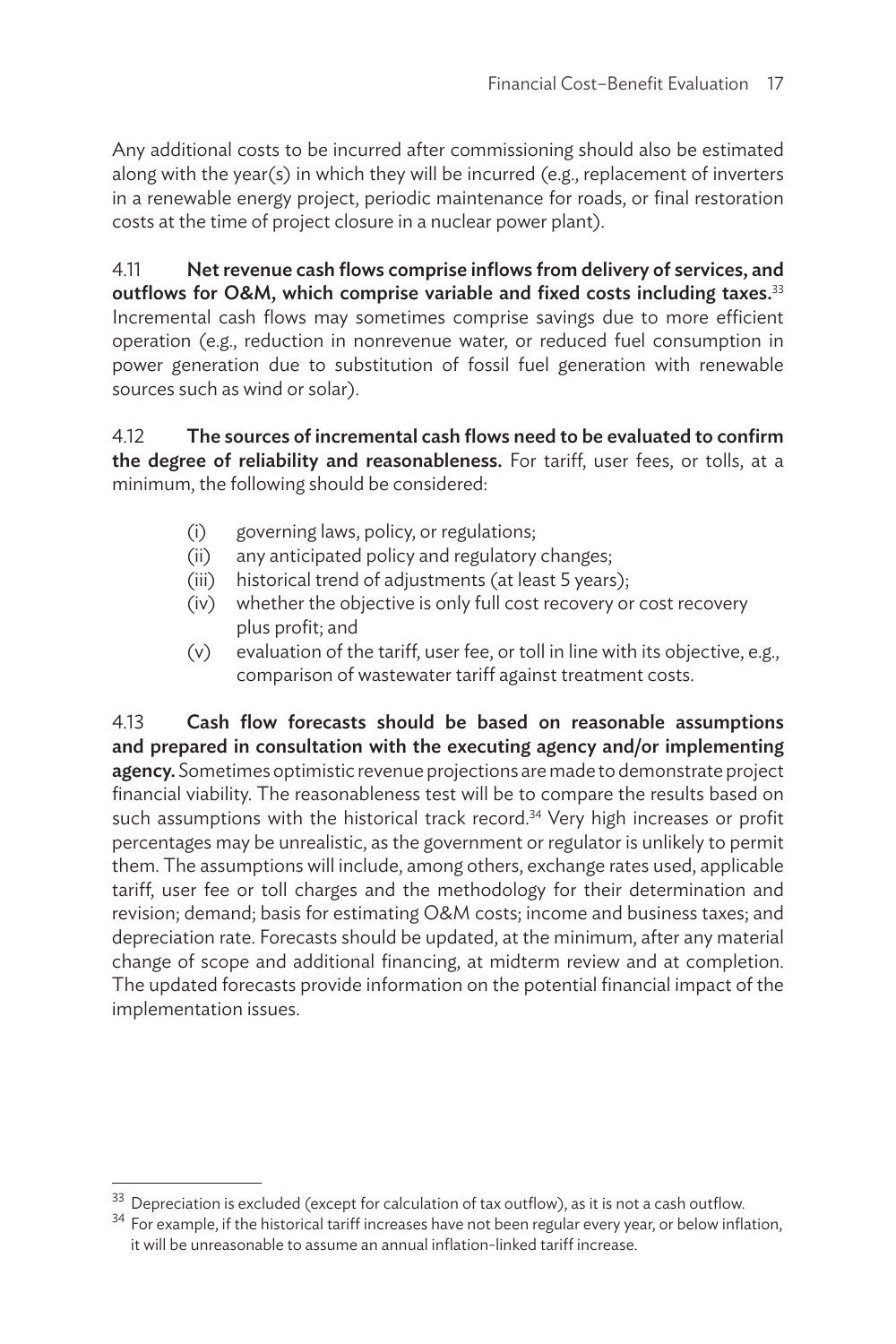Any additional costs to be incurred after commissioning should also be estimated along with the year(s) in which they will be incurred (e.g., replacement of inverters in a renewable energy project, periodic maintenance for roads, or final restoration costs at the time of project closure in a nuclear power plant).

4.11 **Net revenue cash flows comprise inflows from delivery of services, and outflows for O&M, which comprise variable and fixed costs including taxes.**[33] Incremental cash flows may sometimes comprise savings due to more efficient operation (e.g., reduction in nonrevenue water, or reduced fuel consumption in power generation due to substitution of fossil fuel generation with renewable sources such as wind or solar).

4.12 **The sources of incremental cash flows need to be evaluated to confirm the degree of reliability and reasonableness.** For tariff, user fees, or tolls, at a minimum, the following should be considered:

(i) governing laws, policy, or regulations;
(ii) any anticipated policy and regulatory changes;
(iii) historical trend of adjustments (at least 5 years);
(iv) whether the objective is only full cost recovery or cost recovery plus profit; and
(v) evaluation of the tariff, user fee, or toll in line with its objective, e.g., comparison of wastewater tariff against treatment costs.

4.13 **Cash flow forecasts should be based on reasonable assumptions and prepared in consultation with the executing agency and/or implementing agency.** Sometimes optimistic revenue projections are made to demonstrate project financial viability. The reasonableness test will be to compare the results based on such assumptions with the historical track record.[34] Very high increases or profit percentages may be unrealistic, as the government or regulator is unlikely to permit them. The assumptions will include, among others, exchange rates used, applicable tariff, user fee or toll charges and the methodology for their determination and revision; demand; basis for estimating O&M costs; income and business taxes; and depreciation rate. Forecasts should be updated, at the minimum, after any material change of scope and additional financing, at midterm review and at completion. The updated forecasts provide information on the potential financial impact of the implementation issues.

---

[33] Depreciation is excluded (except for calculation of tax outflow), as it is not a cash outflow.

[34] For example, if the historical tariff increases have not been regular every year, or below inflation, it will be unreasonable to assume an annual inflation-linked tariff increase.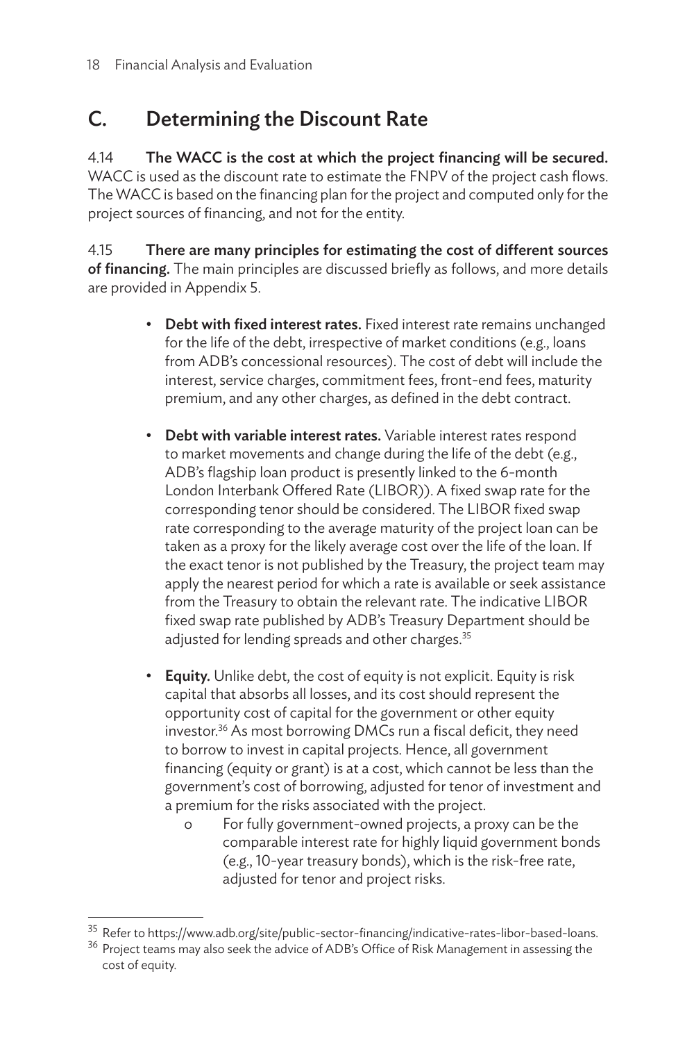## C. Determining the Discount Rate

4.14 **The WACC is the cost at which the project financing will be secured.** WACC is used as the discount rate to estimate the FNPV of the project cash flows. The WACC is based on the financing plan for the project and computed only for the project sources of financing, and not for the entity.

4.15 **There are many principles for estimating the cost of different sources of financing.** The main principles are discussed briefly as follows, and more details are provided in Appendix 5.

- **Debt with fixed interest rates.** Fixed interest rate remains unchanged for the life of the debt, irrespective of market conditions (e.g., loans from ADB's concessional resources). The cost of debt will include the interest, service charges, commitment fees, front-end fees, maturity premium, and any other charges, as defined in the debt contract.
- **Debt with variable interest rates.** Variable interest rates respond to market movements and change during the life of the debt (e.g., ADB's flagship loan product is presently linked to the 6-month London Interbank Offered Rate (LIBOR)). A fixed swap rate for the corresponding tenor should be considered. The LIBOR fixed swap rate corresponding to the average maturity of the project loan can be taken as a proxy for the likely average cost over the life of the loan. If the exact tenor is not published by the Treasury, the project team may apply the nearest period for which a rate is available or seek assistance from the Treasury to obtain the relevant rate. The indicative LIBOR fixed swap rate published by ADB's Treasury Department should be adjusted for lending spreads and other charges.[35]
- **Equity.** Unlike debt, the cost of equity is not explicit. Equity is risk capital that absorbs all losses, and its cost should represent the opportunity cost of capital for the government or other equity investor.[36] As most borrowing DMCs run a fiscal deficit, they need to borrow to invest in capital projects. Hence, all government financing (equity or grant) is at a cost, which cannot be less than the government's cost of borrowing, adjusted for tenor of investment and a premium for the risks associated with the project.
  - For fully government-owned projects, a proxy can be the comparable interest rate for highly liquid government bonds (e.g., 10-year treasury bonds), which is the risk-free rate, adjusted for tenor and project risks.

---

[35] Refer to https://www.adb.org/site/public-sector-financing/indicative-rates-libor-based-loans.

[36] Project teams may also seek the advice of ADB's Office of Risk Management in assessing the cost of equity.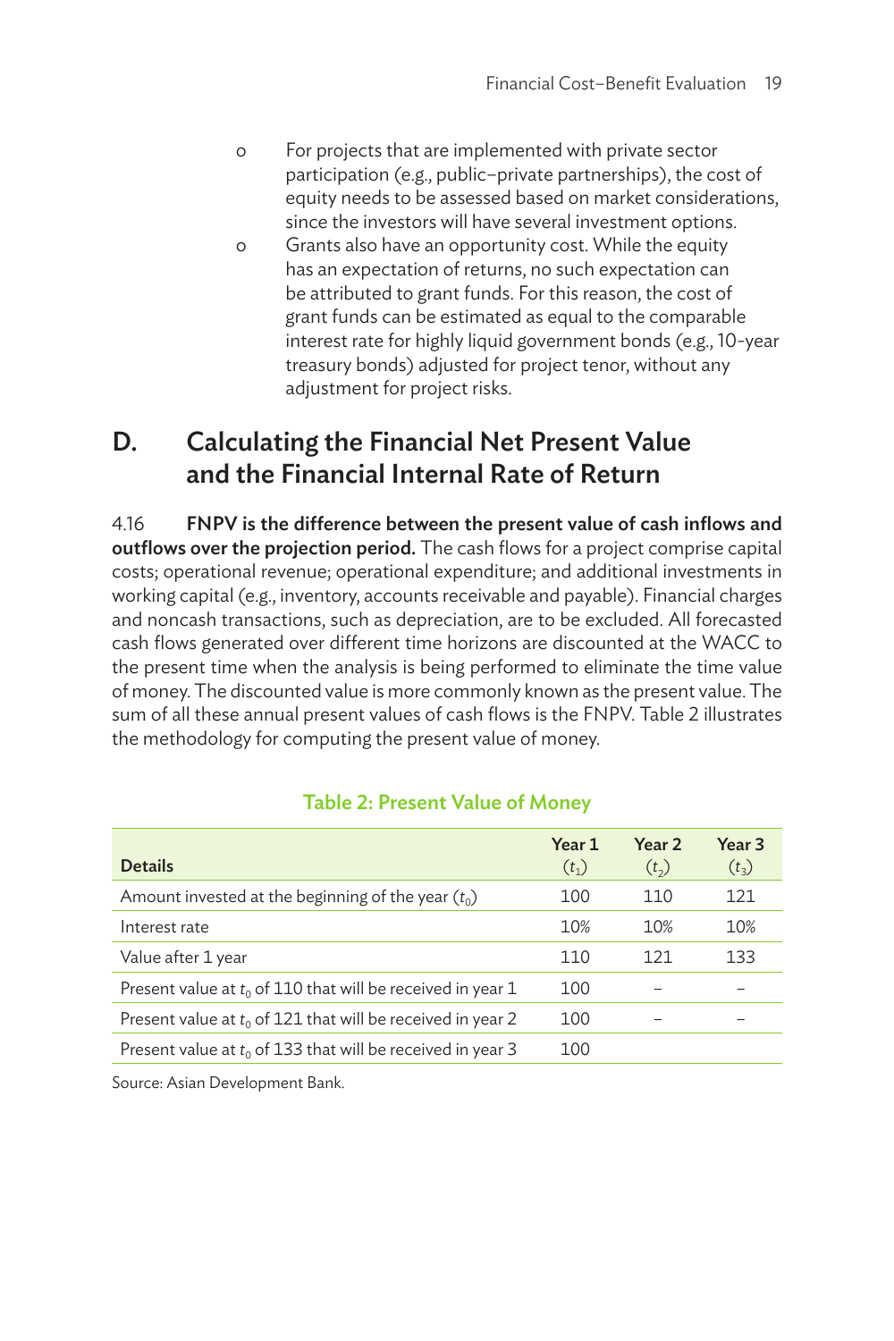- For projects that are implemented with private sector participation (e.g., public–private partnerships), the cost of equity needs to be assessed based on market considerations, since the investors will have several investment options.
- Grants also have an opportunity cost. While the equity has an expectation of returns, no such expectation can be attributed to grant funds. For this reason, the cost of grant funds can be estimated as equal to the comparable interest rate for highly liquid government bonds (e.g., 10-year treasury bonds) adjusted for project tenor, without any adjustment for project risks.

## D. Calculating the Financial Net Present Value and the Financial Internal Rate of Return

4.16 **FNPV is the difference between the present value of cash inflows and outflows over the projection period.** The cash flows for a project comprise capital costs; operational revenue; operational expenditure; and additional investments in working capital (e.g., inventory, accounts receivable and payable). Financial charges and noncash transactions, such as depreciation, are to be excluded. All forecasted cash flows generated over different time horizons are discounted at the WACC to the present time when the analysis is being performed to eliminate the time value of money. The discounted value is more commonly known as the present value. The sum of all these annual present values of cash flows is the FNPV. Table 2 illustrates the methodology for computing the present value of money.

**Table 2: Present Value of Money**

| Details | Year 1 ($t_1$) | Year 2 ($t_2$) | Year 3 ($t_3$) |
|---|---|---|---|
| Amount invested at the beginning of the year ($t_0$) | 100 | 110 | 121 |
| Interest rate | 10% | 10% | 10% |
| Value after 1 year | 110 | 121 | 133 |
| Present value at $t_0$ of 110 that will be received in year 1 | 100 | – | – |
| Present value at $t_0$ of 121 that will be received in year 2 | 100 | – | – |
| Present value at $t_0$ of 133 that will be received in year 3 | 100 | | |

Source: Asian Development Bank.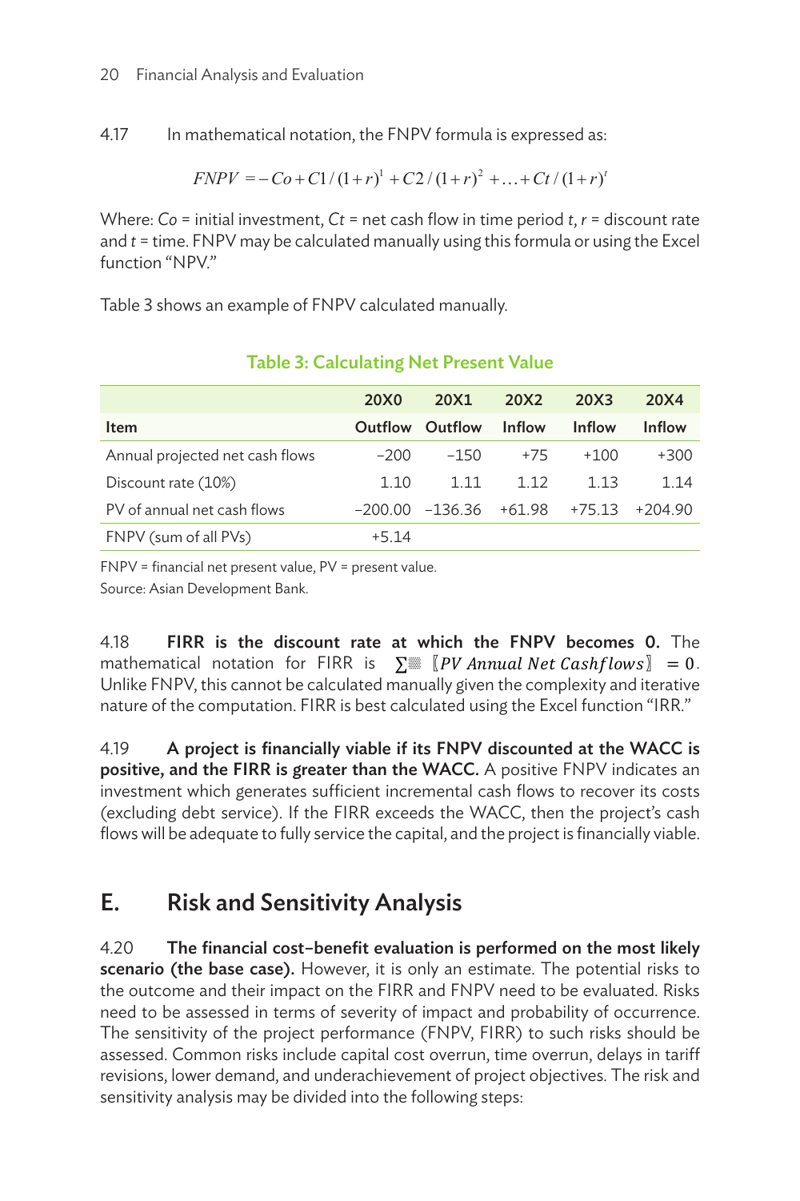4.17 In mathematical notation, the FNPV formula is expressed as:

$$FNPV = -Co + C1/(1+r)^1 + C2/(1+r)^2 + \ldots + Ct/(1+r)^t$$

Where: *Co* = initial investment, *Ct* = net cash flow in time period *t*, *r* = discount rate and *t* = time. FNPV may be calculated manually using this formula or using the Excel function "NPV."

Table 3 shows an example of FNPV calculated manually.

**Table 3: Calculating Net Present Value**

| | 20X0 | 20X1 | 20X2 | 20X3 | 20X4 |
|---|---|---|---|---|---|
| **Item** | **Outflow** | **Outflow** | **Inflow** | **Inflow** | **Inflow** |
| Annual projected net cash flows | –200 | –150 | +75 | +100 | +300 |
| Discount rate (10%) | 1.10 | 1.11 | 1.12 | 1.13 | 1.14 |
| PV of annual net cash flows | –200.00 | –136.36 | +61.98 | +75.13 | +204.90 |
| FNPV (sum of all PVs) | +5.14 | | | | |

FNPV = financial net present value, PV = present value.
Source: Asian Development Bank.

4.18 **FIRR is the discount rate at which the FNPV becomes 0.** The mathematical notation for FIRR is $\sum 〚PV\ Annual\ Net\ Cashflows〛 = 0$. Unlike FNPV, this cannot be calculated manually given the complexity and iterative nature of the computation. FIRR is best calculated using the Excel function "IRR."

4.19 **A project is financially viable if its FNPV discounted at the WACC is positive, and the FIRR is greater than the WACC.** A positive FNPV indicates an investment which generates sufficient incremental cash flows to recover its costs (excluding debt service). If the FIRR exceeds the WACC, then the project's cash flows will be adequate to fully service the capital, and the project is financially viable.

## E. Risk and Sensitivity Analysis

4.20 **The financial cost–benefit evaluation is performed on the most likely scenario (the base case).** However, it is only an estimate. The potential risks to the outcome and their impact on the FIRR and FNPV need to be evaluated. Risks need to be assessed in terms of severity of impact and probability of occurrence. The sensitivity of the project performance (FNPV, FIRR) to such risks should be assessed. Common risks include capital cost overrun, time overrun, delays in tariff revisions, lower demand, and underachievement of project objectives. The risk and sensitivity analysis may be divided into the following steps: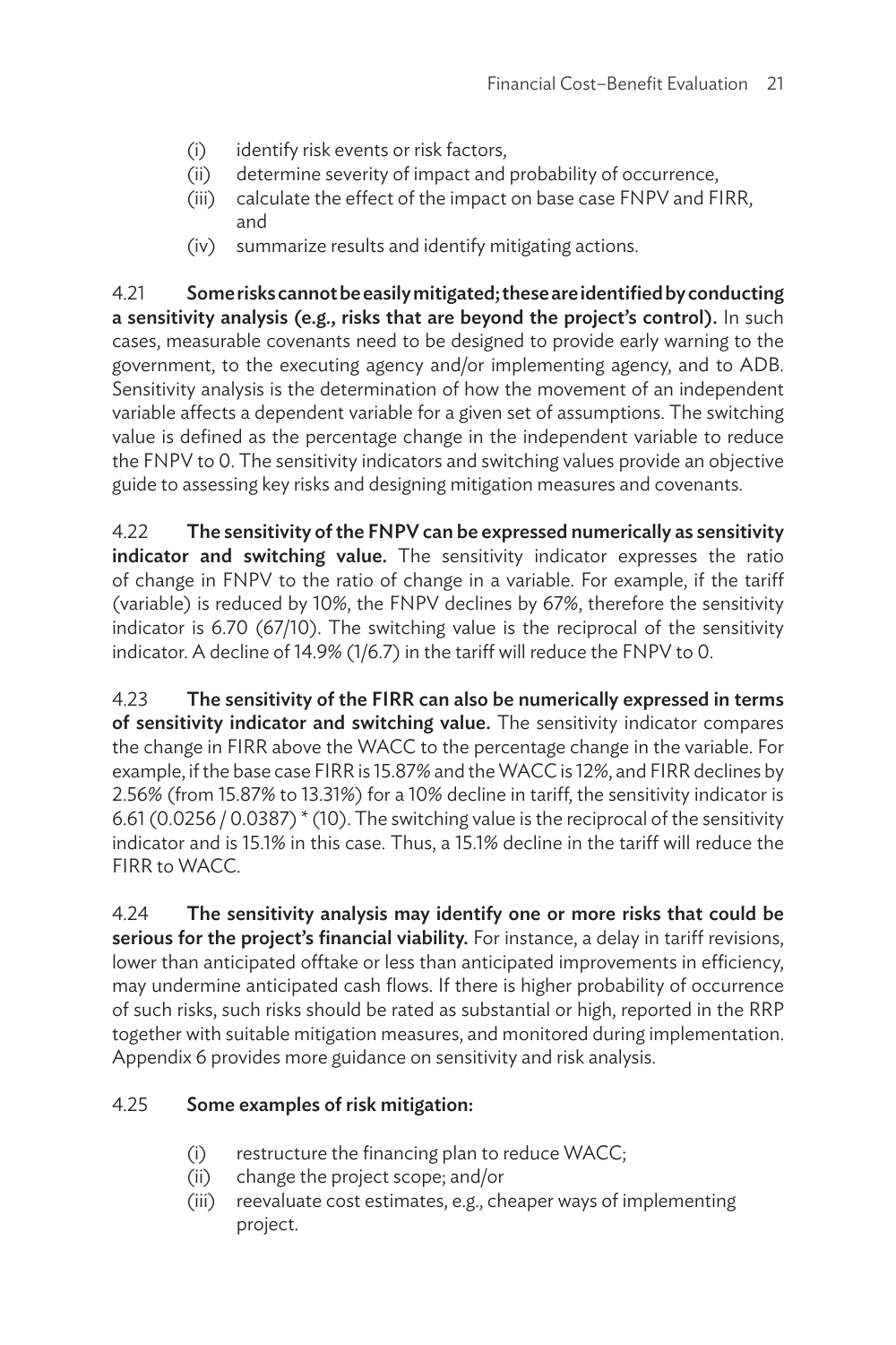(i) identify risk events or risk factors,
(ii) determine severity of impact and probability of occurrence,
(iii) calculate the effect of the impact on base case FNPV and FIRR, and
(iv) summarize results and identify mitigating actions.

4.21 **Some risks cannot be easily mitigated; these are identified by conducting a sensitivity analysis (e.g., risks that are beyond the project's control).** In such cases, measurable covenants need to be designed to provide early warning to the government, to the executing agency and/or implementing agency, and to ADB. Sensitivity analysis is the determination of how the movement of an independent variable affects a dependent variable for a given set of assumptions. The switching value is defined as the percentage change in the independent variable to reduce the FNPV to 0. The sensitivity indicators and switching values provide an objective guide to assessing key risks and designing mitigation measures and covenants.

4.22 **The sensitivity of the FNPV can be expressed numerically as sensitivity indicator and switching value.** The sensitivity indicator expresses the ratio of change in FNPV to the ratio of change in a variable. For example, if the tariff (variable) is reduced by 10%, the FNPV declines by 67%, therefore the sensitivity indicator is 6.70 (67/10). The switching value is the reciprocal of the sensitivity indicator. A decline of 14.9% (1/6.7) in the tariff will reduce the FNPV to 0.

4.23 **The sensitivity of the FIRR can also be numerically expressed in terms of sensitivity indicator and switching value.** The sensitivity indicator compares the change in FIRR above the WACC to the percentage change in the variable. For example, if the base case FIRR is 15.87% and the WACC is 12%, and FIRR declines by 2.56% (from 15.87% to 13.31%) for a 10% decline in tariff, the sensitivity indicator is 6.61 (0.0256 / 0.0387) * (10). The switching value is the reciprocal of the sensitivity indicator and is 15.1% in this case. Thus, a 15.1% decline in the tariff will reduce the FIRR to WACC.

4.24 **The sensitivity analysis may identify one or more risks that could be serious for the project's financial viability.** For instance, a delay in tariff revisions, lower than anticipated offtake or less than anticipated improvements in efficiency, may undermine anticipated cash flows. If there is higher probability of occurrence of such risks, such risks should be rated as substantial or high, reported in the RRP together with suitable mitigation measures, and monitored during implementation. Appendix 6 provides more guidance on sensitivity and risk analysis.

4.25 **Some examples of risk mitigation:**

(i) restructure the financing plan to reduce WACC;
(ii) change the project scope; and/or
(iii) reevaluate cost estimates, e.g., cheaper ways of implementing project.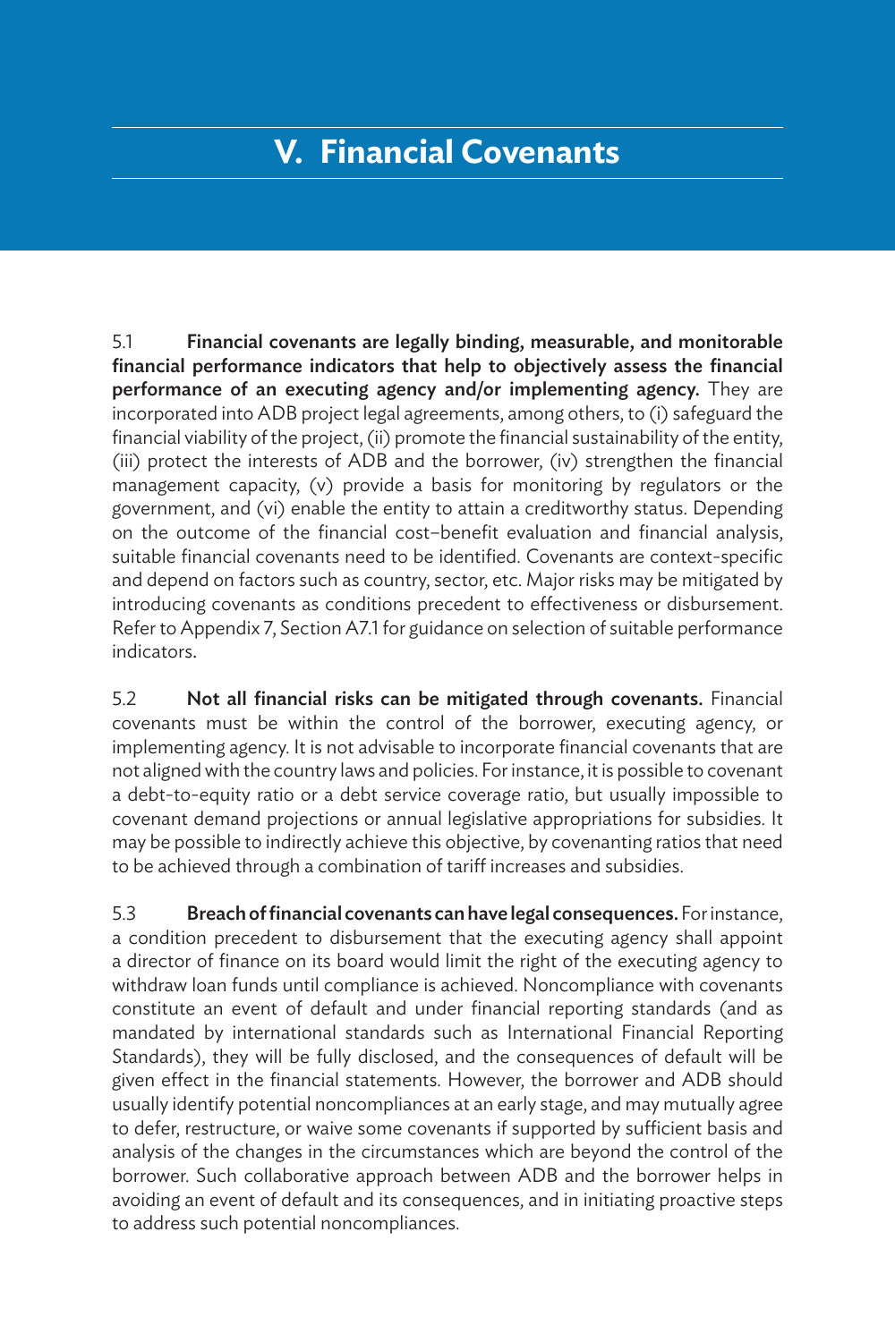# V. Financial Covenants

5.1 **Financial covenants are legally binding, measurable, and monitorable financial performance indicators that help to objectively assess the financial performance of an executing agency and/or implementing agency.** They are incorporated into ADB project legal agreements, among others, to (i) safeguard the financial viability of the project, (ii) promote the financial sustainability of the entity, (iii) protect the interests of ADB and the borrower, (iv) strengthen the financial management capacity, (v) provide a basis for monitoring by regulators or the government, and (vi) enable the entity to attain a creditworthy status. Depending on the outcome of the financial cost–benefit evaluation and financial analysis, suitable financial covenants need to be identified. Covenants are context-specific and depend on factors such as country, sector, etc. Major risks may be mitigated by introducing covenants as conditions precedent to effectiveness or disbursement. Refer to Appendix 7, Section A7.1 for guidance on selection of suitable performance indicators.

5.2 **Not all financial risks can be mitigated through covenants.** Financial covenants must be within the control of the borrower, executing agency, or implementing agency. It is not advisable to incorporate financial covenants that are not aligned with the country laws and policies. For instance, it is possible to covenant a debt-to-equity ratio or a debt service coverage ratio, but usually impossible to covenant demand projections or annual legislative appropriations for subsidies. It may be possible to indirectly achieve this objective, by covenanting ratios that need to be achieved through a combination of tariff increases and subsidies.

5.3 **Breach of financial covenants can have legal consequences.** For instance, a condition precedent to disbursement that the executing agency shall appoint a director of finance on its board would limit the right of the executing agency to withdraw loan funds until compliance is achieved. Noncompliance with covenants constitute an event of default and under financial reporting standards (and as mandated by international standards such as International Financial Reporting Standards), they will be fully disclosed, and the consequences of default will be given effect in the financial statements. However, the borrower and ADB should usually identify potential noncompliances at an early stage, and may mutually agree to defer, restructure, or waive some covenants if supported by sufficient basis and analysis of the changes in the circumstances which are beyond the control of the borrower. Such collaborative approach between ADB and the borrower helps in avoiding an event of default and its consequences, and in initiating proactive steps to address such potential noncompliances.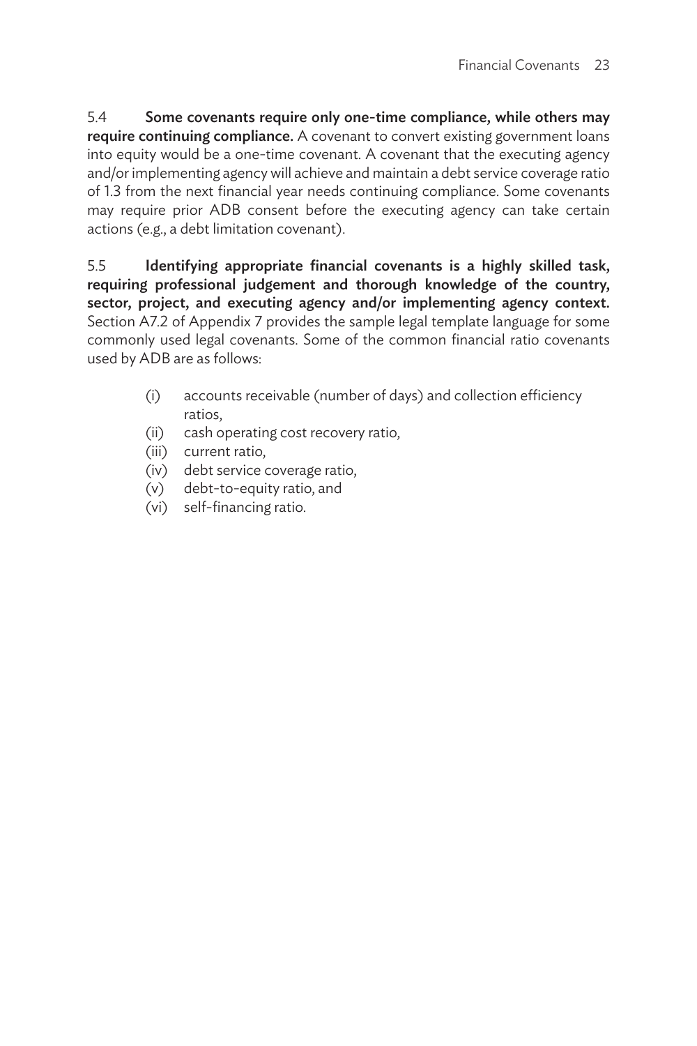5.4 **Some covenants require only one-time compliance, while others may require continuing compliance.** A covenant to convert existing government loans into equity would be a one-time covenant. A covenant that the executing agency and/or implementing agency will achieve and maintain a debt service coverage ratio of 1.3 from the next financial year needs continuing compliance. Some covenants may require prior ADB consent before the executing agency can take certain actions (e.g., a debt limitation covenant).

5.5 **Identifying appropriate financial covenants is a highly skilled task, requiring professional judgement and thorough knowledge of the country, sector, project, and executing agency and/or implementing agency context.** Section A7.2 of Appendix 7 provides the sample legal template language for some commonly used legal covenants. Some of the common financial ratio covenants used by ADB are as follows:

(i) accounts receivable (number of days) and collection efficiency ratios,
(ii) cash operating cost recovery ratio,
(iii) current ratio,
(iv) debt service coverage ratio,
(v) debt-to-equity ratio, and
(vi) self-financing ratio.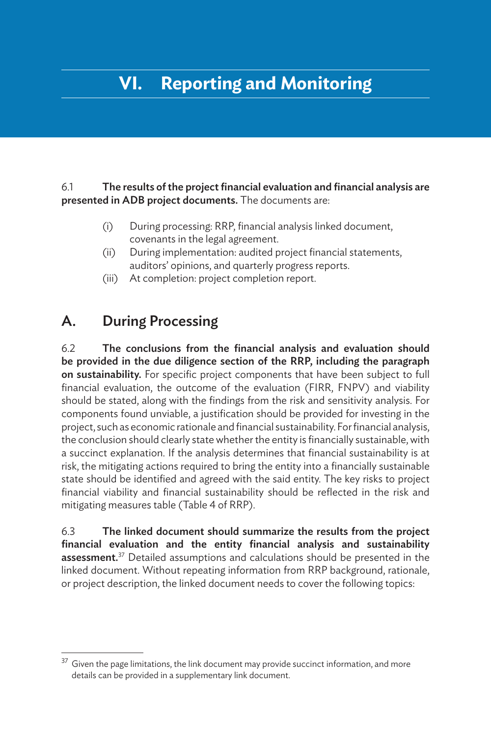# VI. Reporting and Monitoring

6.1 **The results of the project financial evaluation and financial analysis are presented in ADB project documents.** The documents are:

(i) During processing: RRP, financial analysis linked document, covenants in the legal agreement.
(ii) During implementation: audited project financial statements, auditors' opinions, and quarterly progress reports.
(iii) At completion: project completion report.

## A. During Processing

6.2 **The conclusions from the financial analysis and evaluation should be provided in the due diligence section of the RRP, including the paragraph on sustainability.** For specific project components that have been subject to full financial evaluation, the outcome of the evaluation (FIRR, FNPV) and viability should be stated, along with the findings from the risk and sensitivity analysis. For components found unviable, a justification should be provided for investing in the project, such as economic rationale and financial sustainability. For financial analysis, the conclusion should clearly state whether the entity is financially sustainable, with a succinct explanation. If the analysis determines that financial sustainability is at risk, the mitigating actions required to bring the entity into a financially sustainable state should be identified and agreed with the said entity. The key risks to project financial viability and financial sustainability should be reflected in the risk and mitigating measures table (Table 4 of RRP).

6.3 **The linked document should summarize the results from the project financial evaluation and the entity financial analysis and sustainability assessment.**[37] Detailed assumptions and calculations should be presented in the linked document. Without repeating information from RRP background, rationale, or project description, the linked document needs to cover the following topics:

---

[37] Given the page limitations, the link document may provide succinct information, and more details can be provided in a supplementary link document.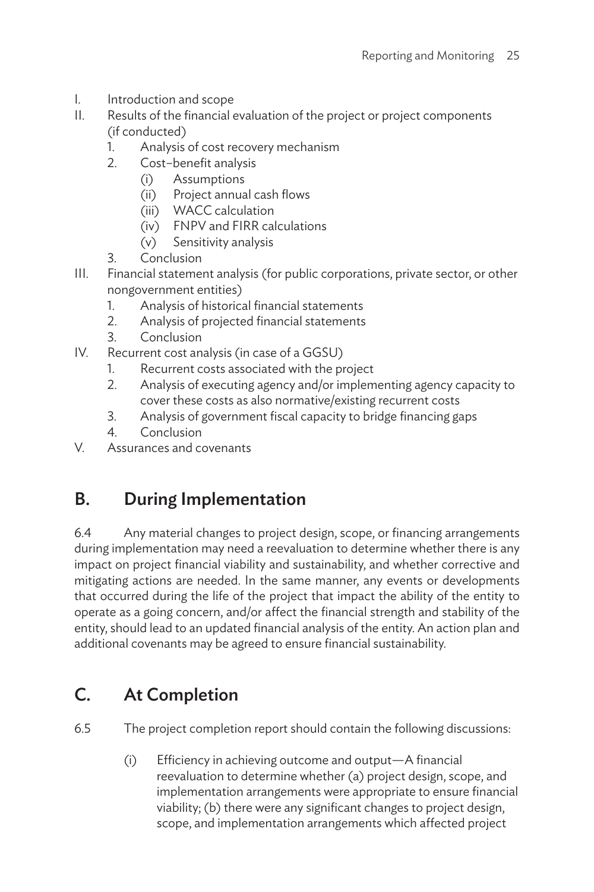I. Introduction and scope
II. Results of the financial evaluation of the project or project components (if conducted)
    1. Analysis of cost recovery mechanism
    2. Cost–benefit analysis
        (i) Assumptions
        (ii) Project annual cash flows
        (iii) WACC calculation
        (iv) FNPV and FIRR calculations
        (v) Sensitivity analysis
    3. Conclusion
III. Financial statement analysis (for public corporations, private sector, or other nongovernment entities)
    1. Analysis of historical financial statements
    2. Analysis of projected financial statements
    3. Conclusion
IV. Recurrent cost analysis (in case of a GGSU)
    1. Recurrent costs associated with the project
    2. Analysis of executing agency and/or implementing agency capacity to cover these costs as also normative/existing recurrent costs
    3. Analysis of government fiscal capacity to bridge financing gaps
    4. Conclusion
V. Assurances and covenants

## B. During Implementation

6.4 Any material changes to project design, scope, or financing arrangements during implementation may need a reevaluation to determine whether there is any impact on project financial viability and sustainability, and whether corrective and mitigating actions are needed. In the same manner, any events or developments that occurred during the life of the project that impact the ability of the entity to operate as a going concern, and/or affect the financial strength and stability of the entity, should lead to an updated financial analysis of the entity. An action plan and additional covenants may be agreed to ensure financial sustainability.

## C. At Completion

6.5 The project completion report should contain the following discussions:

(i) Efficiency in achieving outcome and output—A financial reevaluation to determine whether (a) project design, scope, and implementation arrangements were appropriate to ensure financial viability; (b) there were any significant changes to project design, scope, and implementation arrangements which affected project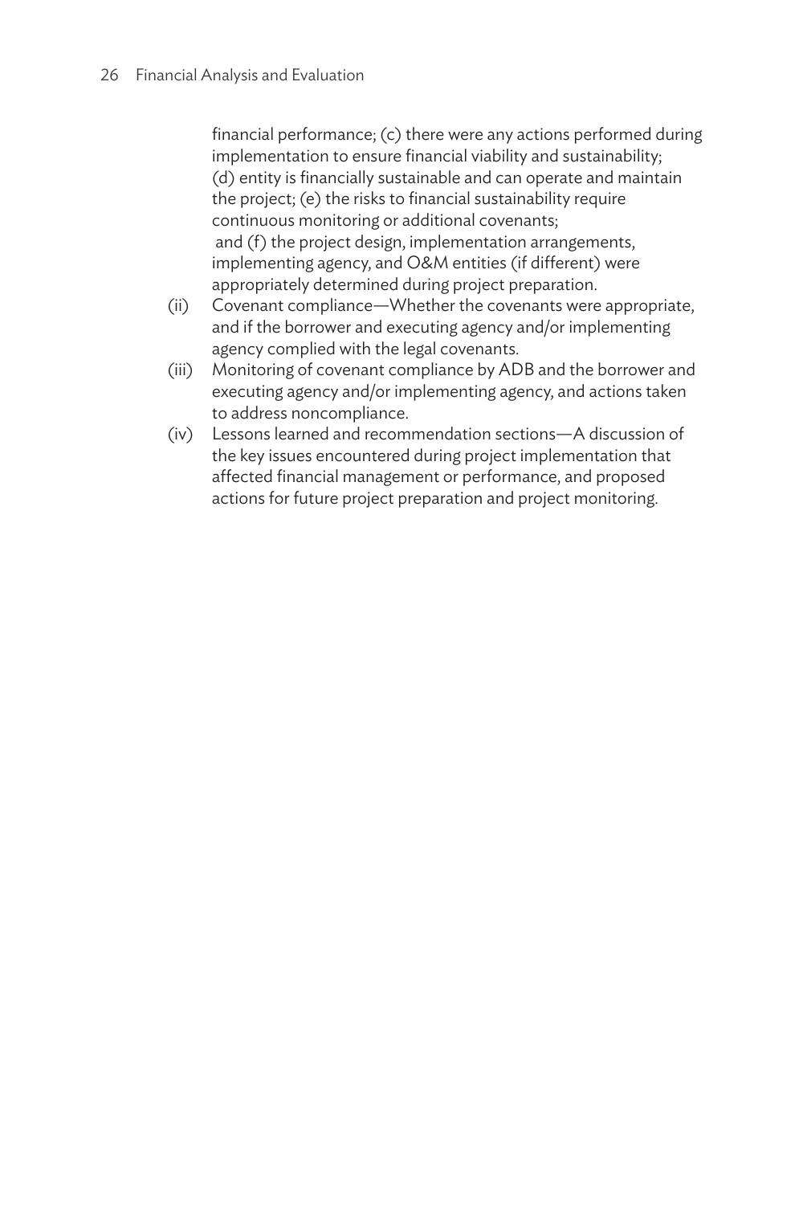financial performance; (c) there were any actions performed during implementation to ensure financial viability and sustainability; (d) entity is financially sustainable and can operate and maintain the project; (e) the risks to financial sustainability require continuous monitoring or additional covenants; and (f) the project design, implementation arrangements, implementing agency, and O&M entities (if different) were appropriately determined during project preparation.

(ii) Covenant compliance—Whether the covenants were appropriate, and if the borrower and executing agency and/or implementing agency complied with the legal covenants.

(iii) Monitoring of covenant compliance by ADB and the borrower and executing agency and/or implementing agency, and actions taken to address noncompliance.

(iv) Lessons learned and recommendation sections—A discussion of the key issues encountered during project implementation that affected financial management or performance, and proposed actions for future project preparation and project monitoring.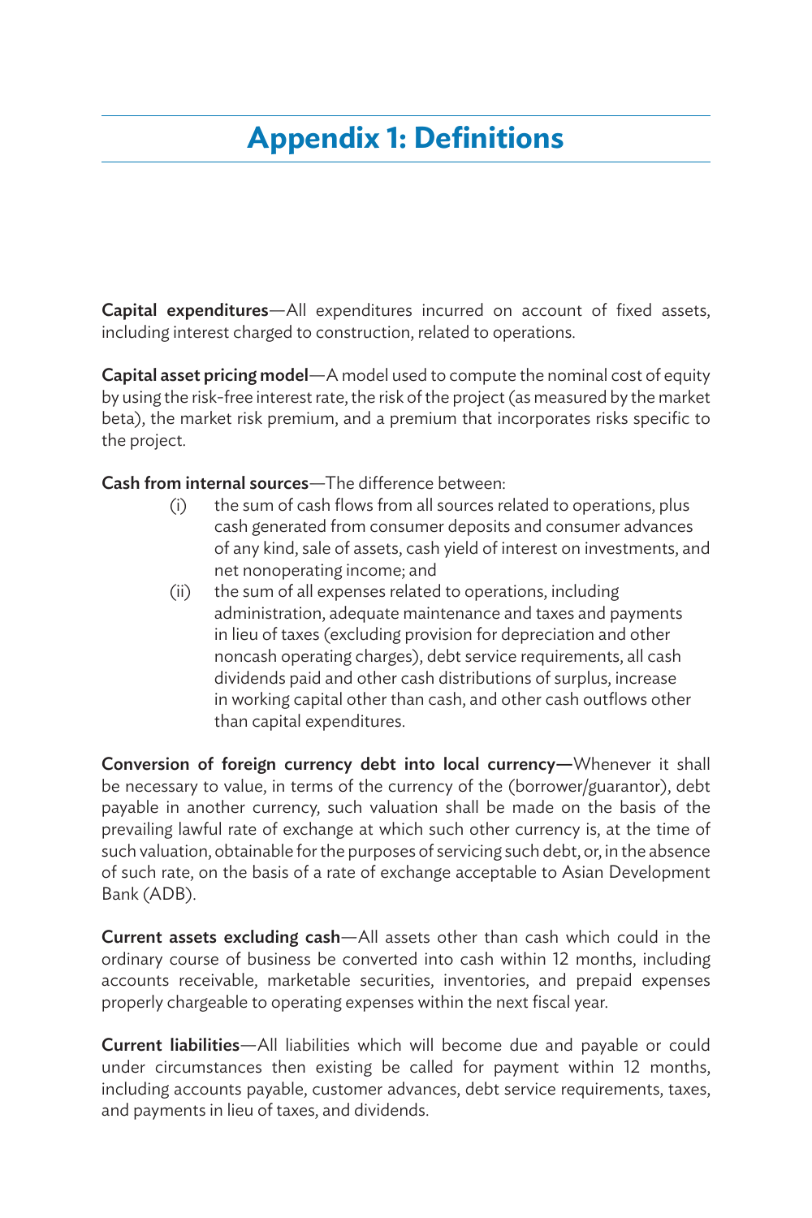# Appendix 1: Definitions

**Capital expenditures**—All expenditures incurred on account of fixed assets, including interest charged to construction, related to operations.

**Capital asset pricing model**—A model used to compute the nominal cost of equity by using the risk-free interest rate, the risk of the project (as measured by the market beta), the market risk premium, and a premium that incorporates risks specific to the project.

**Cash from internal sources**—The difference between:

(i) the sum of cash flows from all sources related to operations, plus cash generated from consumer deposits and consumer advances of any kind, sale of assets, cash yield of interest on investments, and net nonoperating income; and

(ii) the sum of all expenses related to operations, including administration, adequate maintenance and taxes and payments in lieu of taxes (excluding provision for depreciation and other noncash operating charges), debt service requirements, all cash dividends paid and other cash distributions of surplus, increase in working capital other than cash, and other cash outflows other than capital expenditures.

**Conversion of foreign currency debt into local currency—**Whenever it shall be necessary to value, in terms of the currency of the (borrower/guarantor), debt payable in another currency, such valuation shall be made on the basis of the prevailing lawful rate of exchange at which such other currency is, at the time of such valuation, obtainable for the purposes of servicing such debt, or, in the absence of such rate, on the basis of a rate of exchange acceptable to Asian Development Bank (ADB).

**Current assets excluding cash**—All assets other than cash which could in the ordinary course of business be converted into cash within 12 months, including accounts receivable, marketable securities, inventories, and prepaid expenses properly chargeable to operating expenses within the next fiscal year.

**Current liabilities**—All liabilities which will become due and payable or could under circumstances then existing be called for payment within 12 months, including accounts payable, customer advances, debt service requirements, taxes, and payments in lieu of taxes, and dividends.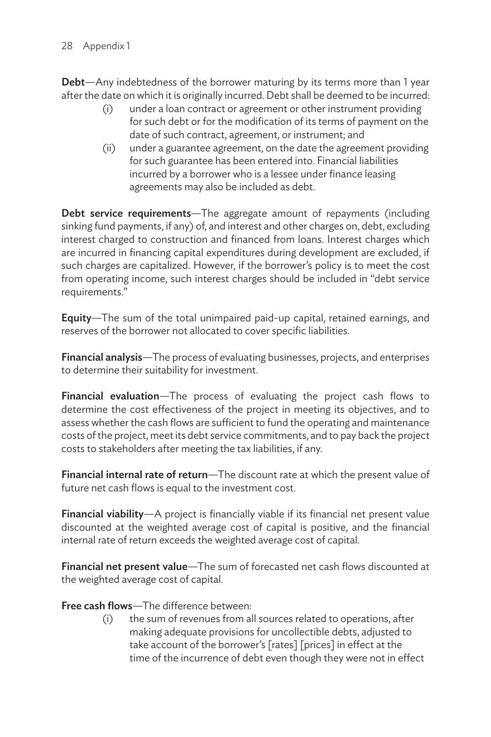**Debt**—Any indebtedness of the borrower maturing by its terms more than 1 year after the date on which it is originally incurred. Debt shall be deemed to be incurred:

- (i) under a loan contract or agreement or other instrument providing for such debt or for the modification of its terms of payment on the date of such contract, agreement, or instrument; and
- (ii) under a guarantee agreement, on the date the agreement providing for such guarantee has been entered into. Financial liabilities incurred by a borrower who is a lessee under finance leasing agreements may also be included as debt.

**Debt service requirements**—The aggregate amount of repayments (including sinking fund payments, if any) of, and interest and other charges on, debt, excluding interest charged to construction and financed from loans. Interest charges which are incurred in financing capital expenditures during development are excluded, if such charges are capitalized. However, if the borrower's policy is to meet the cost from operating income, such interest charges should be included in "debt service requirements."

**Equity**—The sum of the total unimpaired paid-up capital, retained earnings, and reserves of the borrower not allocated to cover specific liabilities.

**Financial analysis**—The process of evaluating businesses, projects, and enterprises to determine their suitability for investment.

**Financial evaluation**—The process of evaluating the project cash flows to determine the cost effectiveness of the project in meeting its objectives, and to assess whether the cash flows are sufficient to fund the operating and maintenance costs of the project, meet its debt service commitments, and to pay back the project costs to stakeholders after meeting the tax liabilities, if any.

**Financial internal rate of return**—The discount rate at which the present value of future net cash flows is equal to the investment cost.

**Financial viability**—A project is financially viable if its financial net present value discounted at the weighted average cost of capital is positive, and the financial internal rate of return exceeds the weighted average cost of capital.

**Financial net present value**—The sum of forecasted net cash flows discounted at the weighted average cost of capital.

**Free cash flows**—The difference between:

- (i) the sum of revenues from all sources related to operations, after making adequate provisions for uncollectible debts, adjusted to take account of the borrower's [rates] [prices] in effect at the time of the incurrence of debt even though they were not in effect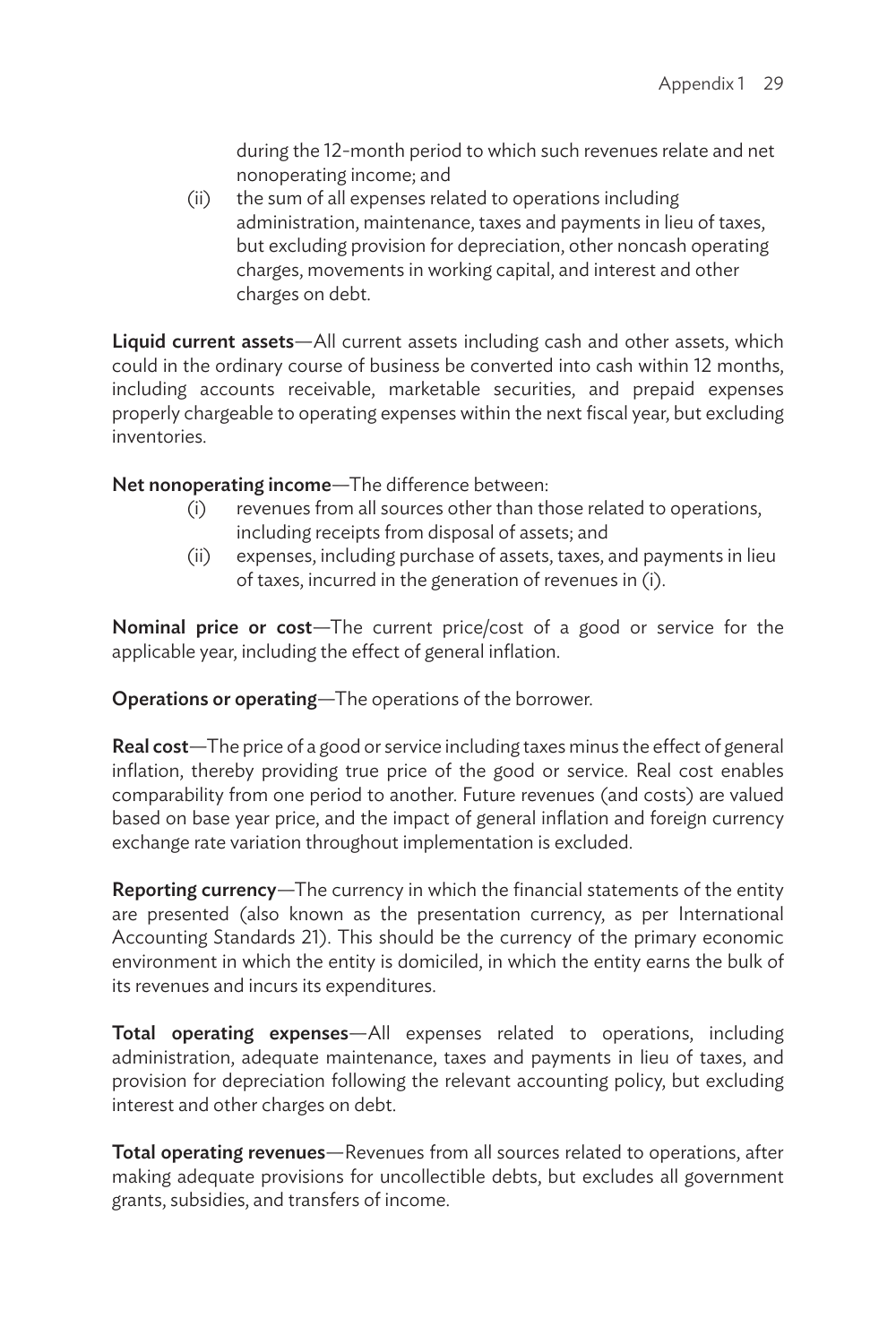during the 12-month period to which such revenues relate and net nonoperating income; and

(ii) the sum of all expenses related to operations including administration, maintenance, taxes and payments in lieu of taxes, but excluding provision for depreciation, other noncash operating charges, movements in working capital, and interest and other charges on debt.

**Liquid current assets**—All current assets including cash and other assets, which could in the ordinary course of business be converted into cash within 12 months, including accounts receivable, marketable securities, and prepaid expenses properly chargeable to operating expenses within the next fiscal year, but excluding inventories.

**Net nonoperating income**—The difference between:

(i) revenues from all sources other than those related to operations, including receipts from disposal of assets; and

(ii) expenses, including purchase of assets, taxes, and payments in lieu of taxes, incurred in the generation of revenues in (i).

**Nominal price or cost**—The current price/cost of a good or service for the applicable year, including the effect of general inflation.

**Operations or operating**—The operations of the borrower.

**Real cost**—The price of a good or service including taxes minus the effect of general inflation, thereby providing true price of the good or service. Real cost enables comparability from one period to another. Future revenues (and costs) are valued based on base year price, and the impact of general inflation and foreign currency exchange rate variation throughout implementation is excluded.

**Reporting currency**—The currency in which the financial statements of the entity are presented (also known as the presentation currency, as per International Accounting Standards 21). This should be the currency of the primary economic environment in which the entity is domiciled, in which the entity earns the bulk of its revenues and incurs its expenditures.

**Total operating expenses**—All expenses related to operations, including administration, adequate maintenance, taxes and payments in lieu of taxes, and provision for depreciation following the relevant accounting policy, but excluding interest and other charges on debt.

**Total operating revenues**—Revenues from all sources related to operations, after making adequate provisions for uncollectible debts, but excludes all government grants, subsidies, and transfers of income.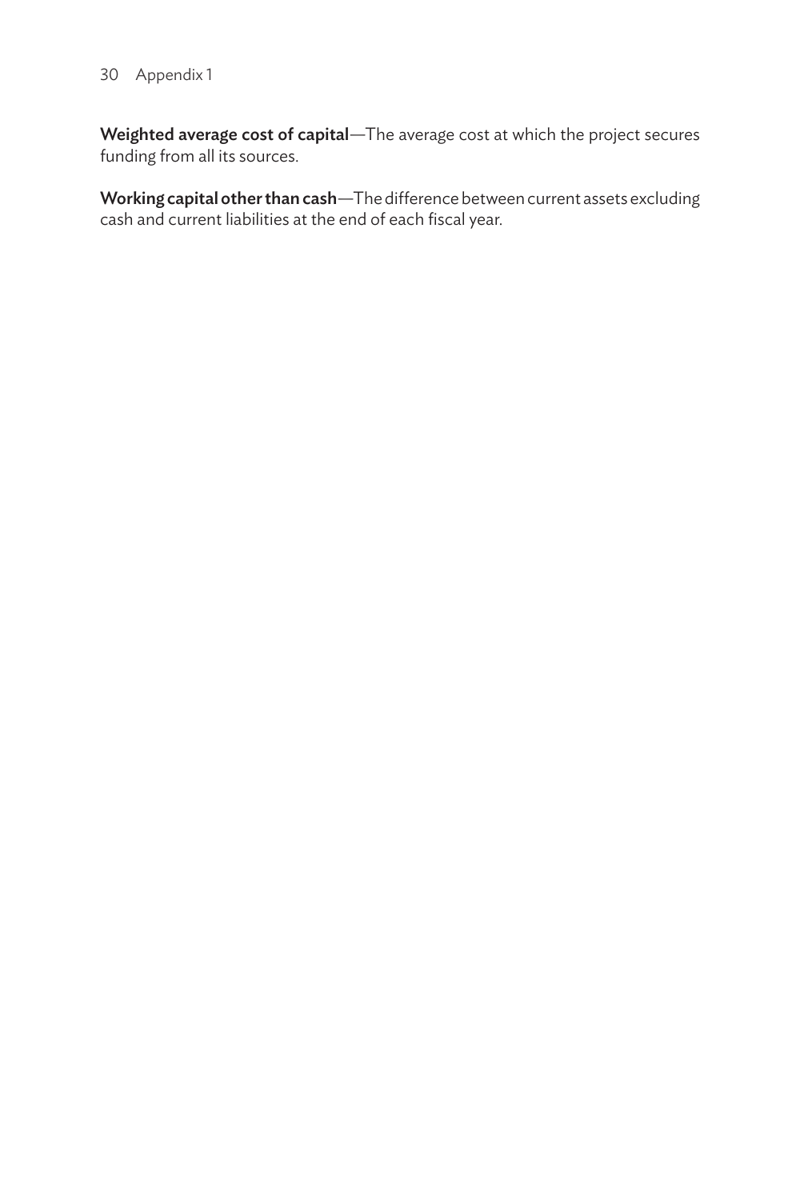**Weighted average cost of capital**—The average cost at which the project secures funding from all its sources.

**Working capital other than cash**—The difference between current assets excluding cash and current liabilities at the end of each fiscal year.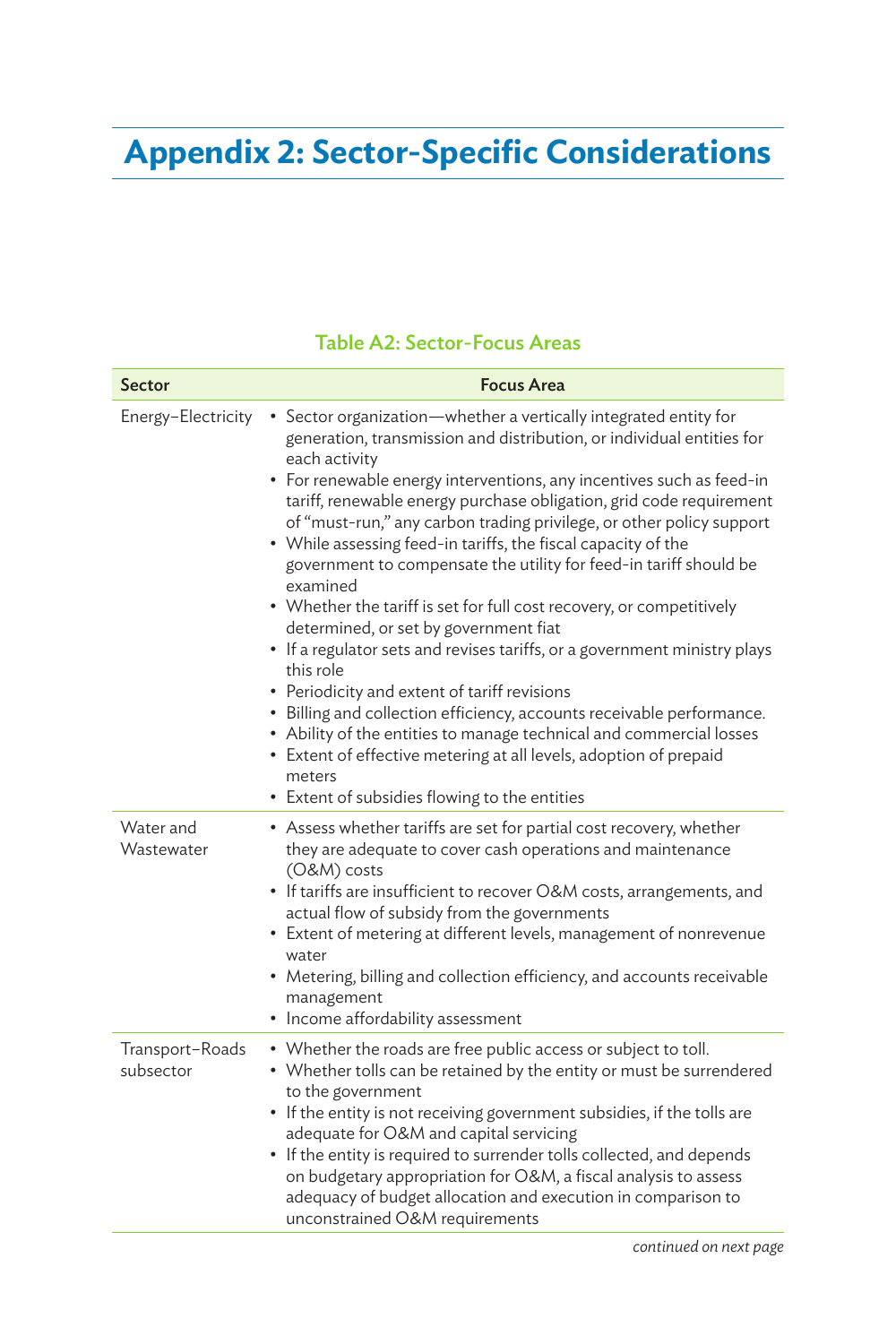# Appendix 2: Sector-Specific Considerations

**Table A2: Sector-Focus Areas**

| Sector | Focus Area |
|---|---|
| Energy–Electricity | • Sector organization—whether a vertically integrated entity for generation, transmission and distribution, or individual entities for each activity<br>• For renewable energy interventions, any incentives such as feed-in tariff, renewable energy purchase obligation, grid code requirement of "must-run," any carbon trading privilege, or other policy support<br>• While assessing feed-in tariffs, the fiscal capacity of the government to compensate the utility for feed-in tariff should be examined<br>• Whether the tariff is set for full cost recovery, or competitively determined, or set by government fiat<br>• If a regulator sets and revises tariffs, or a government ministry plays this role<br>• Periodicity and extent of tariff revisions<br>• Billing and collection efficiency, accounts receivable performance.<br>• Ability of the entities to manage technical and commercial losses<br>• Extent of effective metering at all levels, adoption of prepaid meters<br>• Extent of subsidies flowing to the entities |
| Water and Wastewater | • Assess whether tariffs are set for partial cost recovery, whether they are adequate to cover cash operations and maintenance (O&M) costs<br>• If tariffs are insufficient to recover O&M costs, arrangements, and actual flow of subsidy from the governments<br>• Extent of metering at different levels, management of nonrevenue water<br>• Metering, billing and collection efficiency, and accounts receivable management<br>• Income affordability assessment |
| Transport–Roads subsector | • Whether the roads are free public access or subject to toll.<br>• Whether tolls can be retained by the entity or must be surrendered to the government<br>• If the entity is not receiving government subsidies, if the tolls are adequate for O&M and capital servicing<br>• If the entity is required to surrender tolls collected, and depends on budgetary appropriation for O&M, a fiscal analysis to assess adequacy of budget allocation and execution in comparison to unconstrained O&M requirements |

*continued on next page*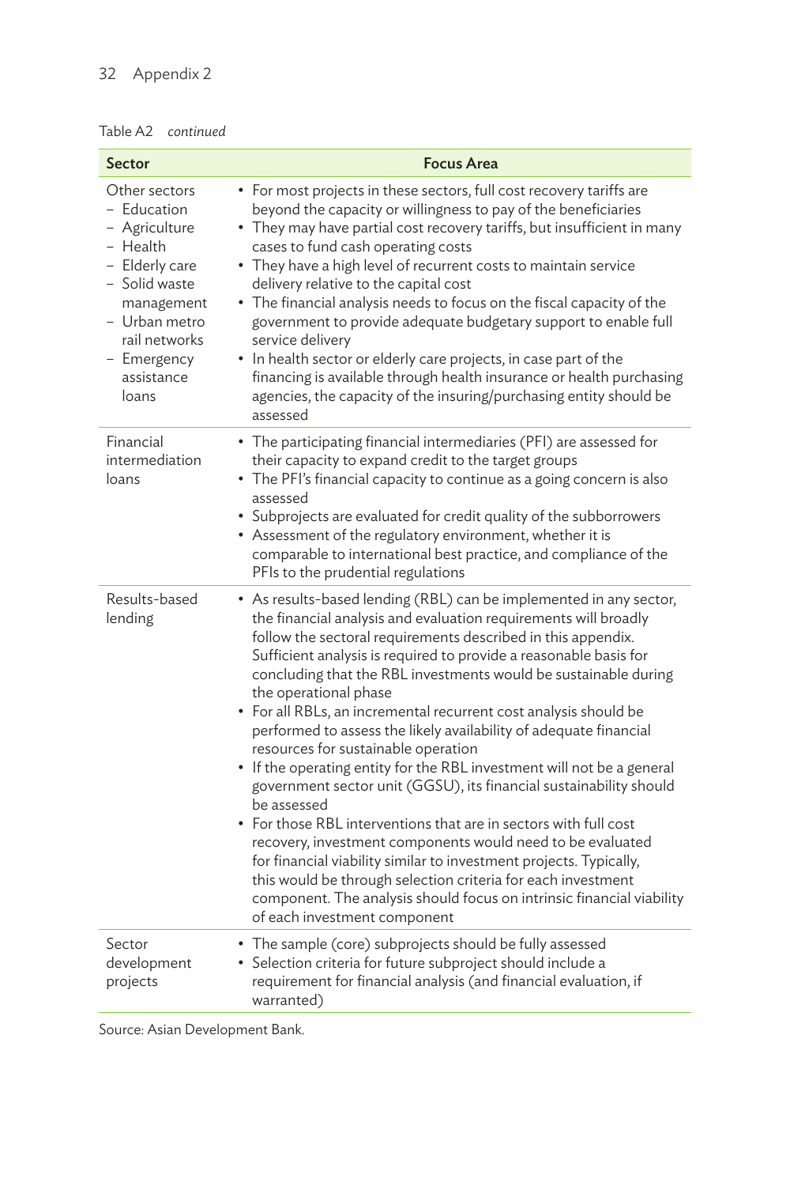Table A2 *continued*

| Sector | Focus Area |
|---|---|
| Other sectors<br>– Education<br>– Agriculture<br>– Health<br>– Elderly care<br>– Solid waste management<br>– Urban metro rail networks<br>– Emergency assistance loans | • For most projects in these sectors, full cost recovery tariffs are beyond the capacity or willingness to pay of the beneficiaries<br>• They may have partial cost recovery tariffs, but insufficient in many cases to fund cash operating costs<br>• They have a high level of recurrent costs to maintain service delivery relative to the capital cost<br>• The financial analysis needs to focus on the fiscal capacity of the government to provide adequate budgetary support to enable full service delivery<br>• In health sector or elderly care projects, in case part of the financing is available through health insurance or health purchasing agencies, the capacity of the insuring/purchasing entity should be assessed |
| Financial intermediation loans | • The participating financial intermediaries (PFI) are assessed for their capacity to expand credit to the target groups<br>• The PFI's financial capacity to continue as a going concern is also assessed<br>• Subprojects are evaluated for credit quality of the subborrowers<br>• Assessment of the regulatory environment, whether it is comparable to international best practice, and compliance of the PFIs to the prudential regulations |
| Results-based lending | • As results-based lending (RBL) can be implemented in any sector, the financial analysis and evaluation requirements will broadly follow the sectoral requirements described in this appendix. Sufficient analysis is required to provide a reasonable basis for concluding that the RBL investments would be sustainable during the operational phase<br>• For all RBLs, an incremental recurrent cost analysis should be performed to assess the likely availability of adequate financial resources for sustainable operation<br>• If the operating entity for the RBL investment will not be a general government sector unit (GGSU), its financial sustainability should be assessed<br>• For those RBL interventions that are in sectors with full cost recovery, investment components would need to be evaluated for financial viability similar to investment projects. Typically, this would be through selection criteria for each investment component. The analysis should focus on intrinsic financial viability of each investment component |
| Sector development projects | • The sample (core) subprojects should be fully assessed<br>• Selection criteria for future subproject should include a requirement for financial analysis (and financial evaluation, if warranted) |

Source: Asian Development Bank.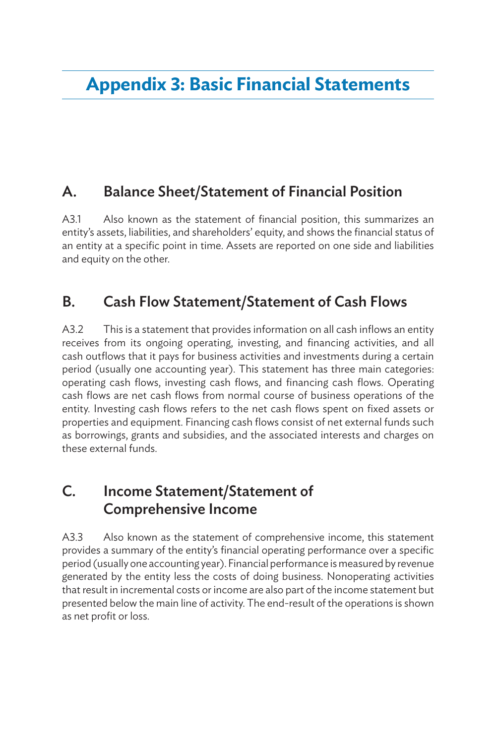# Appendix 3: Basic Financial Statements

## A. Balance Sheet/Statement of Financial Position

A3.1 Also known as the statement of financial position, this summarizes an entity's assets, liabilities, and shareholders' equity, and shows the financial status of an entity at a specific point in time. Assets are reported on one side and liabilities and equity on the other.

## B. Cash Flow Statement/Statement of Cash Flows

A3.2 This is a statement that provides information on all cash inflows an entity receives from its ongoing operating, investing, and financing activities, and all cash outflows that it pays for business activities and investments during a certain period (usually one accounting year). This statement has three main categories: operating cash flows, investing cash flows, and financing cash flows. Operating cash flows are net cash flows from normal course of business operations of the entity. Investing cash flows refers to the net cash flows spent on fixed assets or properties and equipment. Financing cash flows consist of net external funds such as borrowings, grants and subsidies, and the associated interests and charges on these external funds.

## C. Income Statement/Statement of Comprehensive Income

A3.3 Also known as the statement of comprehensive income, this statement provides a summary of the entity's financial operating performance over a specific period (usually one accounting year). Financial performance is measured by revenue generated by the entity less the costs of doing business. Nonoperating activities that result in incremental costs or income are also part of the income statement but presented below the main line of activity. The end-result of the operations is shown as net profit or loss.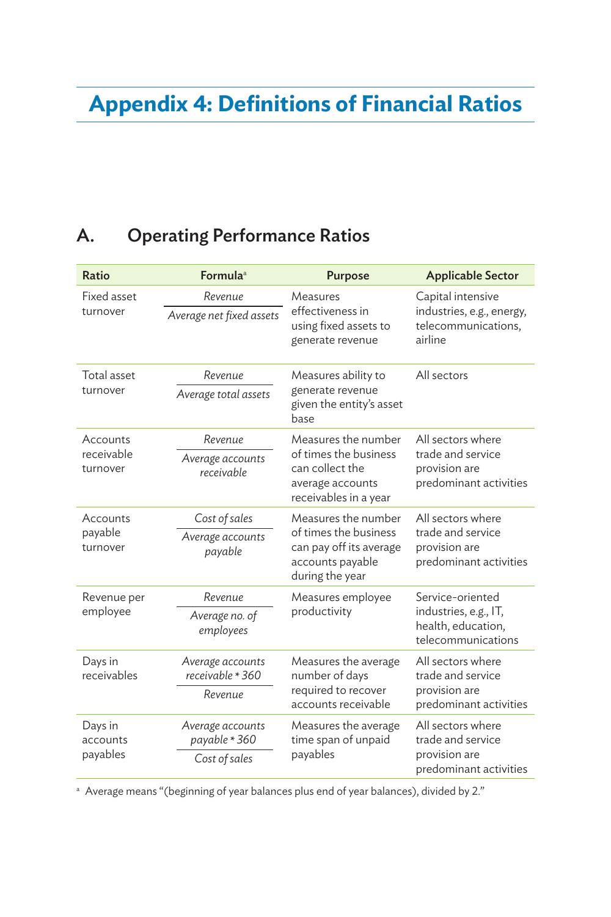# Appendix 4: Definitions of Financial Ratios

## A. Operating Performance Ratios

| Ratio | Formula[a] | Purpose | Applicable Sector |
|---|---|---|---|
| Fixed asset turnover | $\frac{\textit{Revenue}}{\textit{Average net fixed assets}}$ | Measures effectiveness in using fixed assets to generate revenue | Capital intensive industries, e.g., energy, telecommunications, airline |
| Total asset turnover | $\frac{\textit{Revenue}}{\textit{Average total assets}}$ | Measures ability to generate revenue given the entity's asset base | All sectors |
| Accounts receivable turnover | $\frac{\textit{Revenue}}{\textit{Average accounts receivable}}$ | Measures the number of times the business can collect the average accounts receivables in a year | All sectors where trade and service provision are predominant activities |
| Accounts payable turnover | $\frac{\textit{Cost of sales}}{\textit{Average accounts payable}}$ | Measures the number of times the business can pay off its average accounts payable during the year | All sectors where trade and service provision are predominant activities |
| Revenue per employee | $\frac{\textit{Revenue}}{\textit{Average no. of employees}}$ | Measures employee productivity | Service-oriented industries, e.g., IT, health, education, telecommunications |
| Days in receivables | $\frac{\textit{Average accounts receivable} * 360}{\textit{Revenue}}$ | Measures the average number of days required to recover accounts receivable | All sectors where trade and service provision are predominant activities |
| Days in accounts payables | $\frac{\textit{Average accounts payable} * 360}{\textit{Cost of sales}}$ | Measures the average time span of unpaid payables | All sectors where trade and service provision are predominant activities |

[a] Average means "(beginning of year balances plus end of year balances), divided by 2."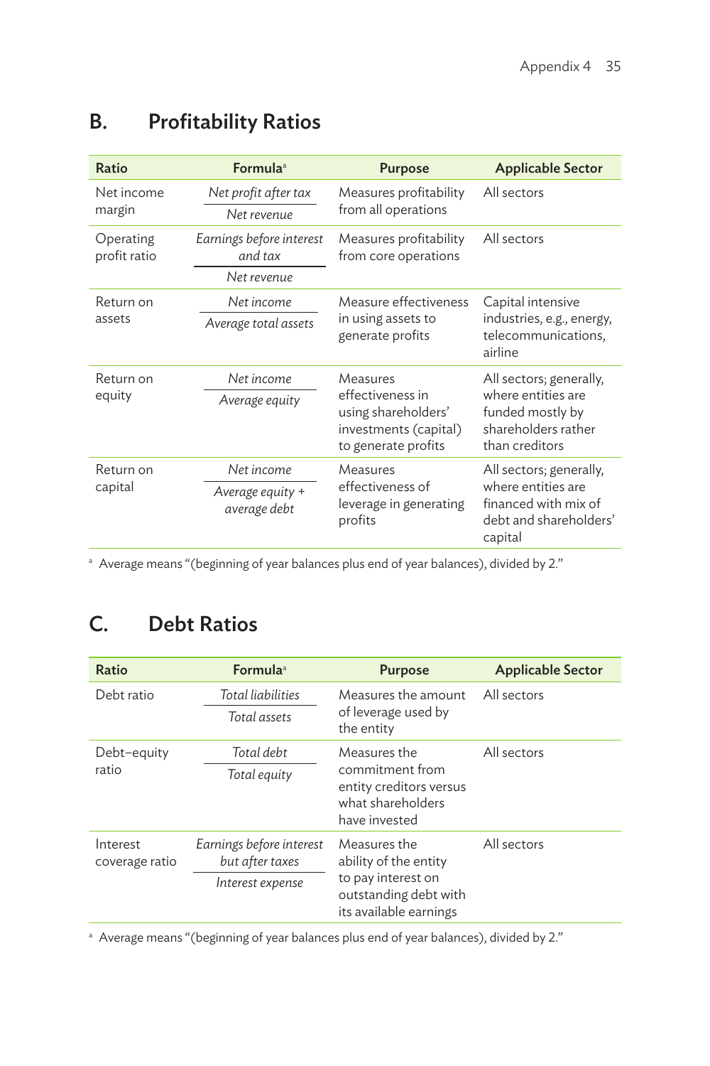## B. Profitability Ratios

| Ratio | Formula[a] | Purpose | Applicable Sector |
|---|---|---|---|
| Net income margin | $\frac{\textit{Net profit after tax}}{\textit{Net revenue}}$ | Measures profitability from all operations | All sectors |
| Operating profit ratio | $\frac{\textit{Earnings before interest and tax}}{\textit{Net revenue}}$ | Measures profitability from core operations | All sectors |
| Return on assets | $\frac{\textit{Net income}}{\textit{Average total assets}}$ | Measure effectiveness in using assets to generate profits | Capital intensive industries, e.g., energy, telecommunications, airline |
| Return on equity | $\frac{\textit{Net income}}{\textit{Average equity}}$ | Measures effectiveness in using shareholders' investments (capital) to generate profits | All sectors; generally, where entities are funded mostly by shareholders rather than creditors |
| Return on capital | $\frac{\textit{Net income}}{\textit{Average equity + average debt}}$ | Measures effectiveness of leverage in generating profits | All sectors; generally, where entities are financed with mix of debt and shareholders' capital |

[a] Average means "(beginning of year balances plus end of year balances), divided by 2."

## C. Debt Ratios

| Ratio | Formula[a] | Purpose | Applicable Sector |
|---|---|---|---|
| Debt ratio | $\frac{\textit{Total liabilities}}{\textit{Total assets}}$ | Measures the amount of leverage used by the entity | All sectors |
| Debt–equity ratio | $\frac{\textit{Total debt}}{\textit{Total equity}}$ | Measures the commitment from entity creditors versus what shareholders have invested | All sectors |
| Interest coverage ratio | $\frac{\textit{Earnings before interest but after taxes}}{\textit{Interest expense}}$ | Measures the ability of the entity to pay interest on outstanding debt with its available earnings | All sectors |

[a] Average means "(beginning of year balances plus end of year balances), divided by 2."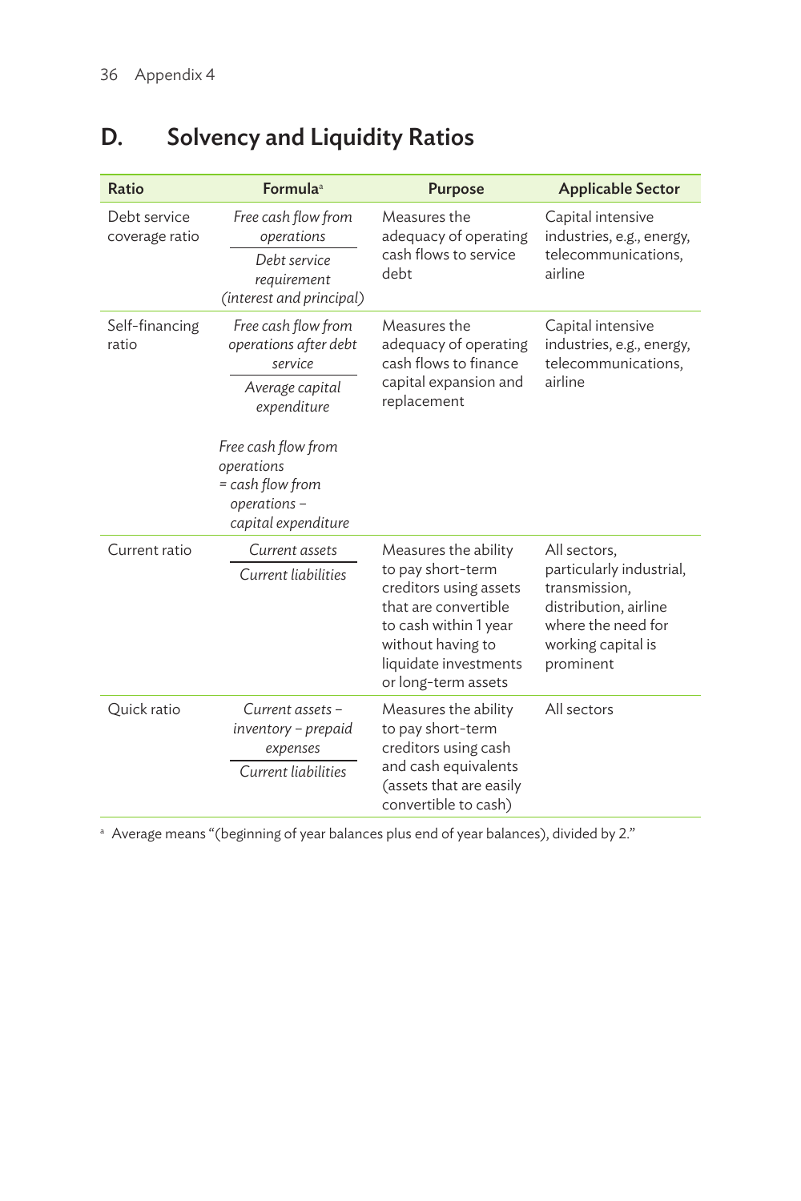## D. Solvency and Liquidity Ratios

| Ratio | Formula[a] | Purpose | Applicable Sector |
|---|---|---|---|
| Debt service coverage ratio | $\frac{\textit{Free cash flow from operations}}{\textit{Debt service requirement (interest and principal)}}$ | Measures the adequacy of operating cash flows to service debt | Capital intensive industries, e.g., energy, telecommunications, airline |
| Self-financing ratio | $\frac{\textit{Free cash flow from operations after debt service}}{\textit{Average capital expenditure}}$ <br><br> *Free cash flow from operations = cash flow from operations – capital expenditure* | Measures the adequacy of operating cash flows to finance capital expansion and replacement | Capital intensive industries, e.g., energy, telecommunications, airline |
| Current ratio | $\frac{\textit{Current assets}}{\textit{Current liabilities}}$ | Measures the ability to pay short-term creditors using assets that are convertible to cash within 1 year without having to liquidate investments or long-term assets | All sectors, particularly industrial, transmission, distribution, airline where the need for working capital is prominent |
| Quick ratio | $\frac{\textit{Current assets – inventory – prepaid expenses}}{\textit{Current liabilities}}$ | Measures the ability to pay short-term creditors using cash and cash equivalents (assets that are easily convertible to cash) | All sectors |

[a] Average means "(beginning of year balances plus end of year balances), divided by 2."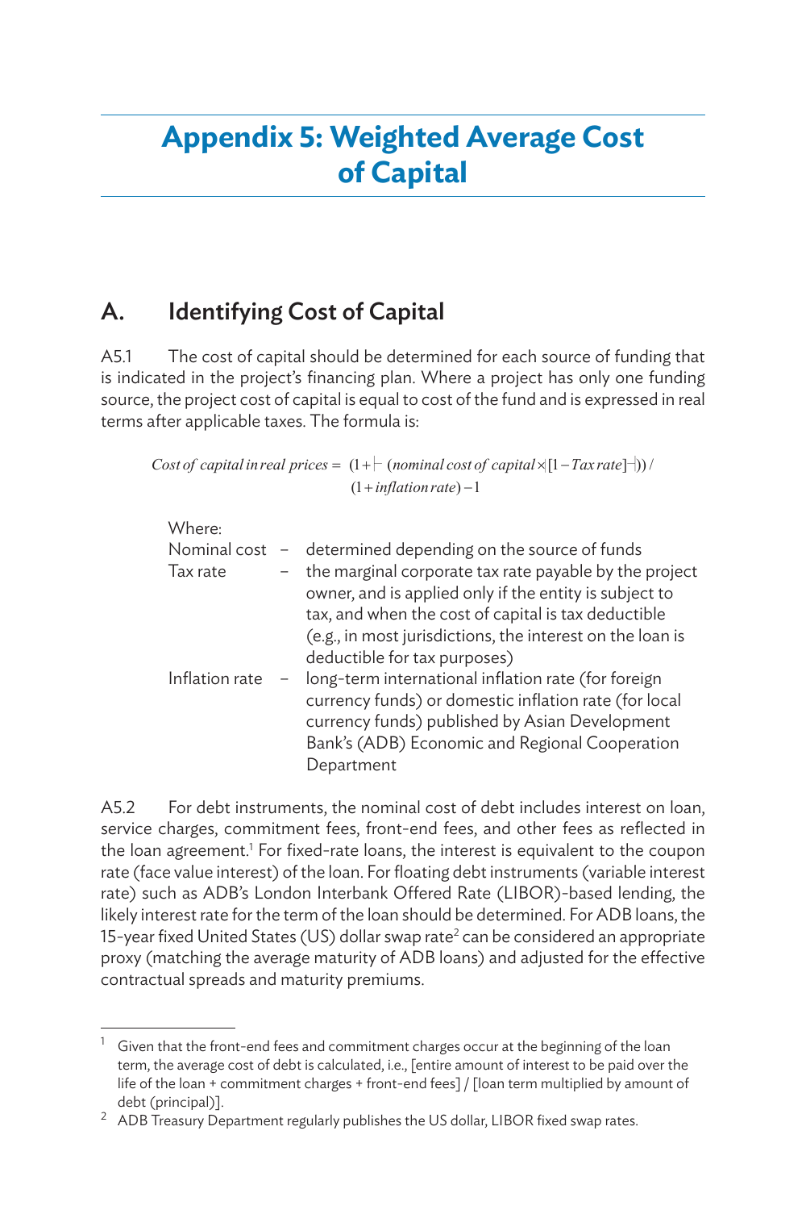# Appendix 5: Weighted Average Cost of Capital

## A. Identifying Cost of Capital

A5.1 The cost of capital should be determined for each source of funding that is indicated in the project's financing plan. Where a project has only one funding source, the project cost of capital is equal to cost of the fund and is expressed in real terms after applicable taxes. The formula is:

$$Cost\ of\ capital\ in\ real\ prices = (1 + (nominal\ cost\ of\ capital \times [1 - Tax\ rate])) / (1 + inflation\ rate) - 1$$

Where:

- Nominal cost – determined depending on the source of funds
- Tax rate – the marginal corporate tax rate payable by the project owner, and is applied only if the entity is subject to tax, and when the cost of capital is tax deductible (e.g., in most jurisdictions, the interest on the loan is deductible for tax purposes)
- Inflation rate – long-term international inflation rate (for foreign currency funds) or domestic inflation rate (for local currency funds) published by Asian Development Bank's (ADB) Economic and Regional Cooperation Department

A5.2 For debt instruments, the nominal cost of debt includes interest on loan, service charges, commitment fees, front-end fees, and other fees as reflected in the loan agreement.[1] For fixed-rate loans, the interest is equivalent to the coupon rate (face value interest) of the loan. For floating debt instruments (variable interest rate) such as ADB's London Interbank Offered Rate (LIBOR)-based lending, the likely interest rate for the term of the loan should be determined. For ADB loans, the 15-year fixed United States (US) dollar swap rate[2] can be considered an appropriate proxy (matching the average maturity of ADB loans) and adjusted for the effective contractual spreads and maturity premiums.

---

[1] Given that the front-end fees and commitment charges occur at the beginning of the loan term, the average cost of debt is calculated, i.e., [entire amount of interest to be paid over the life of the loan + commitment charges + front-end fees] / [loan term multiplied by amount of debt (principal)].

[2] ADB Treasury Department regularly publishes the US dollar, LIBOR fixed swap rates.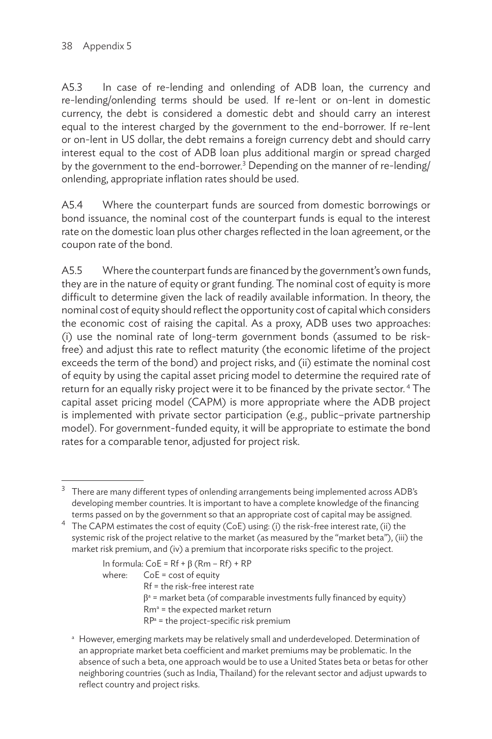A5.3 In case of re-lending and onlending of ADB loan, the currency and re-lending/onlending terms should be used. If re-lent or on-lent in domestic currency, the debt is considered a domestic debt and should carry an interest equal to the interest charged by the government to the end-borrower. If re-lent or on-lent in US dollar, the debt remains a foreign currency debt and should carry interest equal to the cost of ADB loan plus additional margin or spread charged by the government to the end-borrower.[3] Depending on the manner of re-lending/onlending, appropriate inflation rates should be used.

A5.4 Where the counterpart funds are sourced from domestic borrowings or bond issuance, the nominal cost of the counterpart funds is equal to the interest rate on the domestic loan plus other charges reflected in the loan agreement, or the coupon rate of the bond.

A5.5 Where the counterpart funds are financed by the government's own funds, they are in the nature of equity or grant funding. The nominal cost of equity is more difficult to determine given the lack of readily available information. In theory, the nominal cost of equity should reflect the opportunity cost of capital which considers the economic cost of raising the capital. As a proxy, ADB uses two approaches: (i) use the nominal rate of long-term government bonds (assumed to be risk-free) and adjust this rate to reflect maturity (the economic lifetime of the project exceeds the term of the bond) and project risks, and (ii) estimate the nominal cost of equity by using the capital asset pricing model to determine the required rate of return for an equally risky project were it to be financed by the private sector.[4] The capital asset pricing model (CAPM) is more appropriate where the ADB project is implemented with private sector participation (e.g., public–private partnership model). For government-funded equity, it will be appropriate to estimate the bond rates for a comparable tenor, adjusted for project risk.

---

[3] There are many different types of onlending arrangements being implemented across ADB's developing member countries. It is important to have a complete knowledge of the financing terms passed on by the government so that an appropriate cost of capital may be assigned.

[4] The CAPM estimates the cost of equity (CoE) using: (i) the risk-free interest rate, (ii) the systemic risk of the project relative to the market (as measured by the "market beta"), (iii) the market risk premium, and (iv) a premium that incorporate risks specific to the project.

In formula: $CoE = Rf + \beta (Rm - Rf) + RP$

where: CoE = cost of equity
Rf = the risk-free interest rate
$\beta$[a] = market beta (of comparable investments fully financed by equity)
Rm[a] = the expected market return
RP[a] = the project-specific risk premium

[a] However, emerging markets may be relatively small and underdeveloped. Determination of an appropriate market beta coefficient and market premiums may be problematic. In the absence of such a beta, one approach would be to use a United States beta or betas for other neighboring countries (such as India, Thailand) for the relevant sector and adjust upwards to reflect country and project risks.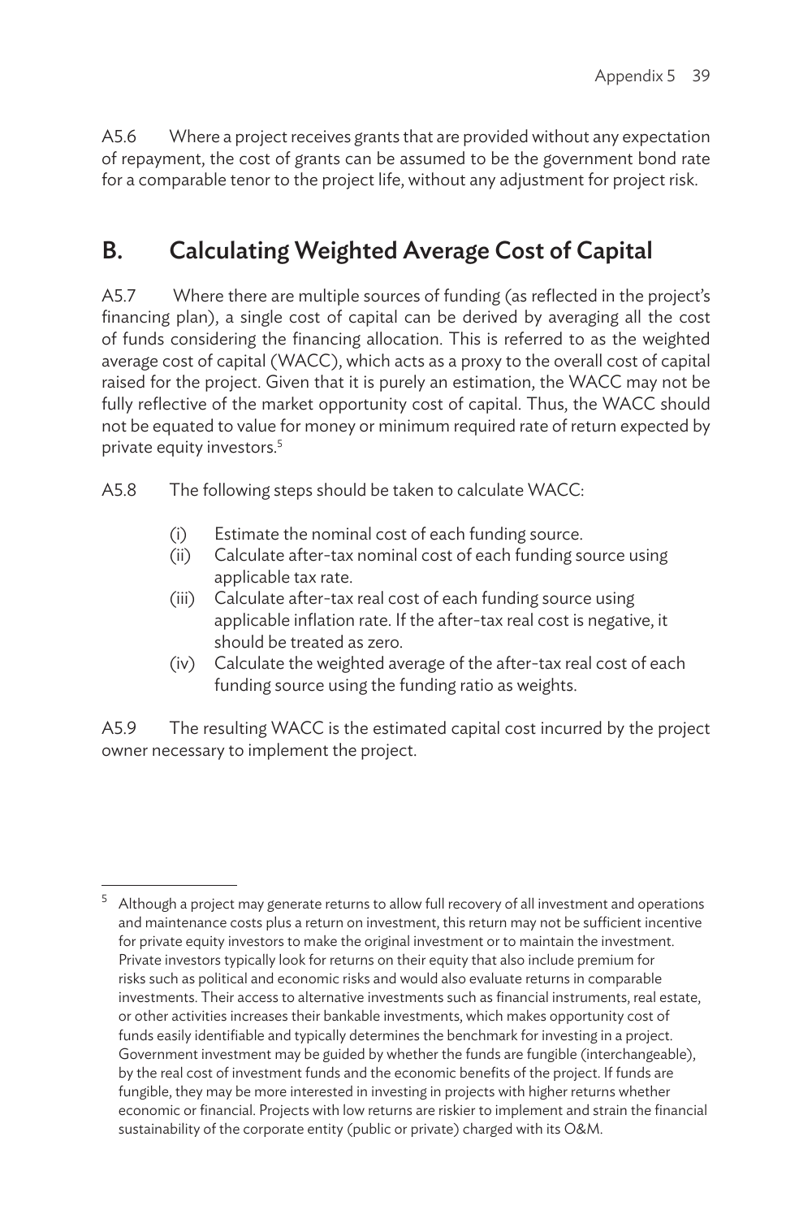A5.6 Where a project receives grants that are provided without any expectation of repayment, the cost of grants can be assumed to be the government bond rate for a comparable tenor to the project life, without any adjustment for project risk.

## B. Calculating Weighted Average Cost of Capital

A5.7 Where there are multiple sources of funding (as reflected in the project's financing plan), a single cost of capital can be derived by averaging all the cost of funds considering the financing allocation. This is referred to as the weighted average cost of capital (WACC), which acts as a proxy to the overall cost of capital raised for the project. Given that it is purely an estimation, the WACC may not be fully reflective of the market opportunity cost of capital. Thus, the WACC should not be equated to value for money or minimum required rate of return expected by private equity investors.[5]

A5.8 The following steps should be taken to calculate WACC:

(i) Estimate the nominal cost of each funding source.
(ii) Calculate after-tax nominal cost of each funding source using applicable tax rate.
(iii) Calculate after-tax real cost of each funding source using applicable inflation rate. If the after-tax real cost is negative, it should be treated as zero.
(iv) Calculate the weighted average of the after-tax real cost of each funding source using the funding ratio as weights.

A5.9 The resulting WACC is the estimated capital cost incurred by the project owner necessary to implement the project.

---

[5] Although a project may generate returns to allow full recovery of all investment and operations and maintenance costs plus a return on investment, this return may not be sufficient incentive for private equity investors to make the original investment or to maintain the investment. Private investors typically look for returns on their equity that also include premium for risks such as political and economic risks and would also evaluate returns in comparable investments. Their access to alternative investments such as financial instruments, real estate, or other activities increases their bankable investments, which makes opportunity cost of funds easily identifiable and typically determines the benchmark for investing in a project. Government investment may be guided by whether the funds are fungible (interchangeable), by the real cost of investment funds and the economic benefits of the project. If funds are fungible, they may be more interested in investing in projects with higher returns whether economic or financial. Projects with low returns are riskier to implement and strain the financial sustainability of the corporate entity (public or private) charged with its O&M.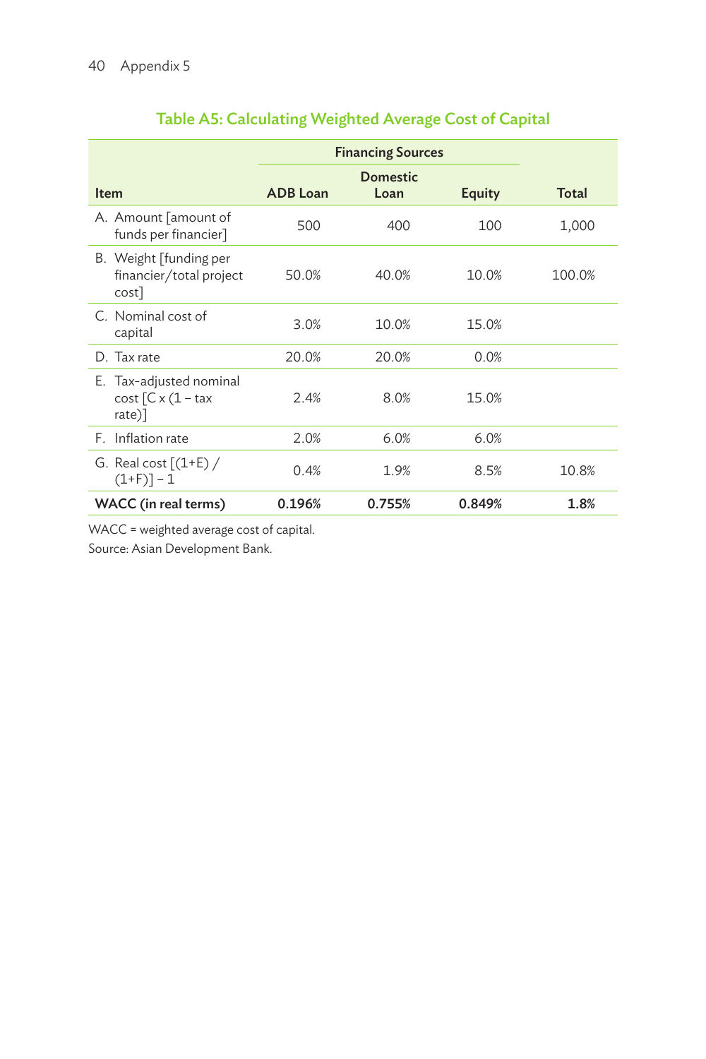### Table A5: Calculating Weighted Average Cost of Capital

| Item | Financing Sources | | | Total |
|---|---|---|---|---|
| | ADB Loan | Domestic Loan | Equity | |
| A. Amount [amount of funds per financier] | 500 | 400 | 100 | 1,000 |
| B. Weight [funding per financier/total project cost] | 50.0% | 40.0% | 10.0% | 100.0% |
| C. Nominal cost of capital | 3.0% | 10.0% | 15.0% | |
| D. Tax rate | 20.0% | 20.0% | 0.0% | |
| E. Tax-adjusted nominal cost [C x (1 – tax rate)] | 2.4% | 8.0% | 15.0% | |
| F. Inflation rate | 2.0% | 6.0% | 6.0% | |
| G. Real cost [(1+E) / (1+F)] – 1 | 0.4% | 1.9% | 8.5% | 10.8% |
| **WACC (in real terms)** | **0.196%** | **0.755%** | **0.849%** | **1.8%** |

WACC = weighted average cost of capital.

Source: Asian Development Bank.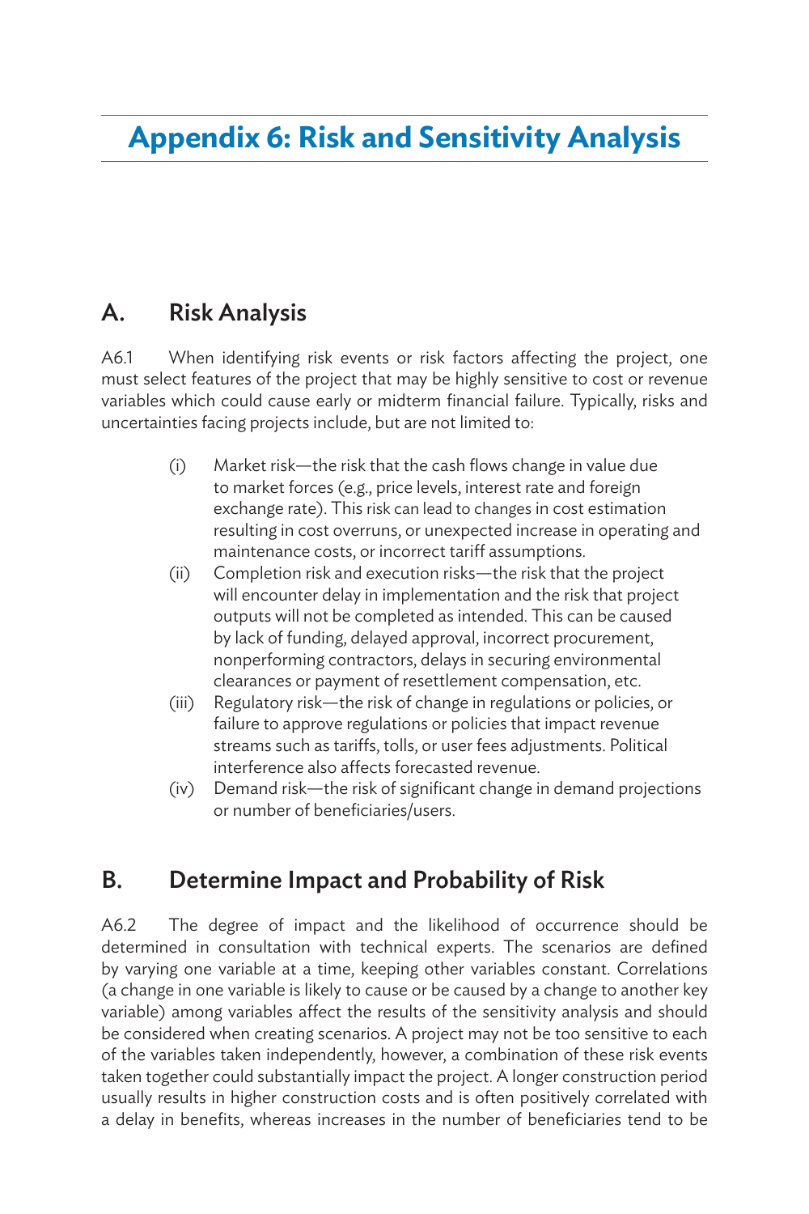# Appendix 6: Risk and Sensitivity Analysis

## A. Risk Analysis

A6.1 When identifying risk events or risk factors affecting the project, one must select features of the project that may be highly sensitive to cost or revenue variables which could cause early or midterm financial failure. Typically, risks and uncertainties facing projects include, but are not limited to:

- (i) Market risk—the risk that the cash flows change in value due to market forces (e.g., price levels, interest rate and foreign exchange rate). This risk can lead to changes in cost estimation resulting in cost overruns, or unexpected increase in operating and maintenance costs, or incorrect tariff assumptions.
- (ii) Completion risk and execution risks—the risk that the project will encounter delay in implementation and the risk that project outputs will not be completed as intended. This can be caused by lack of funding, delayed approval, incorrect procurement, nonperforming contractors, delays in securing environmental clearances or payment of resettlement compensation, etc.
- (iii) Regulatory risk—the risk of change in regulations or policies, or failure to approve regulations or policies that impact revenue streams such as tariffs, tolls, or user fees adjustments. Political interference also affects forecasted revenue.
- (iv) Demand risk—the risk of significant change in demand projections or number of beneficiaries/users.

## B. Determine Impact and Probability of Risk

A6.2 The degree of impact and the likelihood of occurrence should be determined in consultation with technical experts. The scenarios are defined by varying one variable at a time, keeping other variables constant. Correlations (a change in one variable is likely to cause or be caused by a change to another key variable) among variables affect the results of the sensitivity analysis and should be considered when creating scenarios. A project may not be too sensitive to each of the variables taken independently, however, a combination of these risk events taken together could substantially impact the project. A longer construction period usually results in higher construction costs and is often positively correlated with a delay in benefits, whereas increases in the number of beneficiaries tend to be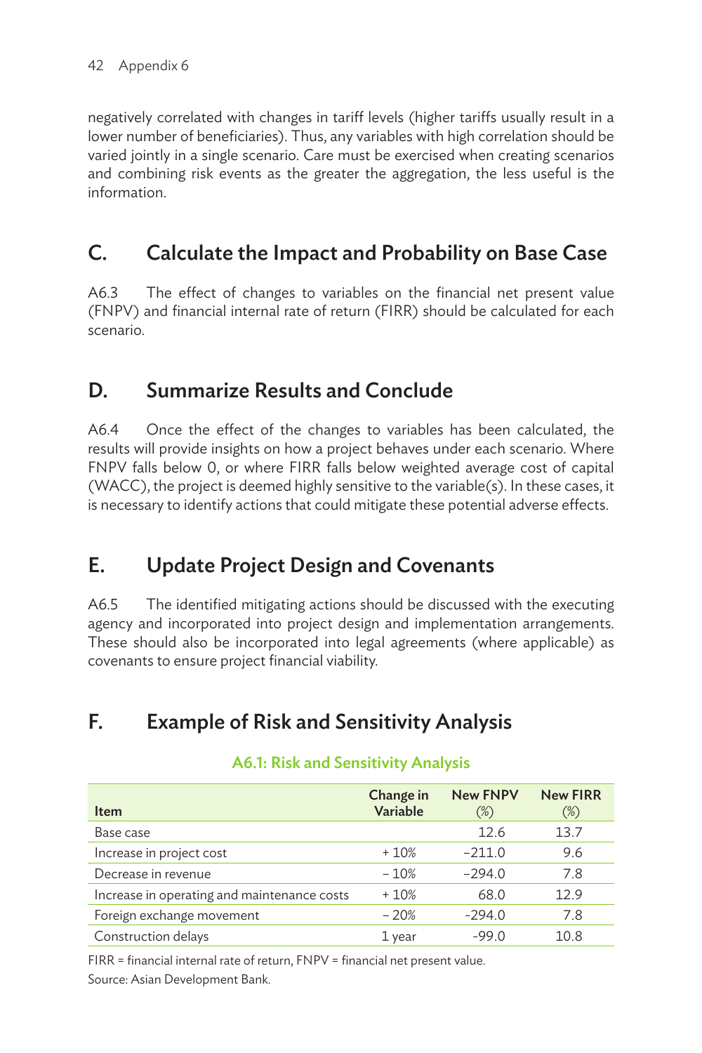negatively correlated with changes in tariff levels (higher tariffs usually result in a lower number of beneficiaries). Thus, any variables with high correlation should be varied jointly in a single scenario. Care must be exercised when creating scenarios and combining risk events as the greater the aggregation, the less useful is the information.

## C. Calculate the Impact and Probability on Base Case

A6.3 The effect of changes to variables on the financial net present value (FNPV) and financial internal rate of return (FIRR) should be calculated for each scenario.

## D. Summarize Results and Conclude

A6.4 Once the effect of the changes to variables has been calculated, the results will provide insights on how a project behaves under each scenario. Where FNPV falls below 0, or where FIRR falls below weighted average cost of capital (WACC), the project is deemed highly sensitive to the variable(s). In these cases, it is necessary to identify actions that could mitigate these potential adverse effects.

## E. Update Project Design and Covenants

A6.5 The identified mitigating actions should be discussed with the executing agency and incorporated into project design and implementation arrangements. These should also be incorporated into legal agreements (where applicable) as covenants to ensure project financial viability.

## F. Example of Risk and Sensitivity Analysis

### A6.1: Risk and Sensitivity Analysis

| Item | Change in Variable | New FNPV (%) | New FIRR (%) |
|---|---|---|---|
| Base case | | 12.6 | 13.7 |
| Increase in project cost | + 10% | −211.0 | 9.6 |
| Decrease in revenue | − 10% | −294.0 | 7.8 |
| Increase in operating and maintenance costs | + 10% | 68.0 | 12.9 |
| Foreign exchange movement | − 20% | -294.0 | 7.8 |
| Construction delays | 1 year | -99.0 | 10.8 |

FIRR = financial internal rate of return, FNPV = financial net present value.

Source: Asian Development Bank.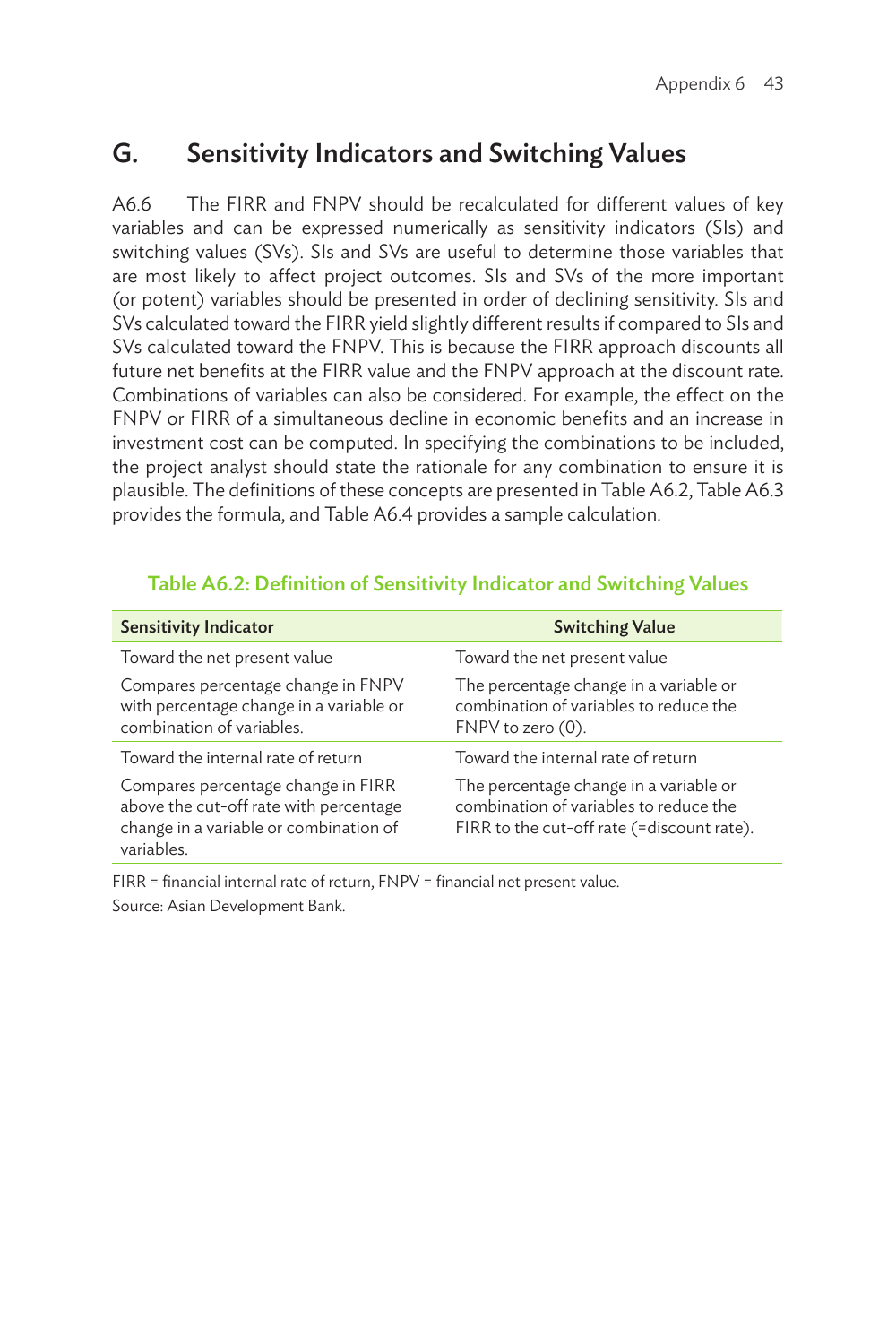## G. Sensitivity Indicators and Switching Values

A6.6 The FIRR and FNPV should be recalculated for different values of key variables and can be expressed numerically as sensitivity indicators (SIs) and switching values (SVs). SIs and SVs are useful to determine those variables that are most likely to affect project outcomes. SIs and SVs of the more important (or potent) variables should be presented in order of declining sensitivity. SIs and SVs calculated toward the FIRR yield slightly different results if compared to SIs and SVs calculated toward the FNPV. This is because the FIRR approach discounts all future net benefits at the FIRR value and the FNPV approach at the discount rate. Combinations of variables can also be considered. For example, the effect on the FNPV or FIRR of a simultaneous decline in economic benefits and an increase in investment cost can be computed. In specifying the combinations to be included, the project analyst should state the rationale for any combination to ensure it is plausible. The definitions of these concepts are presented in Table A6.2, Table A6.3 provides the formula, and Table A6.4 provides a sample calculation.

**Table A6.2: Definition of Sensitivity Indicator and Switching Values**

| Sensitivity Indicator | Switching Value |
|---|---|
| Toward the net present value | Toward the net present value |
| Compares percentage change in FNPV with percentage change in a variable or combination of variables. | The percentage change in a variable or combination of variables to reduce the FNPV to zero (0). |
| Toward the internal rate of return | Toward the internal rate of return |
| Compares percentage change in FIRR above the cut-off rate with percentage change in a variable or combination of variables. | The percentage change in a variable or combination of variables to reduce the FIRR to the cut-off rate (=discount rate). |

FIRR = financial internal rate of return, FNPV = financial net present value.

Source: Asian Development Bank.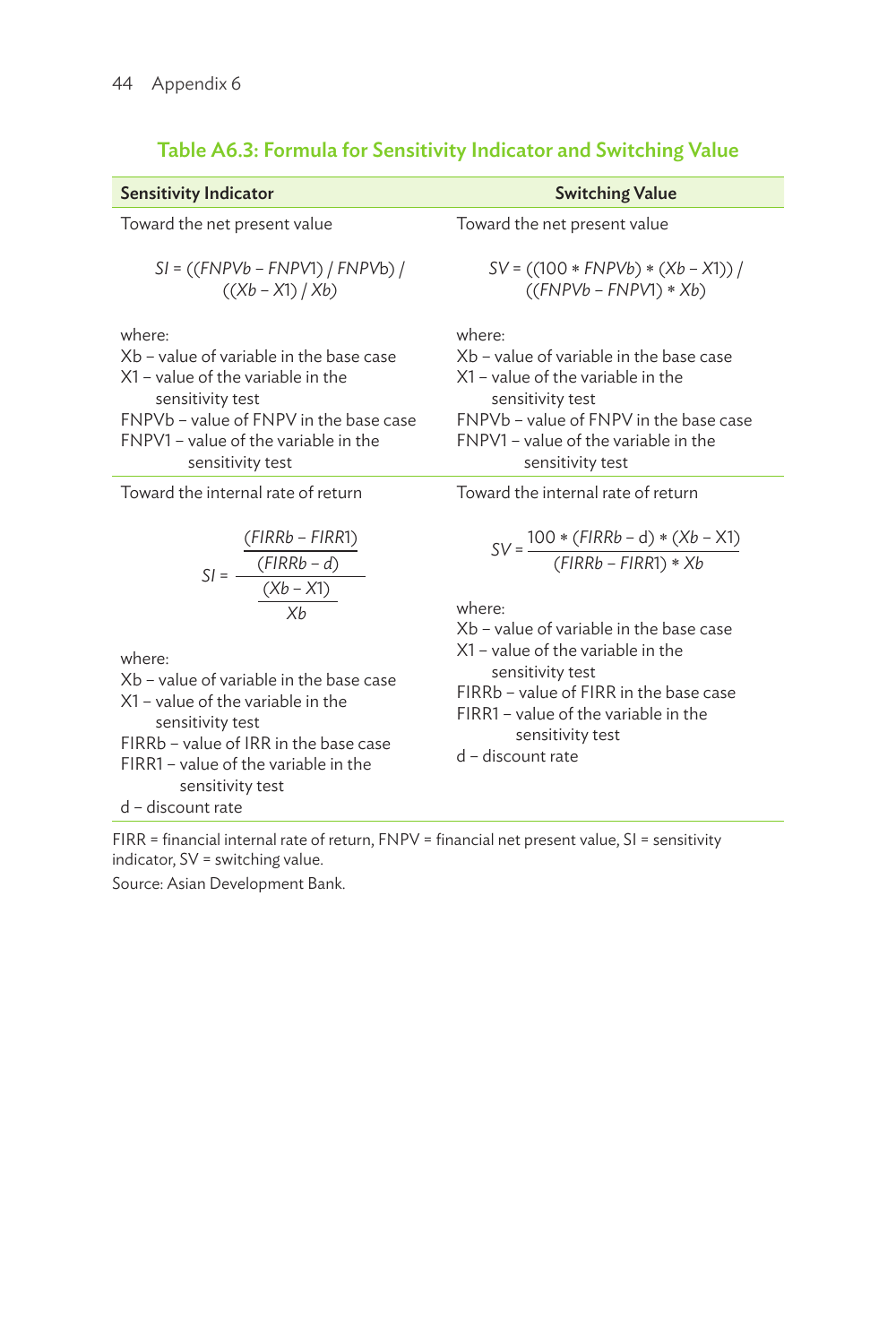### Table A6.3: Formula for Sensitivity Indicator and Switching Value

| Sensitivity Indicator | Switching Value |
|---|---|
| Toward the net present value<br><br>$SI = ((FNPVb - FNPV1) / FNPVb) / ((Xb - X1) / Xb)$<br><br>where:<br>Xb – value of variable in the base case<br>X1 – value of the variable in the sensitivity test<br>FNPVb – value of FNPV in the base case<br>FNPV1 – value of the variable in the sensitivity test | Toward the net present value<br><br>$SV = ((100 * FNPVb) * (Xb - X1)) / ((FNPVb - FNPV1) * Xb)$<br><br>where:<br>Xb – value of variable in the base case<br>X1 – value of the variable in the sensitivity test<br>FNPVb – value of FNPV in the base case<br>FNPV1 – value of the variable in the sensitivity test |
| Toward the internal rate of return<br><br>$SI = \dfrac{\dfrac{(FIRRb - FIRR1)}{(FIRRb - d)}}{\dfrac{(Xb - X1)}{Xb}}$<br><br>where:<br>Xb – value of variable in the base case<br>X1 – value of the variable in the sensitivity test<br>FIRRb – value of IRR in the base case<br>FIRR1 – value of the variable in the sensitivity test<br>d – discount rate | Toward the internal rate of return<br><br>$SV = \dfrac{100 * (FIRRb - d) * (Xb - X1)}{(FIRRb - FIRR1) * Xb}$<br><br>where:<br>Xb – value of variable in the base case<br>X1 – value of the variable in the sensitivity test<br>FIRRb – value of FIRR in the base case<br>FIRR1 – value of the variable in the sensitivity test<br>d – discount rate |

FIRR = financial internal rate of return, FNPV = financial net present value, SI = sensitivity indicator, SV = switching value.

Source: Asian Development Bank.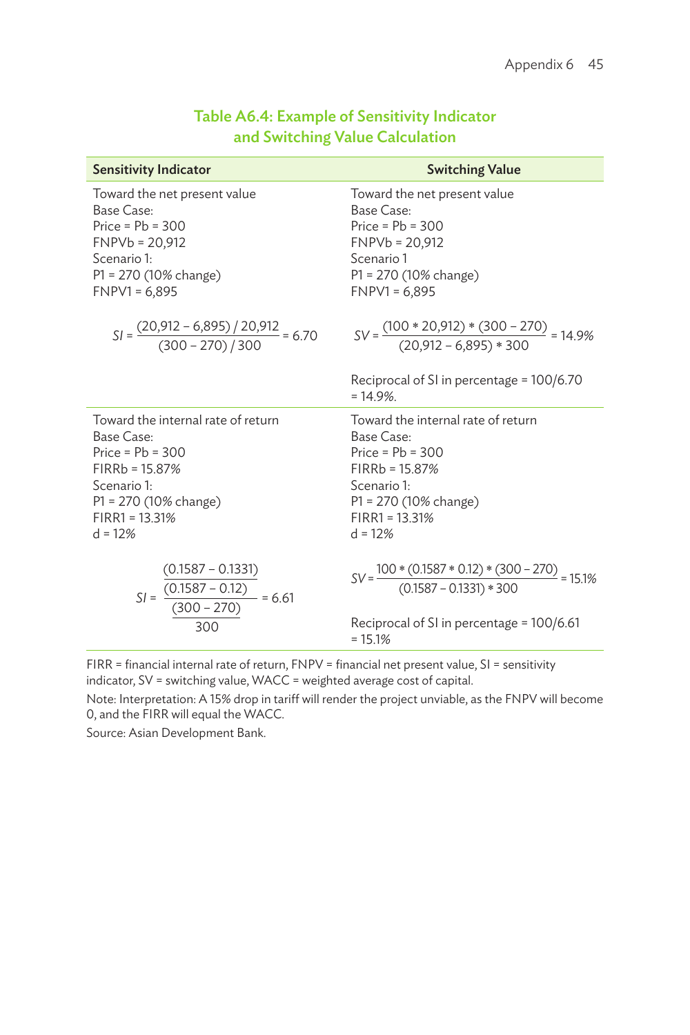**Table A6.4: Example of Sensitivity Indicator and Switching Value Calculation**

| Sensitivity Indicator | Switching Value |
|---|---|
| Toward the net present value<br>Base Case:<br>Price = Pb = 300<br>FNPVb = 20,912<br>Scenario 1:<br>P1 = 270 (10% change)<br>FNPV1 = 6,895<br><br>$SI = \dfrac{(20{,}912 - 6{,}895) / 20{,}912}{(300 - 270) / 300} = 6.70$ | Toward the net present value<br>Base Case:<br>Price = Pb = 300<br>FNPVb = 20,912<br>Scenario 1<br>P1 = 270 (10% change)<br>FNPV1 = 6,895<br><br>$SV = \dfrac{(100 * 20{,}912) * (300 - 270)}{(20{,}912 - 6{,}895) * 300} = 14.9\%$<br><br>Reciprocal of SI in percentage = 100/6.70 = 14.9%. |
| Toward the internal rate of return<br>Base Case:<br>Price = Pb = 300<br>FIRRb = 15.87%<br>Scenario 1:<br>P1 = 270 (10% change)<br>FIRR1 = 13.31%<br>d = 12%<br><br>$SI = \dfrac{\dfrac{(0.1587 - 0.1331)}{(0.1587 - 0.12)}}{\dfrac{(300 - 270)}{300}} = 6.61$ | Toward the internal rate of return<br>Base Case:<br>Price = Pb = 300<br>FIRRb = 15.87%<br>Scenario 1:<br>P1 = 270 (10% change)<br>FIRR1 = 13.31%<br>d = 12%<br><br>$SV = \dfrac{100 * (0.1587 * 0.12) * (300 - 270)}{(0.1587 - 0.1331) * 300} = 15.1\%$<br><br>Reciprocal of SI in percentage = 100/6.61 = 15.1% |

FIRR = financial internal rate of return, FNPV = financial net present value, SI = sensitivity indicator, SV = switching value, WACC = weighted average cost of capital.

Note: Interpretation: A 15% drop in tariff will render the project unviable, as the FNPV will become 0, and the FIRR will equal the WACC.

Source: Asian Development Bank.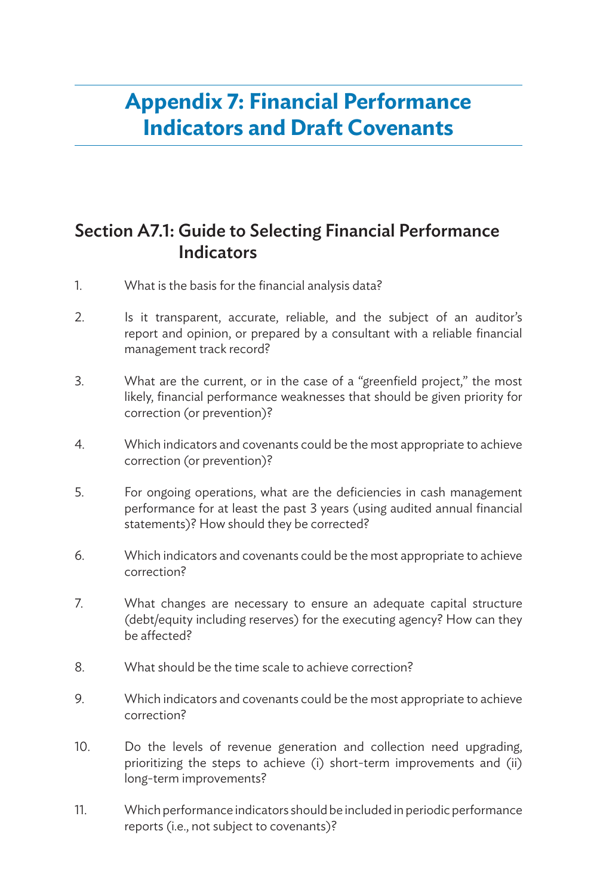# Appendix 7: Financial Performance Indicators and Draft Covenants

## Section A7.1: Guide to Selecting Financial Performance Indicators

1. What is the basis for the financial analysis data?

2. Is it transparent, accurate, reliable, and the subject of an auditor's report and opinion, or prepared by a consultant with a reliable financial management track record?

3. What are the current, or in the case of a "greenfield project," the most likely, financial performance weaknesses that should be given priority for correction (or prevention)?

4. Which indicators and covenants could be the most appropriate to achieve correction (or prevention)?

5. For ongoing operations, what are the deficiencies in cash management performance for at least the past 3 years (using audited annual financial statements)? How should they be corrected?

6. Which indicators and covenants could be the most appropriate to achieve correction?

7. What changes are necessary to ensure an adequate capital structure (debt/equity including reserves) for the executing agency? How can they be affected?

8. What should be the time scale to achieve correction?

9. Which indicators and covenants could be the most appropriate to achieve correction?

10. Do the levels of revenue generation and collection need upgrading, prioritizing the steps to achieve (i) short-term improvements and (ii) long-term improvements?

11. Which performance indicators should be included in periodic performance reports (i.e., not subject to covenants)?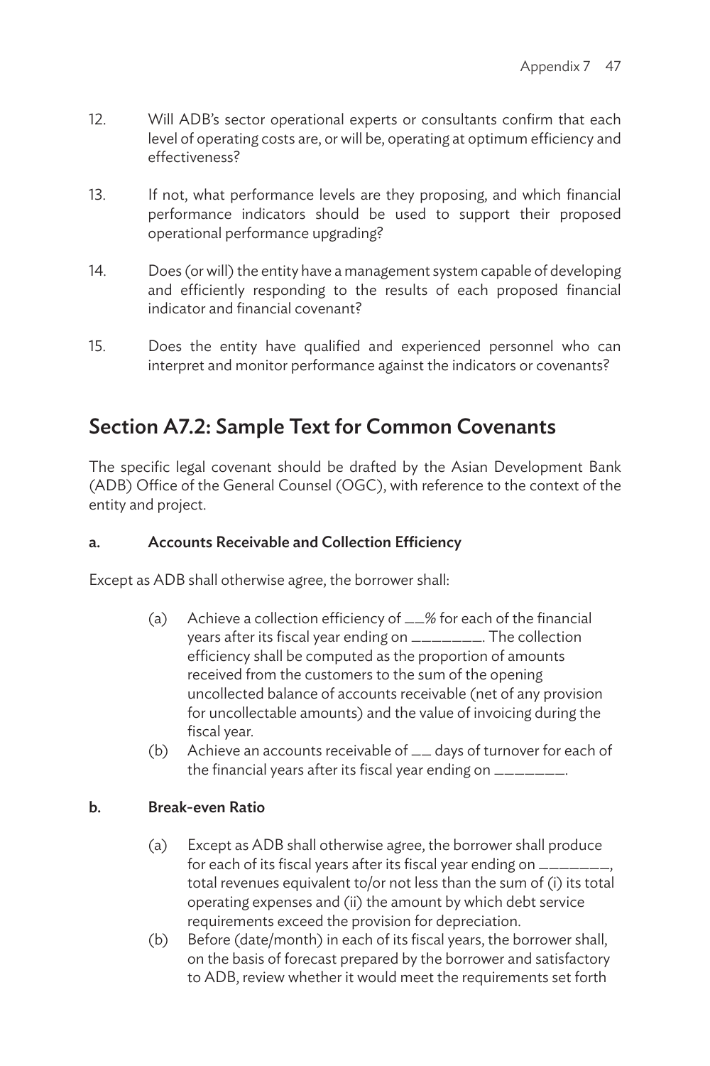12. Will ADB's sector operational experts or consultants confirm that each level of operating costs are, or will be, operating at optimum efficiency and effectiveness?

13. If not, what performance levels are they proposing, and which financial performance indicators should be used to support their proposed operational performance upgrading?

14. Does (or will) the entity have a management system capable of developing and efficiently responding to the results of each proposed financial indicator and financial covenant?

15. Does the entity have qualified and experienced personnel who can interpret and monitor performance against the indicators or covenants?

## Section A7.2: Sample Text for Common Covenants

The specific legal covenant should be drafted by the Asian Development Bank (ADB) Office of the General Counsel (OGC), with reference to the context of the entity and project.

### a. Accounts Receivable and Collection Efficiency

Except as ADB shall otherwise agree, the borrower shall:

(a) Achieve a collection efficiency of __% for each of the financial years after its fiscal year ending on _______. The collection efficiency shall be computed as the proportion of amounts received from the customers to the sum of the opening uncollected balance of accounts receivable (net of any provision for uncollectable amounts) and the value of invoicing during the fiscal year.

(b) Achieve an accounts receivable of __ days of turnover for each of the financial years after its fiscal year ending on _______.

### b. Break-even Ratio

(a) Except as ADB shall otherwise agree, the borrower shall produce for each of its fiscal years after its fiscal year ending on _______, total revenues equivalent to/or not less than the sum of (i) its total operating expenses and (ii) the amount by which debt service requirements exceed the provision for depreciation.

(b) Before (date/month) in each of its fiscal years, the borrower shall, on the basis of forecast prepared by the borrower and satisfactory to ADB, review whether it would meet the requirements set forth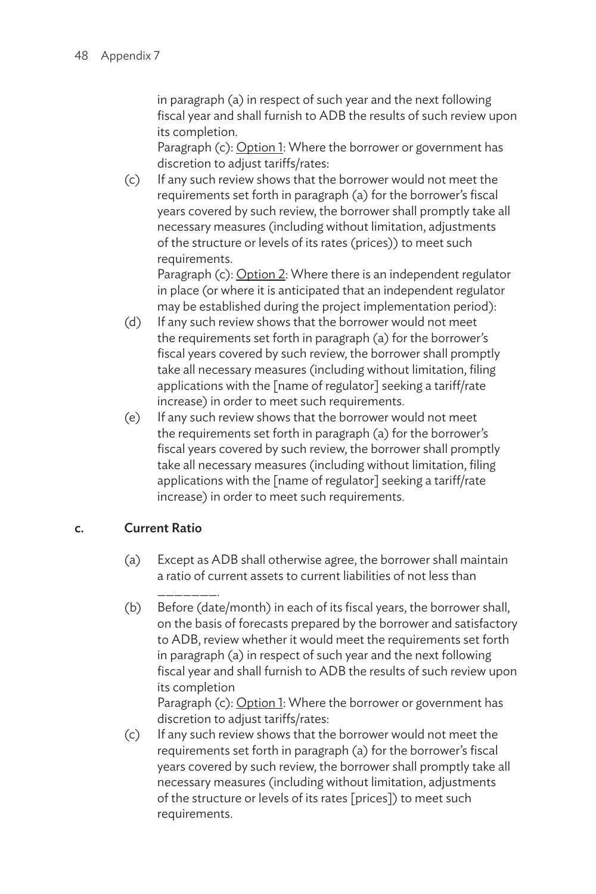in paragraph (a) in respect of such year and the next following fiscal year and shall furnish to ADB the results of such review upon its completion.

Paragraph (c): Option 1: Where the borrower or government has discretion to adjust tariffs/rates:

(c) If any such review shows that the borrower would not meet the requirements set forth in paragraph (a) for the borrower's fiscal years covered by such review, the borrower shall promptly take all necessary measures (including without limitation, adjustments of the structure or levels of its rates (prices)) to meet such requirements.

Paragraph (c): Option 2: Where there is an independent regulator in place (or where it is anticipated that an independent regulator may be established during the project implementation period):

(d) If any such review shows that the borrower would not meet the requirements set forth in paragraph (a) for the borrower's fiscal years covered by such review, the borrower shall promptly take all necessary measures (including without limitation, filing applications with the [name of regulator] seeking a tariff/rate increase) in order to meet such requirements.

(e) If any such review shows that the borrower would not meet the requirements set forth in paragraph (a) for the borrower's fiscal years covered by such review, the borrower shall promptly take all necessary measures (including without limitation, filing applications with the [name of regulator] seeking a tariff/rate increase) in order to meet such requirements.

## c. Current Ratio

(a) Except as ADB shall otherwise agree, the borrower shall maintain a ratio of current assets to current liabilities of not less than _______.

(b) Before (date/month) in each of its fiscal years, the borrower shall, on the basis of forecasts prepared by the borrower and satisfactory to ADB, review whether it would meet the requirements set forth in paragraph (a) in respect of such year and the next following fiscal year and shall furnish to ADB the results of such review upon its completion

Paragraph (c): Option 1: Where the borrower or government has discretion to adjust tariffs/rates:

(c) If any such review shows that the borrower would not meet the requirements set forth in paragraph (a) for the borrower's fiscal years covered by such review, the borrower shall promptly take all necessary measures (including without limitation, adjustments of the structure or levels of its rates [prices]) to meet such requirements.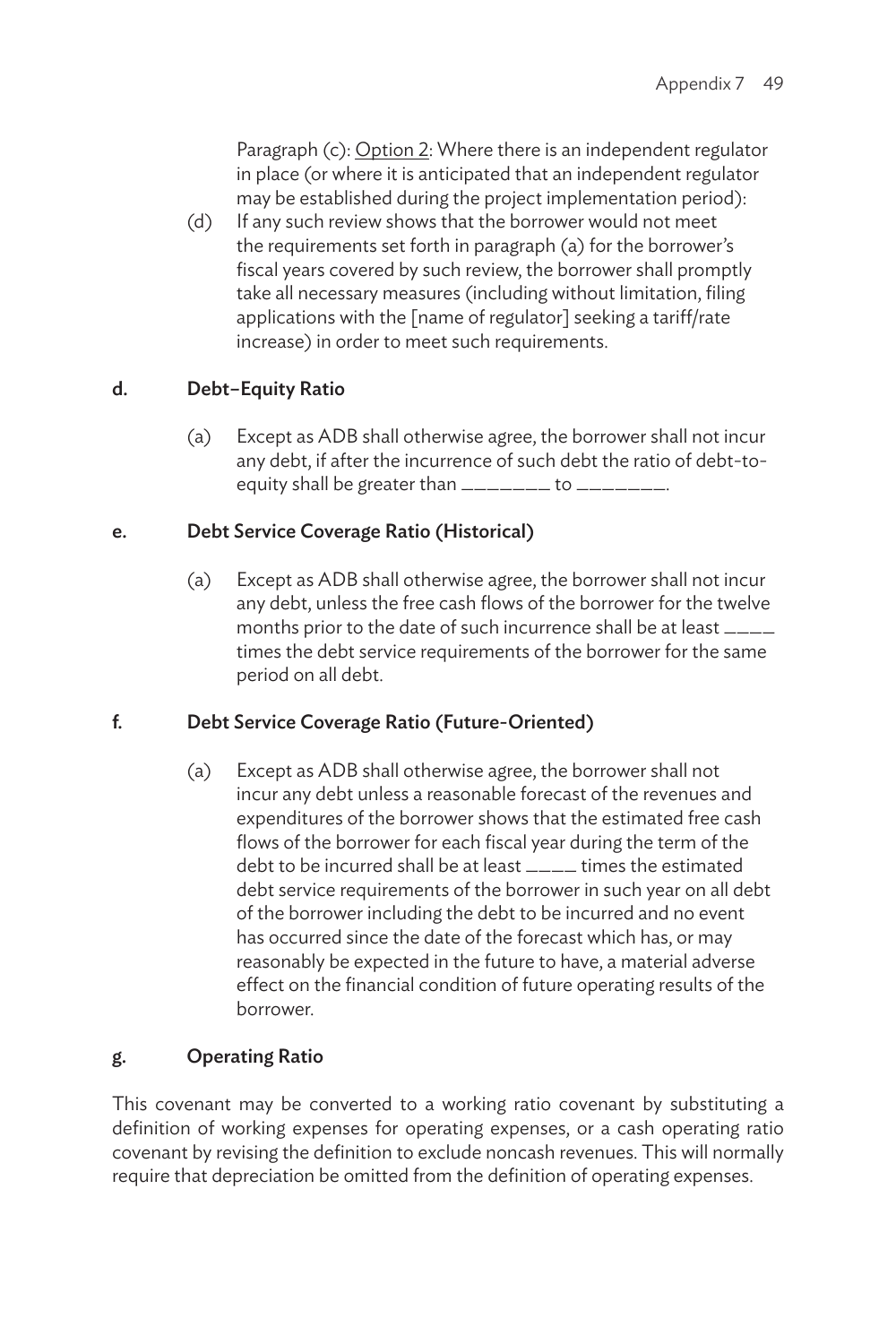Paragraph (c): Option 2: Where there is an independent regulator in place (or where it is anticipated that an independent regulator may be established during the project implementation period):

(d) If any such review shows that the borrower would not meet the requirements set forth in paragraph (a) for the borrower's fiscal years covered by such review, the borrower shall promptly take all necessary measures (including without limitation, filing applications with the [name of regulator] seeking a tariff/rate increase) in order to meet such requirements.

### d. Debt–Equity Ratio

(a) Except as ADB shall otherwise agree, the borrower shall not incur any debt, if after the incurrence of such debt the ratio of debt-to-equity shall be greater than ________ to ________.

### e. Debt Service Coverage Ratio (Historical)

(a) Except as ADB shall otherwise agree, the borrower shall not incur any debt, unless the free cash flows of the borrower for the twelve months prior to the date of such incurrence shall be at least ____ times the debt service requirements of the borrower for the same period on all debt.

### f. Debt Service Coverage Ratio (Future-Oriented)

(a) Except as ADB shall otherwise agree, the borrower shall not incur any debt unless a reasonable forecast of the revenues and expenditures of the borrower shows that the estimated free cash flows of the borrower for each fiscal year during the term of the debt to be incurred shall be at least ____ times the estimated debt service requirements of the borrower in such year on all debt of the borrower including the debt to be incurred and no event has occurred since the date of the forecast which has, or may reasonably be expected in the future to have, a material adverse effect on the financial condition of future operating results of the borrower.

### g. Operating Ratio

This covenant may be converted to a working ratio covenant by substituting a definition of working expenses for operating expenses, or a cash operating ratio covenant by revising the definition to exclude noncash revenues. This will normally require that depreciation be omitted from the definition of operating expenses.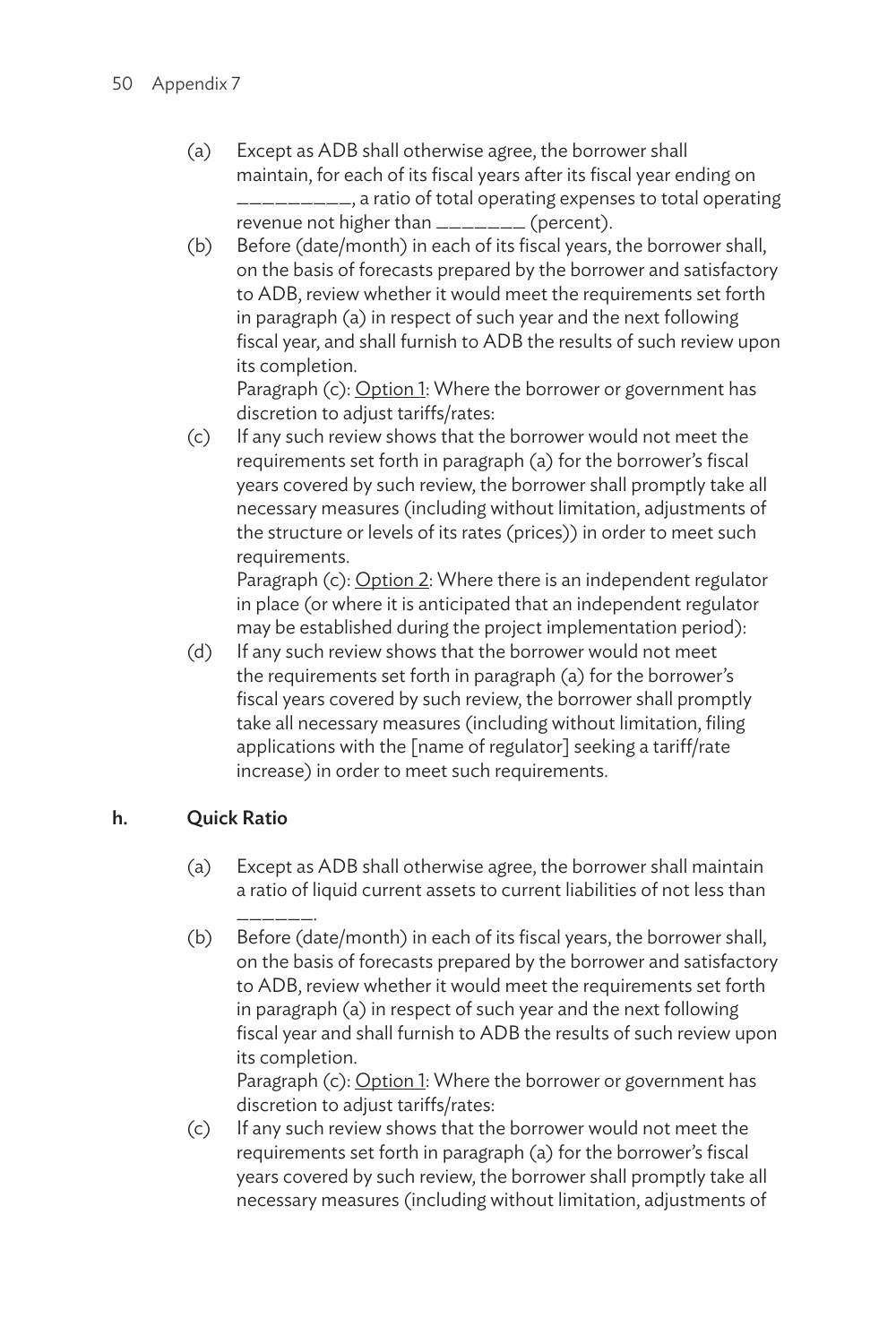(a) Except as ADB shall otherwise agree, the borrower shall maintain, for each of its fiscal years after its fiscal year ending on __________, a ratio of total operating expenses to total operating revenue not higher than _______ (percent).

(b) Before (date/month) in each of its fiscal years, the borrower shall, on the basis of forecasts prepared by the borrower and satisfactory to ADB, review whether it would meet the requirements set forth in paragraph (a) in respect of such year and the next following fiscal year, and shall furnish to ADB the results of such review upon its completion.

Paragraph (c): Option 1: Where the borrower or government has discretion to adjust tariffs/rates:

(c) If any such review shows that the borrower would not meet the requirements set forth in paragraph (a) for the borrower's fiscal years covered by such review, the borrower shall promptly take all necessary measures (including without limitation, adjustments of the structure or levels of its rates (prices)) in order to meet such requirements.

Paragraph (c): Option 2: Where there is an independent regulator in place (or where it is anticipated that an independent regulator may be established during the project implementation period):

(d) If any such review shows that the borrower would not meet the requirements set forth in paragraph (a) for the borrower's fiscal years covered by such review, the borrower shall promptly take all necessary measures (including without limitation, filing applications with the [name of regulator] seeking a tariff/rate increase) in order to meet such requirements.

### h. Quick Ratio

(a) Except as ADB shall otherwise agree, the borrower shall maintain a ratio of liquid current assets to current liabilities of not less than ______.

(b) Before (date/month) in each of its fiscal years, the borrower shall, on the basis of forecasts prepared by the borrower and satisfactory to ADB, review whether it would meet the requirements set forth in paragraph (a) in respect of such year and the next following fiscal year and shall furnish to ADB the results of such review upon its completion.

Paragraph (c): Option 1: Where the borrower or government has discretion to adjust tariffs/rates:

(c) If any such review shows that the borrower would not meet the requirements set forth in paragraph (a) for the borrower's fiscal years covered by such review, the borrower shall promptly take all necessary measures (including without limitation, adjustments of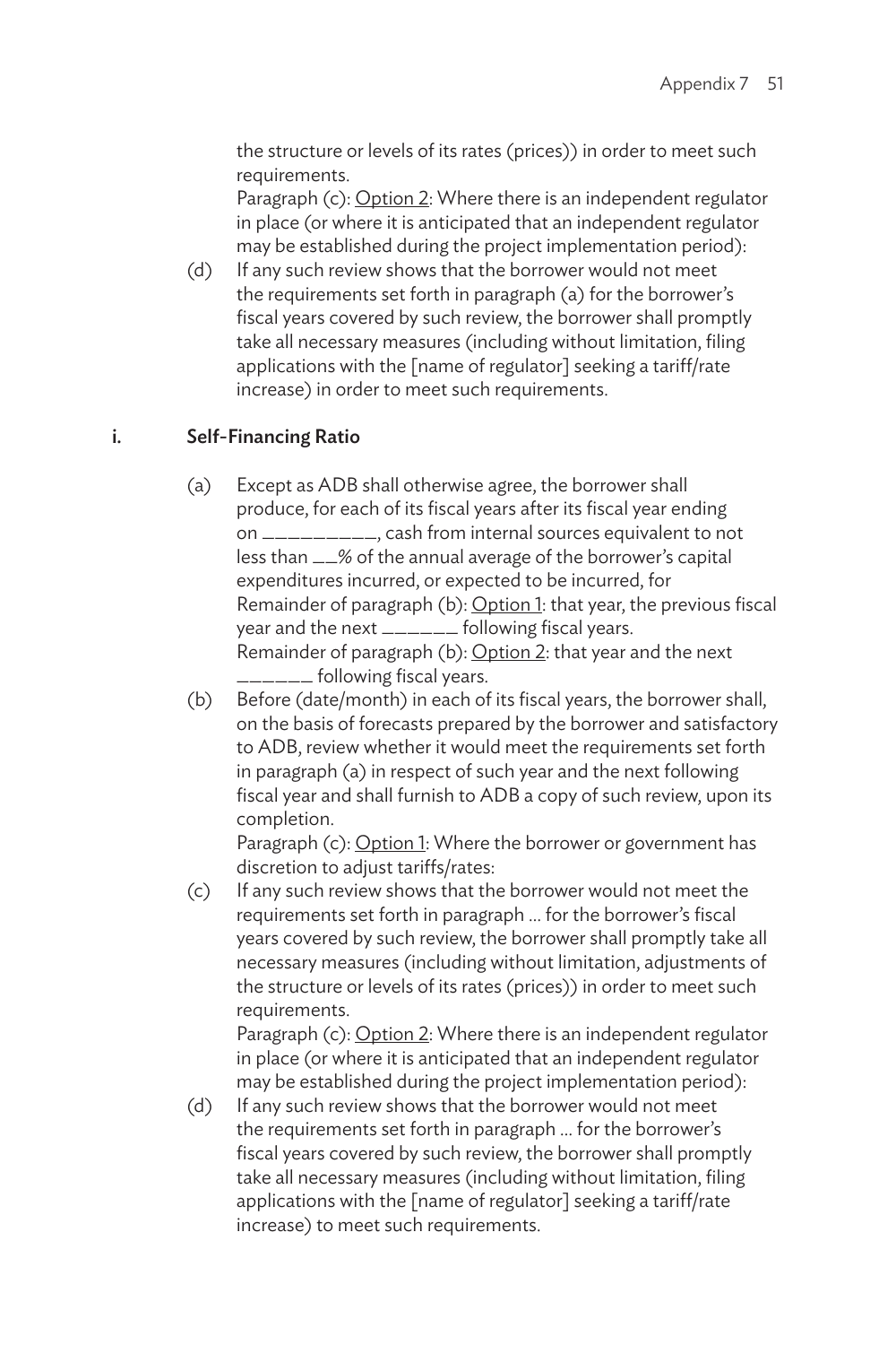the structure or levels of its rates (prices)) in order to meet such requirements.

Paragraph (c): Option 2: Where there is an independent regulator in place (or where it is anticipated that an independent regulator may be established during the project implementation period):

(d) If any such review shows that the borrower would not meet the requirements set forth in paragraph (a) for the borrower's fiscal years covered by such review, the borrower shall promptly take all necessary measures (including without limitation, filing applications with the [name of regulator] seeking a tariff/rate increase) in order to meet such requirements.

### i. Self-Financing Ratio

(a) Except as ADB shall otherwise agree, the borrower shall produce, for each of its fiscal years after its fiscal year ending on __________, cash from internal sources equivalent to not less than __% of the annual average of the borrower's capital expenditures incurred, or expected to be incurred, for

Remainder of paragraph (b): Option 1: that year, the previous fiscal year and the next ______ following fiscal years.

Remainder of paragraph (b): Option 2: that year and the next ______ following fiscal years.

(b) Before (date/month) in each of its fiscal years, the borrower shall, on the basis of forecasts prepared by the borrower and satisfactory to ADB, review whether it would meet the requirements set forth in paragraph (a) in respect of such year and the next following fiscal year and shall furnish to ADB a copy of such review, upon its completion.

Paragraph (c): Option 1: Where the borrower or government has discretion to adjust tariffs/rates:

(c) If any such review shows that the borrower would not meet the requirements set forth in paragraph ... for the borrower's fiscal years covered by such review, the borrower shall promptly take all necessary measures (including without limitation, adjustments of the structure or levels of its rates (prices)) in order to meet such requirements.

Paragraph (c): Option 2: Where there is an independent regulator in place (or where it is anticipated that an independent regulator may be established during the project implementation period):

(d) If any such review shows that the borrower would not meet the requirements set forth in paragraph ... for the borrower's fiscal years covered by such review, the borrower shall promptly take all necessary measures (including without limitation, filing applications with the [name of regulator] seeking a tariff/rate increase) to meet such requirements.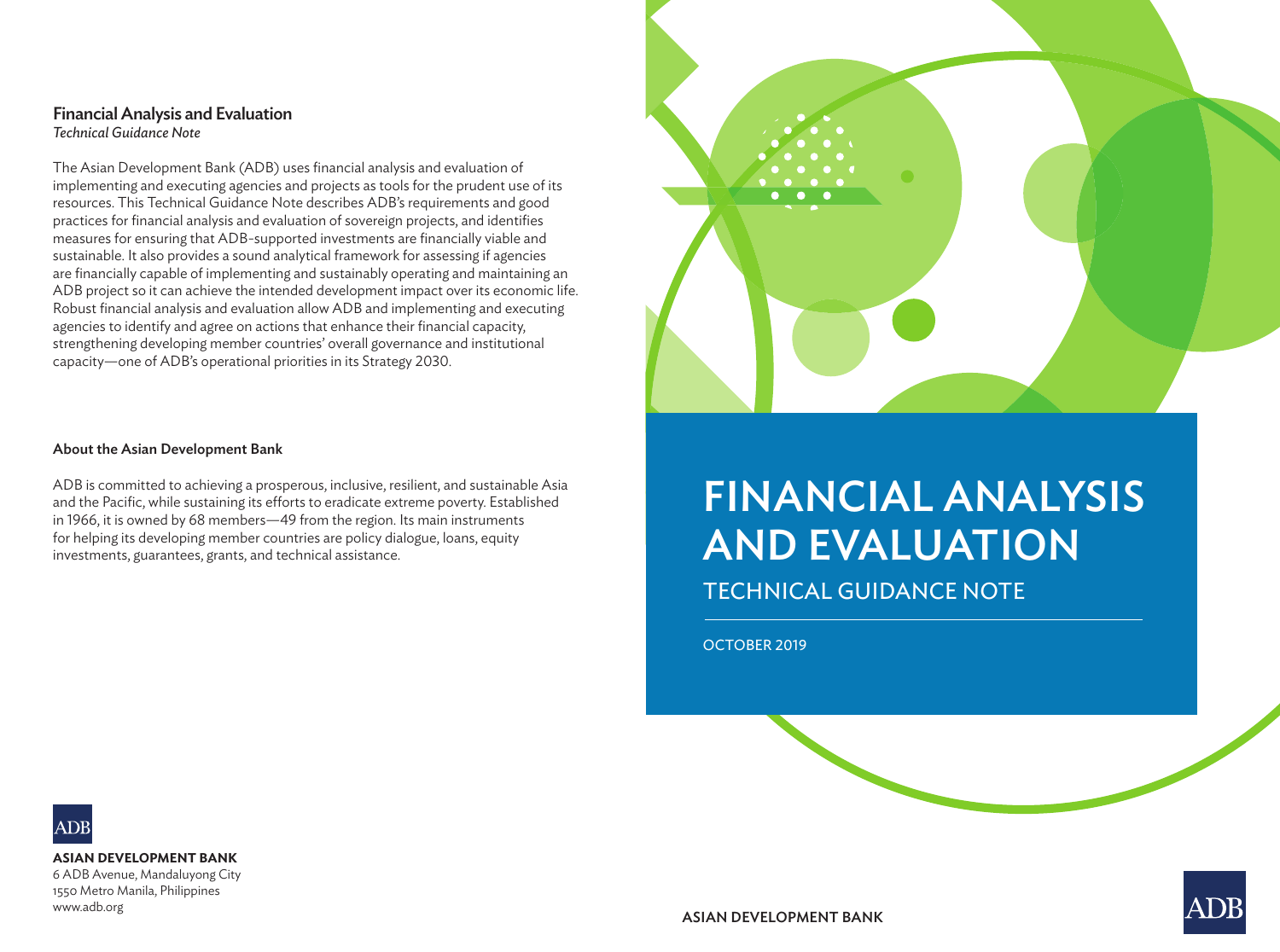**Financial Analysis and Evaluation**
*Technical Guidance Note*

The Asian Development Bank (ADB) uses financial analysis and evaluation of implementing and executing agencies and projects as tools for the prudent use of its resources. This Technical Guidance Note describes ADB's requirements and good practices for financial analysis and evaluation of sovereign projects, and identifies measures for ensuring that ADB-supported investments are financially viable and sustainable. It also provides a sound analytical framework for assessing if agencies are financially capable of implementing and sustainably operating and maintaining an ADB project so it can achieve the intended development impact over its economic life. Robust financial analysis and evaluation allow ADB and implementing and executing agencies to identify and agree on actions that enhance their financial capacity, strengthening developing member countries' overall governance and institutional capacity—one of ADB's operational priorities in its Strategy 2030.

**About the Asian Development Bank**

ADB is committed to achieving a prosperous, inclusive, resilient, and sustainable Asia and the Pacific, while sustaining its efforts to eradicate extreme poverty. Established in 1966, it is owned by 68 members—49 from the region. Its main instruments for helping its developing member countries are policy dialogue, loans, equity investments, guarantees, grants, and technical assistance.

ADB

**ASIAN DEVELOPMENT BANK**
6 ADB Avenue, Mandaluyong City
1550 Metro Manila, Philippines
www.adb.org

# FINANCIAL ANALYSIS AND EVALUATION

## TECHNICAL GUIDANCE NOTE

OCTOBER 2019

ASIAN DEVELOPMENT BANK

ADB